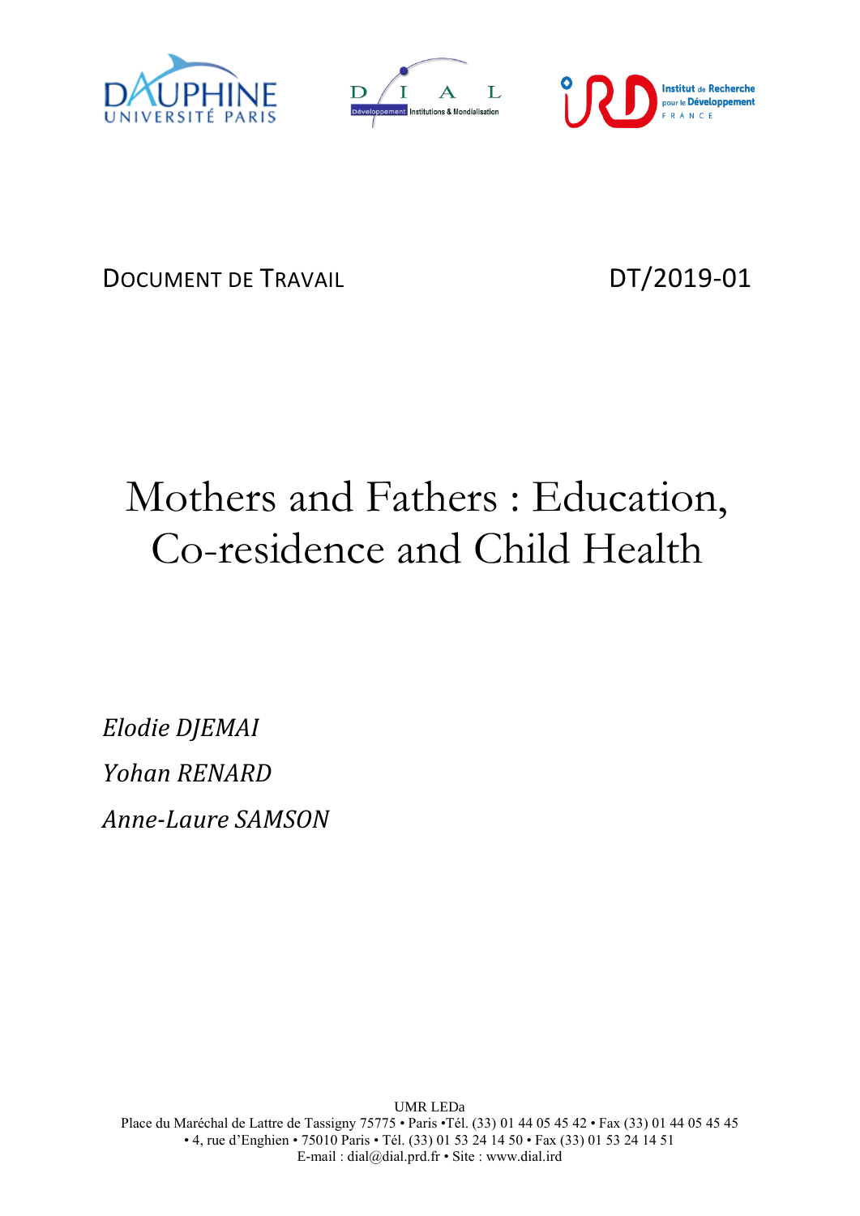DOCUMENT DE TRAVAIL DT/2019-01

# Mothers and Fathers : Education, Co-residence and Child Health

*Elodie DJEMAI*

*Yohan RENARD*

*Anne-Laure SAMSON*

UMR LEDa
Place du Maréchal de Lattre de Tassigny 75775 • Paris •Tél. (33) 01 44 05 45 42 • Fax (33) 01 44 05 45 45
• 4, rue d'Enghien • 75010 Paris • Tél. (33) 01 53 24 14 50 • Fax (33) 01 53 24 14 51
E-mail : dial@dial.prd.fr • Site : www.dial.ird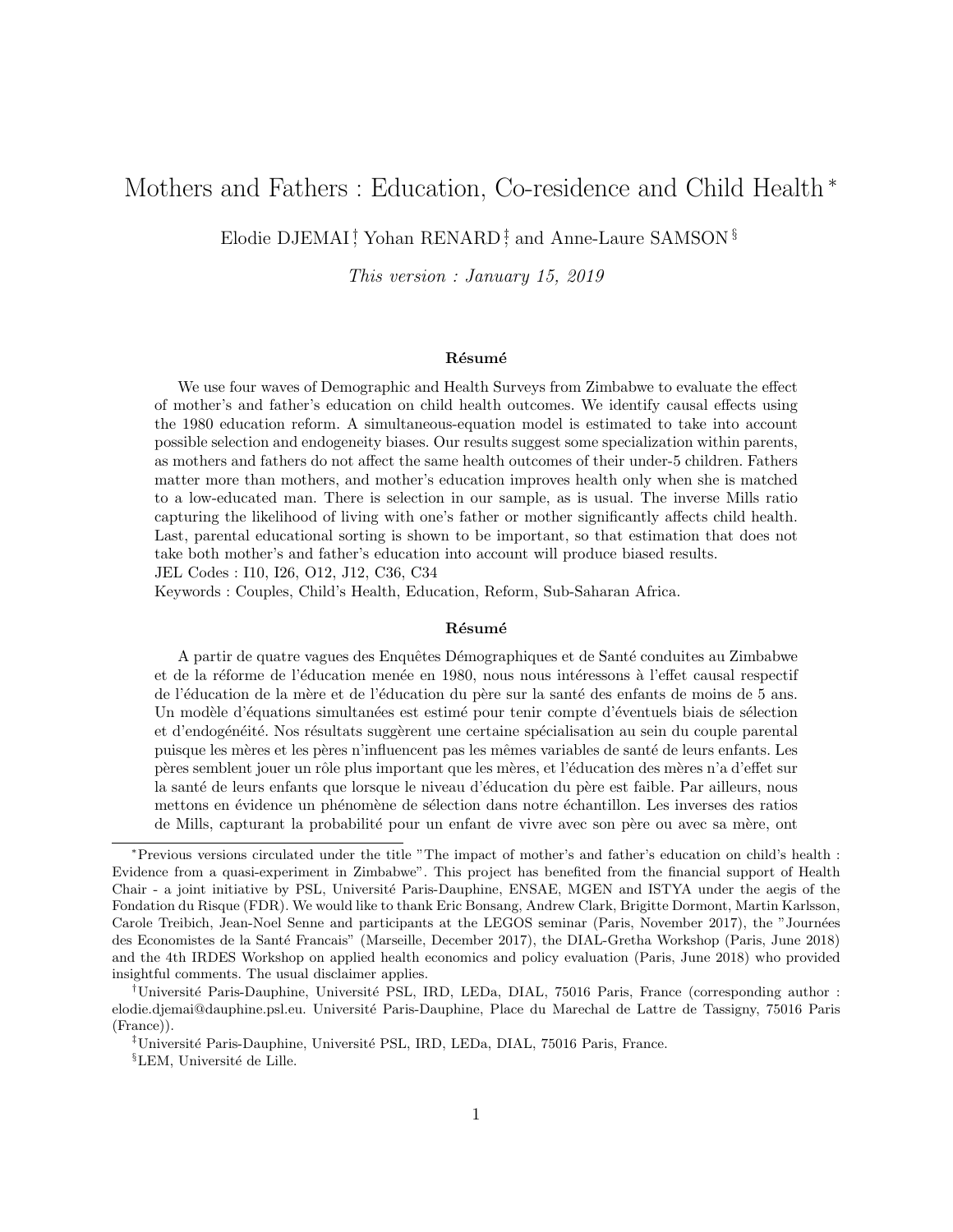# Mothers and Fathers : Education, Co-residence and Child Health *

Elodie DJEMAI[†], Yohan RENARD[‡], and Anne-Laure SAMSON[§]

*This version : January 15, 2019*

### Résumé

We use four waves of Demographic and Health Surveys from Zimbabwe to evaluate the effect of mother's and father's education on child health outcomes. We identify causal effects using the 1980 education reform. A simultaneous-equation model is estimated to take into account possible selection and endogeneity biases. Our results suggest some specialization within parents, as mothers and fathers do not affect the same health outcomes of their under-5 children. Fathers matter more than mothers, and mother's education improves health only when she is matched to a low-educated man. There is selection in our sample, as is usual. The inverse Mills ratio capturing the likelihood of living with one's father or mother significantly affects child health. Last, parental educational sorting is shown to be important, so that estimation that does not take both mother's and father's education into account will produce biased results.

JEL Codes : I10, I26, O12, J12, C36, C34

Keywords : Couples, Child's Health, Education, Reform, Sub-Saharan Africa.

### Résumé

A partir de quatre vagues des Enquêtes Démographiques et de Santé conduites au Zimbabwe et de la réforme de l'éducation menée en 1980, nous nous intéressons à l'effet causal respectif de l'éducation de la mère et de l'éducation du père sur la santé des enfants de moins de 5 ans. Un modèle d'équations simultanées est estimé pour tenir compte d'éventuels biais de sélection et d'endogénéité. Nos résultats suggèrent une certaine spécialisation au sein du couple parental puisque les mères et les pères n'influencent pas les mêmes variables de santé de leurs enfants. Les pères semblent jouer un rôle plus important que les mères, et l'éducation des mères n'a d'effet sur la santé de leurs enfants que lorsque le niveau d'éducation du père est faible. Par ailleurs, nous mettons en évidence un phénomène de sélection dans notre échantillon. Les inverses des ratios de Mills, capturant la probabilité pour un enfant de vivre avec son père ou avec sa mère, ont

---

*Previous versions circulated under the title "The impact of mother's and father's education on child's health : Evidence from a quasi-experiment in Zimbabwe". This project has benefited from the financial support of Health Chair - a joint initiative by PSL, Université Paris-Dauphine, ENSAE, MGEN and ISTYA under the aegis of the Fondation du Risque (FDR). We would like to thank Eric Bonsang, Andrew Clark, Brigitte Dormont, Martin Karlsson, Carole Treibich, Jean-Noel Senne and participants at the LEGOS seminar (Paris, November 2017), the "Journées des Economistes de la Santé Francais" (Marseille, December 2017), the DIAL-Gretha Workshop (Paris, June 2018) and the 4th IRDES Workshop on applied health economics and policy evaluation (Paris, June 2018) who provided insightful comments. The usual disclaimer applies.

[†]Université Paris-Dauphine, Université PSL, IRD, LEDa, DIAL, 75016 Paris, France (corresponding author : elodie.djemai@dauphine.psl.eu. Université Paris-Dauphine, Place du Marechal de Lattre de Tassigny, 75016 Paris (France)).

[‡]Université Paris-Dauphine, Université PSL, IRD, LEDa, DIAL, 75016 Paris, France.

[§]LEM, Université de Lille.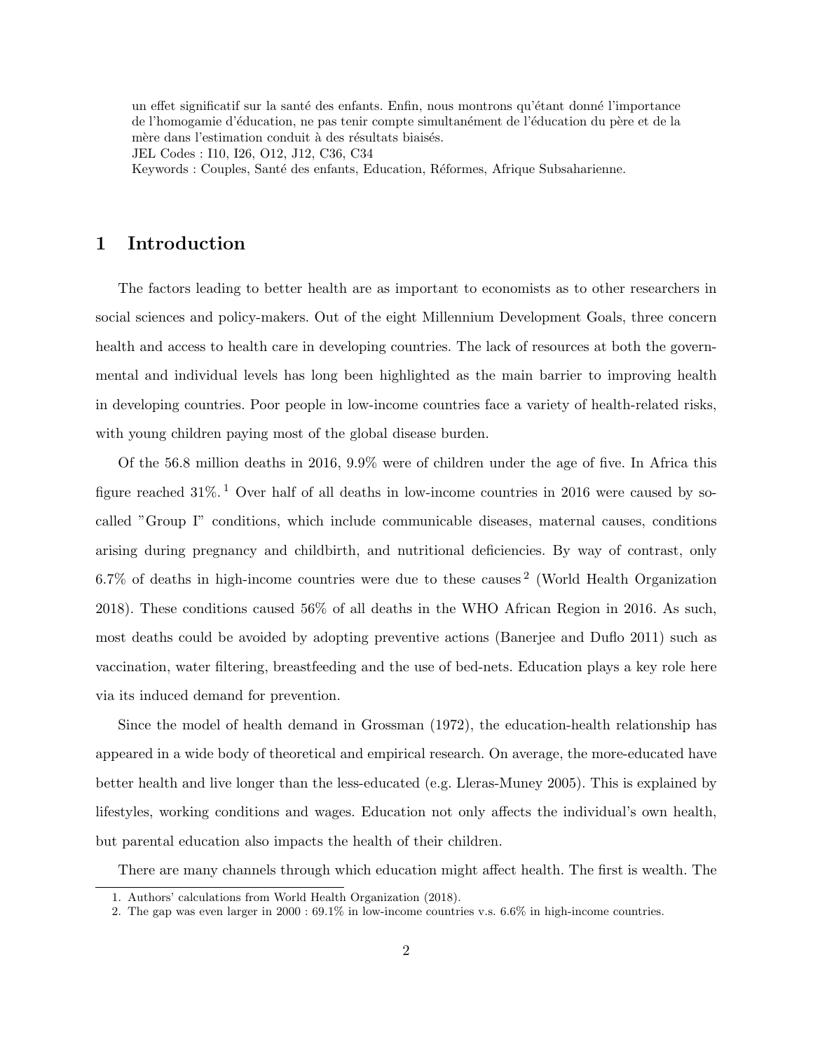un effet significatif sur la santé des enfants. Enfin, nous montrons qu'étant donné l'importance de l'homogamie d'éducation, ne pas tenir compte simultanément de l'éducation du père et de la mère dans l'estimation conduit à des résultats biaisés.
JEL Codes : I10, I26, O12, J12, C36, C34
Keywords : Couples, Santé des enfants, Education, Réformes, Afrique Subsaharienne.

# 1 Introduction

The factors leading to better health are as important to economists as to other researchers in social sciences and policy-makers. Out of the eight Millennium Development Goals, three concern health and access to health care in developing countries. The lack of resources at both the governmental and individual levels has long been highlighted as the main barrier to improving health in developing countries. Poor people in low-income countries face a variety of health-related risks, with young children paying most of the global disease burden.

Of the 56.8 million deaths in 2016, 9.9% were of children under the age of five. In Africa this figure reached 31%.[1] Over half of all deaths in low-income countries in 2016 were caused by so-called "Group I" conditions, which include communicable diseases, maternal causes, conditions arising during pregnancy and childbirth, and nutritional deficiencies. By way of contrast, only 6.7% of deaths in high-income countries were due to these causes[2] (World Health Organization 2018). These conditions caused 56% of all deaths in the WHO African Region in 2016. As such, most deaths could be avoided by adopting preventive actions (Banerjee and Duflo 2011) such as vaccination, water filtering, breastfeeding and the use of bed-nets. Education plays a key role here via its induced demand for prevention.

Since the model of health demand in Grossman (1972), the education-health relationship has appeared in a wide body of theoretical and empirical research. On average, the more-educated have better health and live longer than the less-educated (e.g. Lleras-Muney 2005). This is explained by lifestyles, working conditions and wages. Education not only affects the individual's own health, but parental education also impacts the health of their children.

There are many channels through which education might affect health. The first is wealth. The

1. Authors' calculations from World Health Organization (2018).
2. The gap was even larger in 2000 : 69.1% in low-income countries v.s. 6.6% in high-income countries.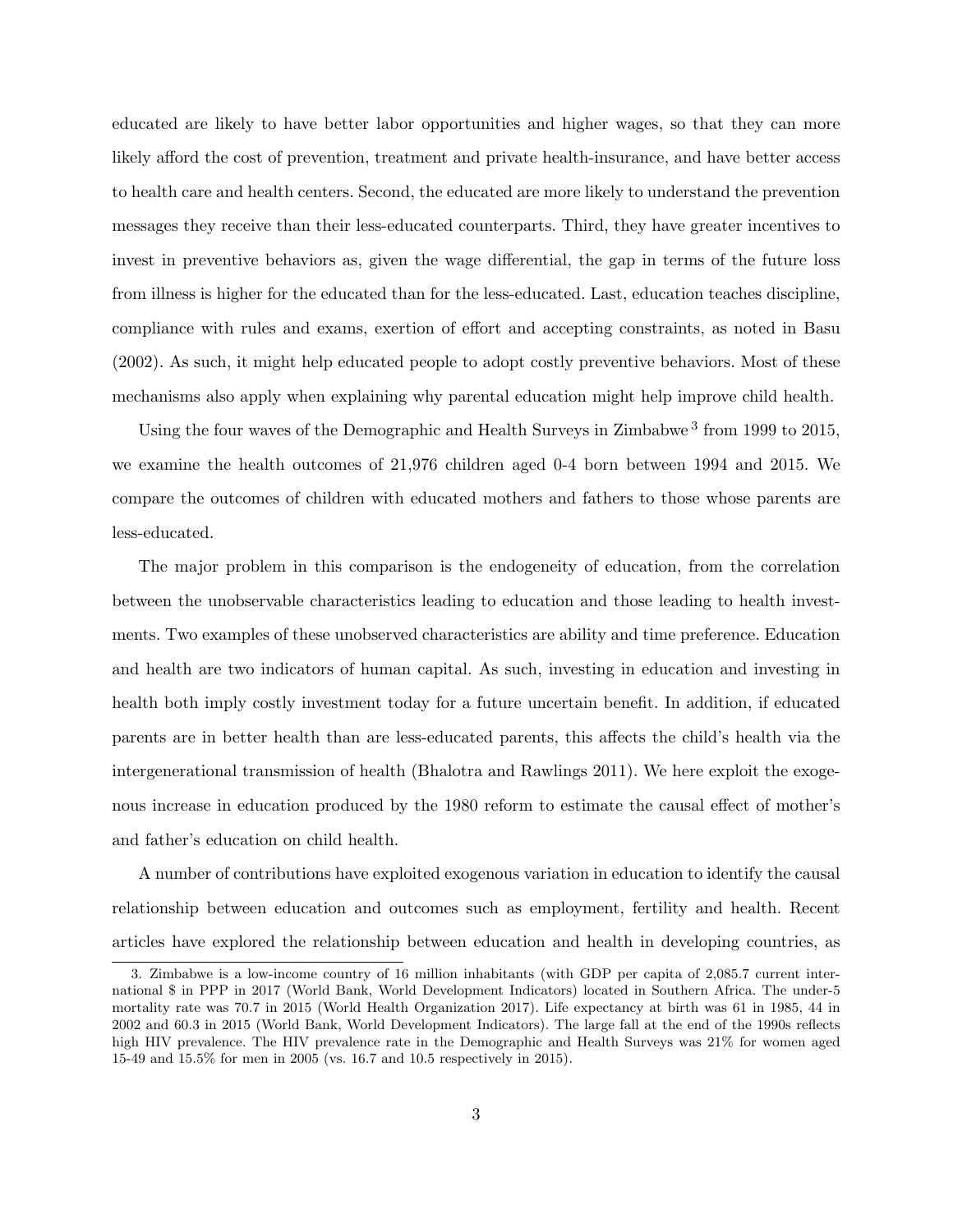educated are likely to have better labor opportunities and higher wages, so that they can more likely afford the cost of prevention, treatment and private health-insurance, and have better access to health care and health centers. Second, the educated are more likely to understand the prevention messages they receive than their less-educated counterparts. Third, they have greater incentives to invest in preventive behaviors as, given the wage differential, the gap in terms of the future loss from illness is higher for the educated than for the less-educated. Last, education teaches discipline, compliance with rules and exams, exertion of effort and accepting constraints, as noted in Basu (2002). As such, it might help educated people to adopt costly preventive behaviors. Most of these mechanisms also apply when explaining why parental education might help improve child health.

Using the four waves of the Demographic and Health Surveys in Zimbabwe [3] from 1999 to 2015, we examine the health outcomes of 21,976 children aged 0-4 born between 1994 and 2015. We compare the outcomes of children with educated mothers and fathers to those whose parents are less-educated.

The major problem in this comparison is the endogeneity of education, from the correlation between the unobservable characteristics leading to education and those leading to health investments. Two examples of these unobserved characteristics are ability and time preference. Education and health are two indicators of human capital. As such, investing in education and investing in health both imply costly investment today for a future uncertain benefit. In addition, if educated parents are in better health than are less-educated parents, this affects the child's health via the intergenerational transmission of health (Bhalotra and Rawlings 2011). We here exploit the exogenous increase in education produced by the 1980 reform to estimate the causal effect of mother's and father's education on child health.

A number of contributions have exploited exogenous variation in education to identify the causal relationship between education and outcomes such as employment, fertility and health. Recent articles have explored the relationship between education and health in developing countries, as

3. Zimbabwe is a low-income country of 16 million inhabitants (with GDP per capita of 2,085.7 current international $ in PPP in 2017 (World Bank, World Development Indicators) located in Southern Africa. The under-5 mortality rate was 70.7 in 2015 (World Health Organization 2017). Life expectancy at birth was 61 in 1985, 44 in 2002 and 60.3 in 2015 (World Bank, World Development Indicators). The large fall at the end of the 1990s reflects high HIV prevalence. The HIV prevalence rate in the Demographic and Health Surveys was 21% for women aged 15-49 and 15.5% for men in 2005 (vs. 16.7 and 10.5 respectively in 2015).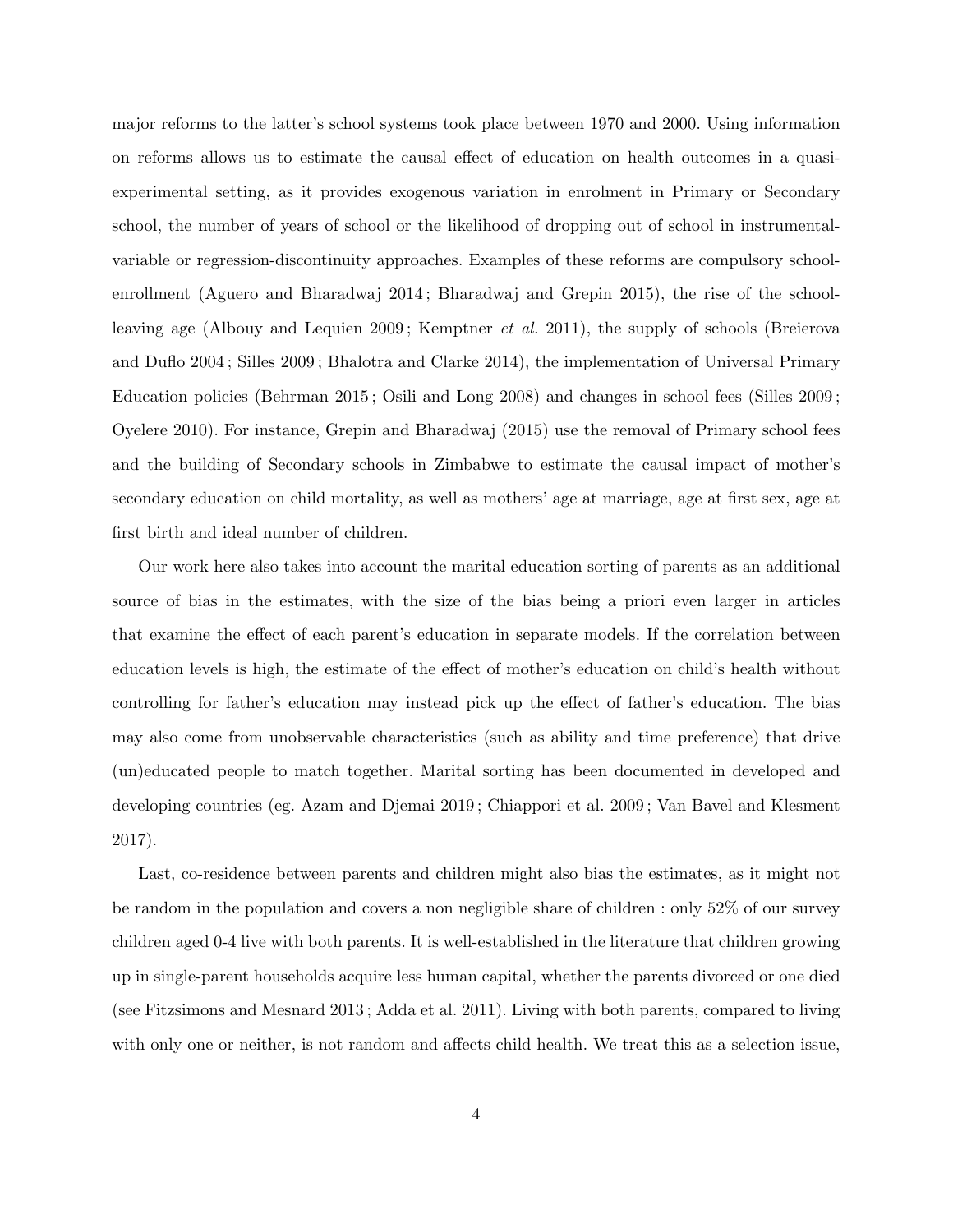major reforms to the latter's school systems took place between 1970 and 2000. Using information on reforms allows us to estimate the causal effect of education on health outcomes in a quasi-experimental setting, as it provides exogenous variation in enrolment in Primary or Secondary school, the number of years of school or the likelihood of dropping out of school in instrumental-variable or regression-discontinuity approaches. Examples of these reforms are compulsory school-enrollment (Aguero and Bharadwaj 2014 ; Bharadwaj and Grepin 2015), the rise of the school-leaving age (Albouy and Lequien 2009 ; Kemptner *et al.* 2011), the supply of schools (Breierova and Duflo 2004 ; Silles 2009 ; Bhalotra and Clarke 2014), the implementation of Universal Primary Education policies (Behrman 2015 ; Osili and Long 2008) and changes in school fees (Silles 2009 ; Oyelere 2010). For instance, Grepin and Bharadwaj (2015) use the removal of Primary school fees and the building of Secondary schools in Zimbabwe to estimate the causal impact of mother's secondary education on child mortality, as well as mothers' age at marriage, age at first sex, age at first birth and ideal number of children.

Our work here also takes into account the marital education sorting of parents as an additional source of bias in the estimates, with the size of the bias being a priori even larger in articles that examine the effect of each parent's education in separate models. If the correlation between education levels is high, the estimate of the effect of mother's education on child's health without controlling for father's education may instead pick up the effect of father's education. The bias may also come from unobservable characteristics (such as ability and time preference) that drive (un)educated people to match together. Marital sorting has been documented in developed and developing countries (eg. Azam and Djemai 2019 ; Chiappori et al. 2009 ; Van Bavel and Klesment 2017).

Last, co-residence between parents and children might also bias the estimates, as it might not be random in the population and covers a non negligible share of children : only 52% of our survey children aged 0-4 live with both parents. It is well-established in the literature that children growing up in single-parent households acquire less human capital, whether the parents divorced or one died (see Fitzsimons and Mesnard 2013 ; Adda et al. 2011). Living with both parents, compared to living with only one or neither, is not random and affects child health. We treat this as a selection issue,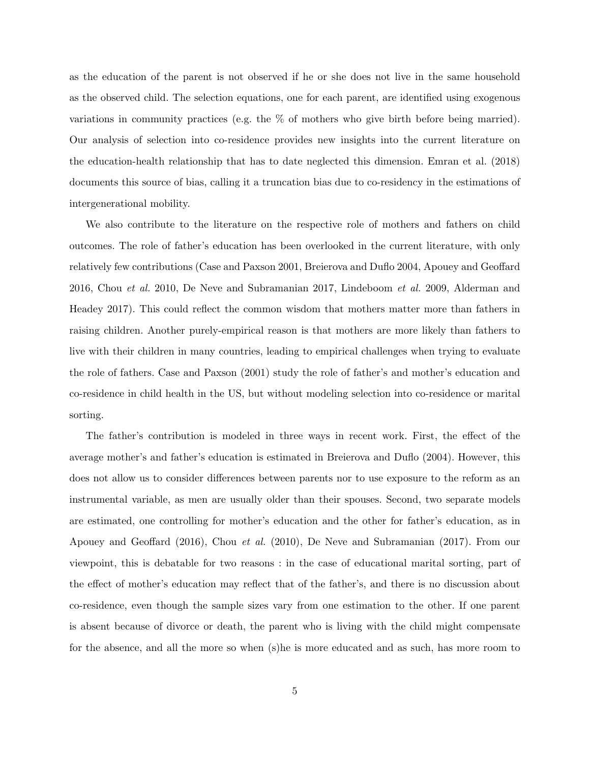as the education of the parent is not observed if he or she does not live in the same household as the observed child. The selection equations, one for each parent, are identified using exogenous variations in community practices (e.g. the % of mothers who give birth before being married). Our analysis of selection into co-residence provides new insights into the current literature on the education-health relationship that has to date neglected this dimension. Emran et al. (2018) documents this source of bias, calling it a truncation bias due to co-residency in the estimations of intergenerational mobility.

We also contribute to the literature on the respective role of mothers and fathers on child outcomes. The role of father's education has been overlooked in the current literature, with only relatively few contributions (Case and Paxson 2001, Breierova and Duflo 2004, Apouey and Geoffard 2016, Chou *et al.* 2010, De Neve and Subramanian 2017, Lindeboom *et al.* 2009, Alderman and Headey 2017). This could reflect the common wisdom that mothers matter more than fathers in raising children. Another purely-empirical reason is that mothers are more likely than fathers to live with their children in many countries, leading to empirical challenges when trying to evaluate the role of fathers. Case and Paxson (2001) study the role of father's and mother's education and co-residence in child health in the US, but without modeling selection into co-residence or marital sorting.

The father's contribution is modeled in three ways in recent work. First, the effect of the average mother's and father's education is estimated in Breierova and Duflo (2004). However, this does not allow us to consider differences between parents nor to use exposure to the reform as an instrumental variable, as men are usually older than their spouses. Second, two separate models are estimated, one controlling for mother's education and the other for father's education, as in Apouey and Geoffard (2016), Chou *et al.* (2010), De Neve and Subramanian (2017). From our viewpoint, this is debatable for two reasons : in the case of educational marital sorting, part of the effect of mother's education may reflect that of the father's, and there is no discussion about co-residence, even though the sample sizes vary from one estimation to the other. If one parent is absent because of divorce or death, the parent who is living with the child might compensate for the absence, and all the more so when (s)he is more educated and as such, has more room to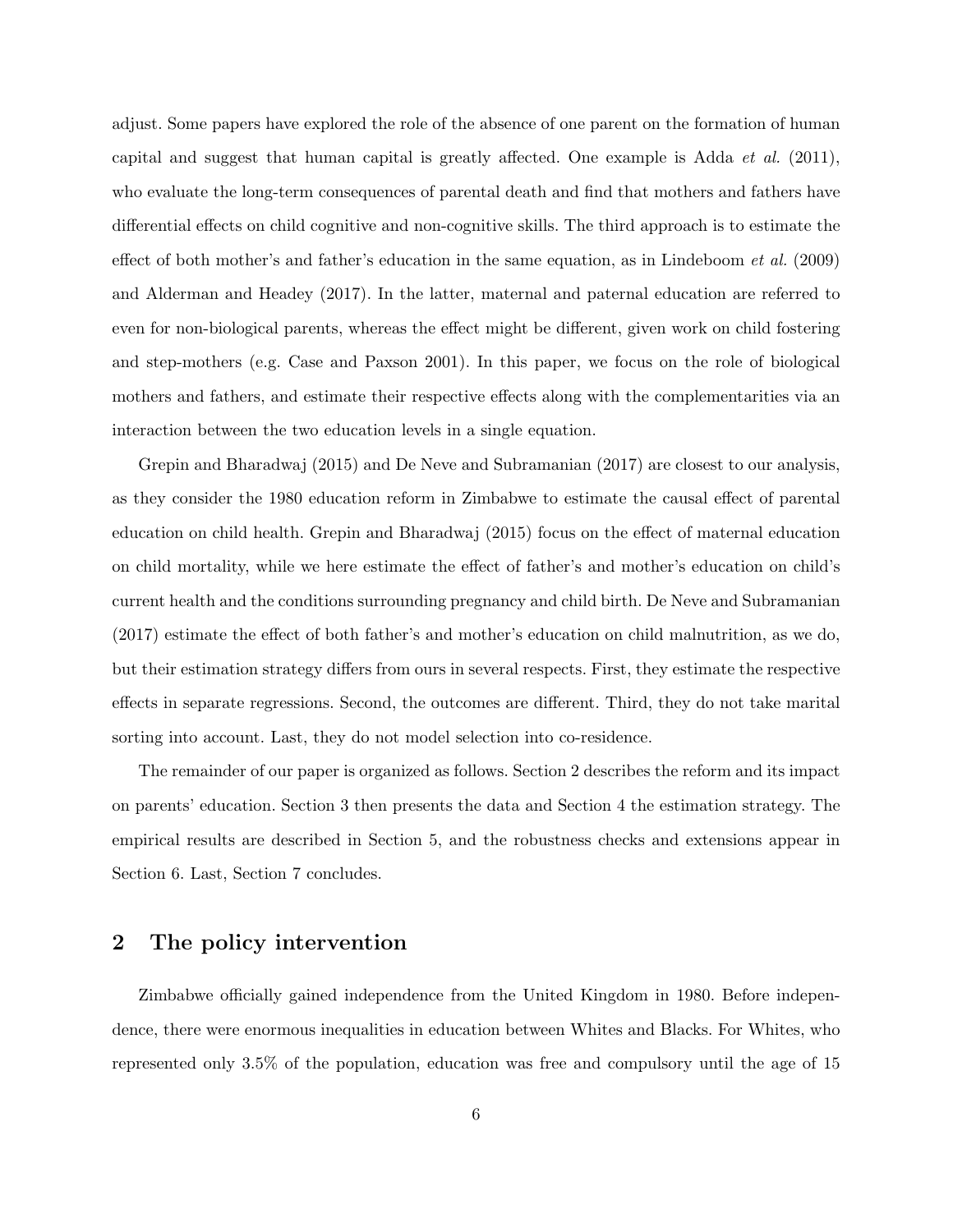adjust. Some papers have explored the role of the absence of one parent on the formation of human capital and suggest that human capital is greatly affected. One example is Adda *et al.* (2011), who evaluate the long-term consequences of parental death and find that mothers and fathers have differential effects on child cognitive and non-cognitive skills. The third approach is to estimate the effect of both mother's and father's education in the same equation, as in Lindeboom *et al.* (2009) and Alderman and Headey (2017). In the latter, maternal and paternal education are referred to even for non-biological parents, whereas the effect might be different, given work on child fostering and step-mothers (e.g. Case and Paxson 2001). In this paper, we focus on the role of biological mothers and fathers, and estimate their respective effects along with the complementarities via an interaction between the two education levels in a single equation.

Grepin and Bharadwaj (2015) and De Neve and Subramanian (2017) are closest to our analysis, as they consider the 1980 education reform in Zimbabwe to estimate the causal effect of parental education on child health. Grepin and Bharadwaj (2015) focus on the effect of maternal education on child mortality, while we here estimate the effect of father's and mother's education on child's current health and the conditions surrounding pregnancy and child birth. De Neve and Subramanian (2017) estimate the effect of both father's and mother's education on child malnutrition, as we do, but their estimation strategy differs from ours in several respects. First, they estimate the respective effects in separate regressions. Second, the outcomes are different. Third, they do not take marital sorting into account. Last, they do not model selection into co-residence.

The remainder of our paper is organized as follows. Section 2 describes the reform and its impact on parents' education. Section 3 then presents the data and Section 4 the estimation strategy. The empirical results are described in Section 5, and the robustness checks and extensions appear in Section 6. Last, Section 7 concludes.

## 2 The policy intervention

Zimbabwe officially gained independence from the United Kingdom in 1980. Before independence, there were enormous inequalities in education between Whites and Blacks. For Whites, who represented only 3.5% of the population, education was free and compulsory until the age of 15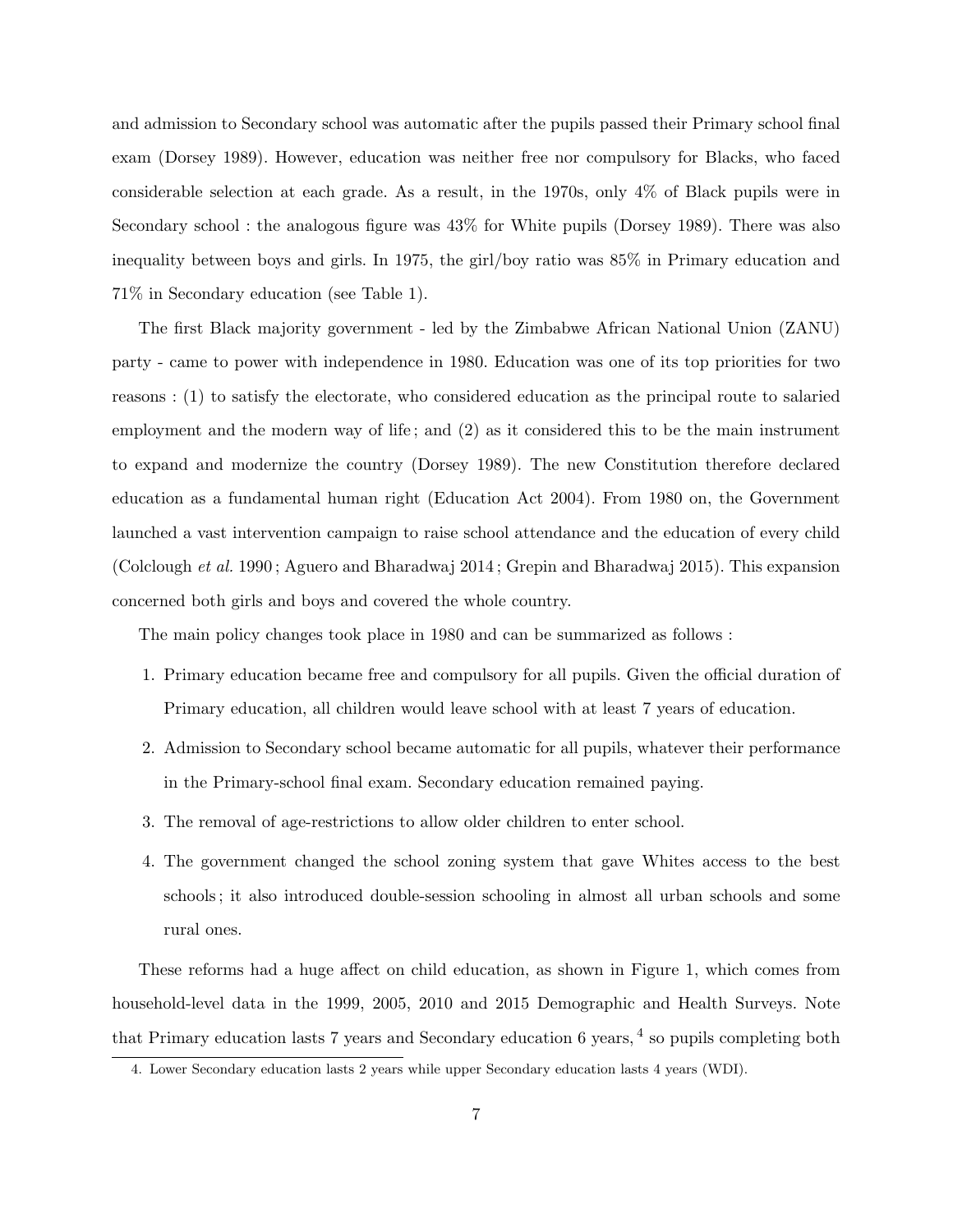and admission to Secondary school was automatic after the pupils passed their Primary school final exam (Dorsey 1989). However, education was neither free nor compulsory for Blacks, who faced considerable selection at each grade. As a result, in the 1970s, only 4% of Black pupils were in Secondary school : the analogous figure was 43% for White pupils (Dorsey 1989). There was also inequality between boys and girls. In 1975, the girl/boy ratio was 85% in Primary education and 71% in Secondary education (see Table 1).

The first Black majority government - led by the Zimbabwe African National Union (ZANU) party - came to power with independence in 1980. Education was one of its top priorities for two reasons : (1) to satisfy the electorate, who considered education as the principal route to salaried employment and the modern way of life ; and (2) as it considered this to be the main instrument to expand and modernize the country (Dorsey 1989). The new Constitution therefore declared education as a fundamental human right (Education Act 2004). From 1980 on, the Government launched a vast intervention campaign to raise school attendance and the education of every child (Colclough *et al.* 1990 ; Aguero and Bharadwaj 2014 ; Grepin and Bharadwaj 2015). This expansion concerned both girls and boys and covered the whole country.

The main policy changes took place in 1980 and can be summarized as follows :

1. Primary education became free and compulsory for all pupils. Given the official duration of Primary education, all children would leave school with at least 7 years of education.
2. Admission to Secondary school became automatic for all pupils, whatever their performance in the Primary-school final exam. Secondary education remained paying.
3. The removal of age-restrictions to allow older children to enter school.
4. The government changed the school zoning system that gave Whites access to the best schools ; it also introduced double-session schooling in almost all urban schools and some rural ones.

These reforms had a huge affect on child education, as shown in Figure 1, which comes from household-level data in the 1999, 2005, 2010 and 2015 Demographic and Health Surveys. Note that Primary education lasts 7 years and Secondary education 6 years, [4] so pupils completing both

4. Lower Secondary education lasts 2 years while upper Secondary education lasts 4 years (WDI).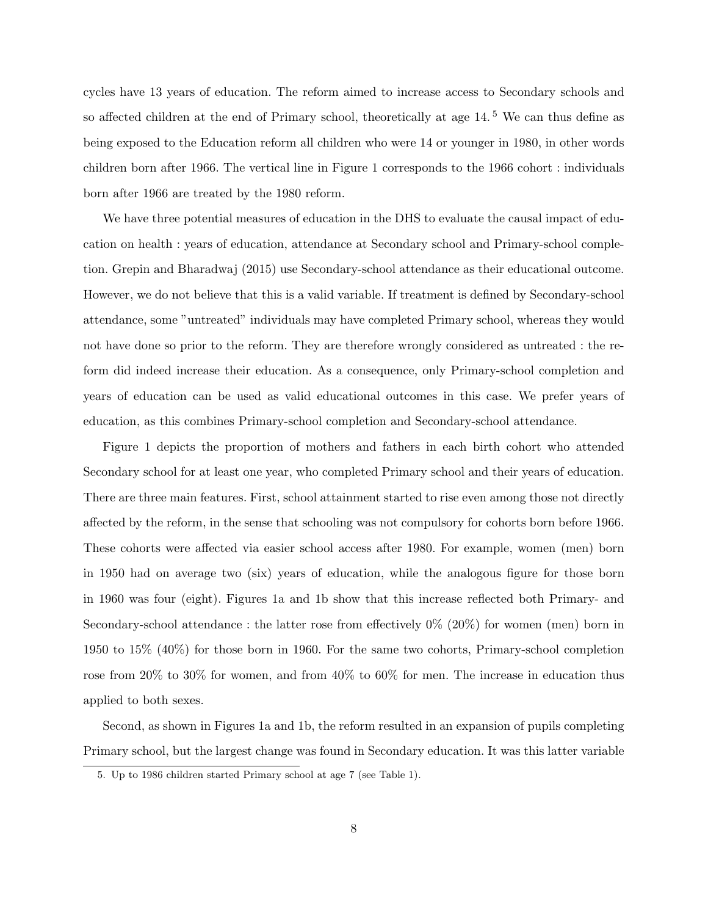cycles have 13 years of education. The reform aimed to increase access to Secondary schools and so affected children at the end of Primary school, theoretically at age 14.[5] We can thus define as being exposed to the Education reform all children who were 14 or younger in 1980, in other words children born after 1966. The vertical line in Figure 1 corresponds to the 1966 cohort : individuals born after 1966 are treated by the 1980 reform.

We have three potential measures of education in the DHS to evaluate the causal impact of education on health : years of education, attendance at Secondary school and Primary-school completion. Grepin and Bharadwaj (2015) use Secondary-school attendance as their educational outcome. However, we do not believe that this is a valid variable. If treatment is defined by Secondary-school attendance, some "untreated" individuals may have completed Primary school, whereas they would not have done so prior to the reform. They are therefore wrongly considered as untreated : the reform did indeed increase their education. As a consequence, only Primary-school completion and years of education can be used as valid educational outcomes in this case. We prefer years of education, as this combines Primary-school completion and Secondary-school attendance.

Figure 1 depicts the proportion of mothers and fathers in each birth cohort who attended Secondary school for at least one year, who completed Primary school and their years of education. There are three main features. First, school attainment started to rise even among those not directly affected by the reform, in the sense that schooling was not compulsory for cohorts born before 1966. These cohorts were affected via easier school access after 1980. For example, women (men) born in 1950 had on average two (six) years of education, while the analogous figure for those born in 1960 was four (eight). Figures 1a and 1b show that this increase reflected both Primary- and Secondary-school attendance : the latter rose from effectively 0% (20%) for women (men) born in 1950 to 15% (40%) for those born in 1960. For the same two cohorts, Primary-school completion rose from 20% to 30% for women, and from 40% to 60% for men. The increase in education thus applied to both sexes.

Second, as shown in Figures 1a and 1b, the reform resulted in an expansion of pupils completing Primary school, but the largest change was found in Secondary education. It was this latter variable

5. Up to 1986 children started Primary school at age 7 (see Table 1).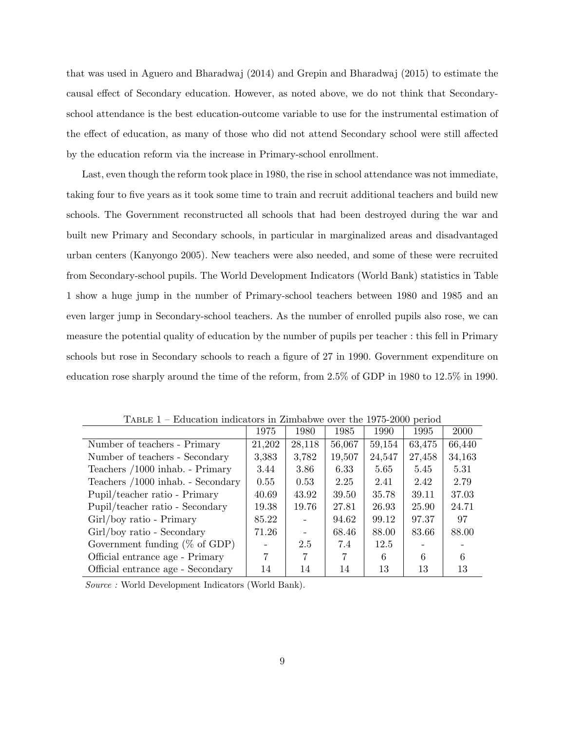that was used in Aguero and Bharadwaj (2014) and Grepin and Bharadwaj (2015) to estimate the causal effect of Secondary education. However, as noted above, we do not think that Secondary-school attendance is the best education-outcome variable to use for the instrumental estimation of the effect of education, as many of those who did not attend Secondary school were still affected by the education reform via the increase in Primary-school enrollment.

Last, even though the reform took place in 1980, the rise in school attendance was not immediate, taking four to five years as it took some time to train and recruit additional teachers and build new schools. The Government reconstructed all schools that had been destroyed during the war and built new Primary and Secondary schools, in particular in marginalized areas and disadvantaged urban centers (Kanyongo 2005). New teachers were also needed, and some of these were recruited from Secondary-school pupils. The World Development Indicators (World Bank) statistics in Table 1 show a huge jump in the number of Primary-school teachers between 1980 and 1985 and an even larger jump in Secondary-school teachers. As the number of enrolled pupils also rose, we can measure the potential quality of education by the number of pupils per teacher : this fell in Primary schools but rose in Secondary schools to reach a figure of 27 in 1990. Government expenditure on education rose sharply around the time of the reform, from 2.5% of GDP in 1980 to 12.5% in 1990.

Table 1 – Education indicators in Zimbabwe over the 1975-2000 period

| | 1975 | 1980 | 1985 | 1990 | 1995 | 2000 |
|---|---|---|---|---|---|---|
| Number of teachers - Primary | 21,202 | 28,118 | 56,067 | 59,154 | 63,475 | 66,440 |
| Number of teachers - Secondary | 3,383 | 3,782 | 19,507 | 24,547 | 27,458 | 34,163 |
| Teachers /1000 inhab. - Primary | 3.44 | 3.86 | 6.33 | 5.65 | 5.45 | 5.31 |
| Teachers /1000 inhab. - Secondary | 0.55 | 0.53 | 2.25 | 2.41 | 2.42 | 2.79 |
| Pupil/teacher ratio - Primary | 40.69 | 43.92 | 39.50 | 35.78 | 39.11 | 37.03 |
| Pupil/teacher ratio - Secondary | 19.38 | 19.76 | 27.81 | 26.93 | 25.90 | 24.71 |
| Girl/boy ratio - Primary | 85.22 | - | 94.62 | 99.12 | 97.37 | 97 |
| Girl/boy ratio - Secondary | 71.26 | - | 68.46 | 88.00 | 83.66 | 88.00 |
| Government funding (% of GDP) | - | 2.5 | 7.4 | 12.5 | - | - |
| Official entrance age - Primary | 7 | 7 | 7 | 6 | 6 | 6 |
| Official entrance age - Secondary | 14 | 14 | 14 | 13 | 13 | 13 |

*Source :* World Development Indicators (World Bank).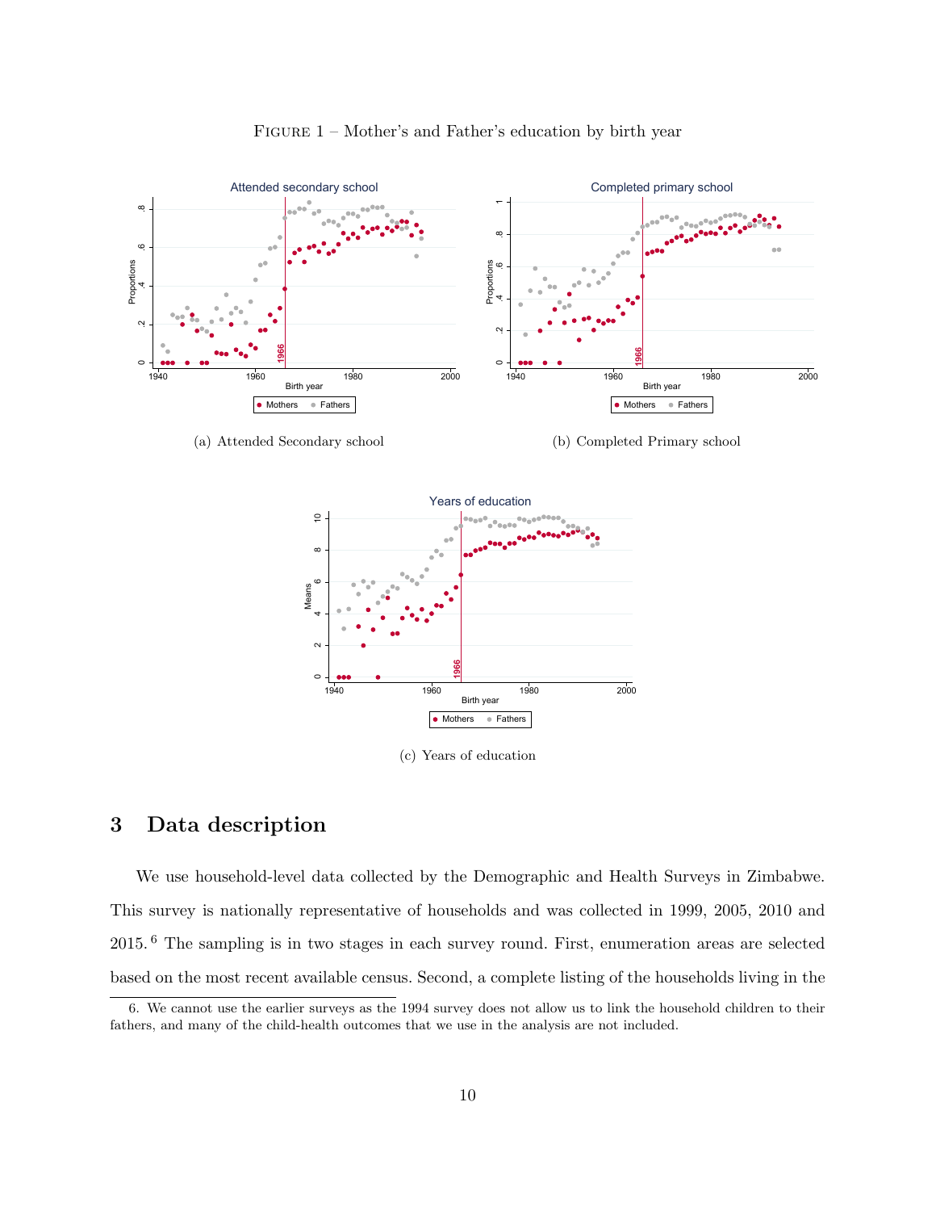FIGURE 1 – Mother's and Father's education by birth year

(a) Attended Secondary school

(b) Completed Primary school

(c) Years of education

## 3 Data description

We use household-level data collected by the Demographic and Health Surveys in Zimbabwe. This survey is nationally representative of households and was collected in 1999, 2005, 2010 and 2015.[6] The sampling is in two stages in each survey round. First, enumeration areas are selected based on the most recent available census. Second, a complete listing of the households living in the

6. We cannot use the earlier surveys as the 1994 survey does not allow us to link the household children to their fathers, and many of the child-health outcomes that we use in the analysis are not included.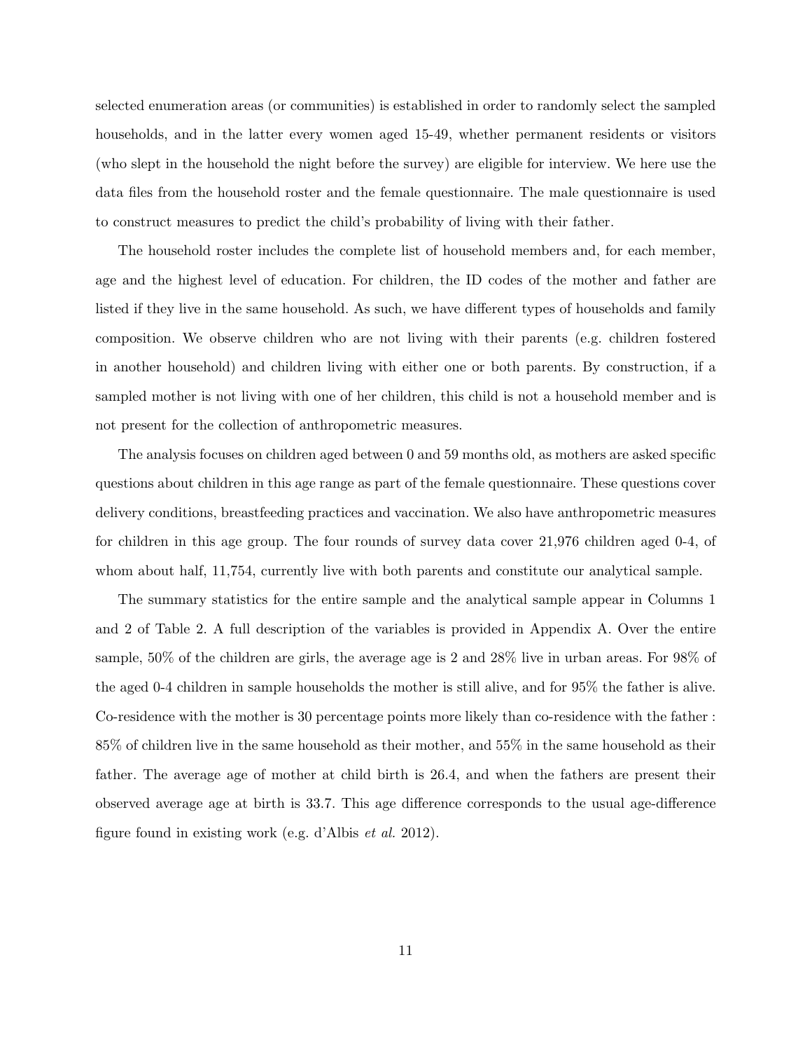selected enumeration areas (or communities) is established in order to randomly select the sampled households, and in the latter every women aged 15-49, whether permanent residents or visitors (who slept in the household the night before the survey) are eligible for interview. We here use the data files from the household roster and the female questionnaire. The male questionnaire is used to construct measures to predict the child's probability of living with their father.

The household roster includes the complete list of household members and, for each member, age and the highest level of education. For children, the ID codes of the mother and father are listed if they live in the same household. As such, we have different types of households and family composition. We observe children who are not living with their parents (e.g. children fostered in another household) and children living with either one or both parents. By construction, if a sampled mother is not living with one of her children, this child is not a household member and is not present for the collection of anthropometric measures.

The analysis focuses on children aged between 0 and 59 months old, as mothers are asked specific questions about children in this age range as part of the female questionnaire. These questions cover delivery conditions, breastfeeding practices and vaccination. We also have anthropometric measures for children in this age group. The four rounds of survey data cover 21,976 children aged 0-4, of whom about half, 11,754, currently live with both parents and constitute our analytical sample.

The summary statistics for the entire sample and the analytical sample appear in Columns 1 and 2 of Table 2. A full description of the variables is provided in Appendix A. Over the entire sample, 50% of the children are girls, the average age is 2 and 28% live in urban areas. For 98% of the aged 0-4 children in sample households the mother is still alive, and for 95% the father is alive. Co-residence with the mother is 30 percentage points more likely than co-residence with the father : 85% of children live in the same household as their mother, and 55% in the same household as their father. The average age of mother at child birth is 26.4, and when the fathers are present their observed average age at birth is 33.7. This age difference corresponds to the usual age-difference figure found in existing work (e.g. d'Albis *et al.* 2012).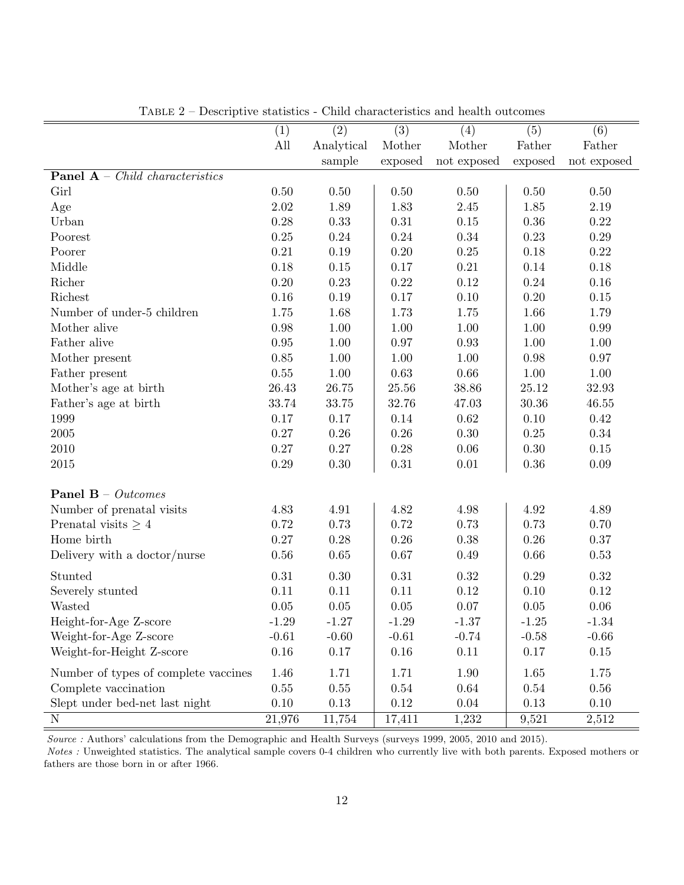Table 2 – Descriptive statistics - Child characteristics and health outcomes

| | (1) All | (2) Analytical sample | (3) Mother exposed | (4) Mother not exposed | (5) Father exposed | (6) Father not exposed |
|---|---|---|---|---|---|---|
| **Panel A** – *Child characteristics* | | | | | | |
| Girl | 0.50 | 0.50 | 0.50 | 0.50 | 0.50 | 0.50 |
| Age | 2.02 | 1.89 | 1.83 | 2.45 | 1.85 | 2.19 |
| Urban | 0.28 | 0.33 | 0.31 | 0.15 | 0.36 | 0.22 |
| Poorest | 0.25 | 0.24 | 0.24 | 0.34 | 0.23 | 0.29 |
| Poorer | 0.21 | 0.19 | 0.20 | 0.25 | 0.18 | 0.22 |
| Middle | 0.18 | 0.15 | 0.17 | 0.21 | 0.14 | 0.18 |
| Richer | 0.20 | 0.23 | 0.22 | 0.12 | 0.24 | 0.16 |
| Richest | 0.16 | 0.19 | 0.17 | 0.10 | 0.20 | 0.15 |
| Number of under-5 children | 1.75 | 1.68 | 1.73 | 1.75 | 1.66 | 1.79 |
| Mother alive | 0.98 | 1.00 | 1.00 | 1.00 | 1.00 | 0.99 |
| Father alive | 0.95 | 1.00 | 0.97 | 0.93 | 1.00 | 1.00 |
| Mother present | 0.85 | 1.00 | 1.00 | 1.00 | 0.98 | 0.97 |
| Father present | 0.55 | 1.00 | 0.63 | 0.66 | 1.00 | 1.00 |
| Mother's age at birth | 26.43 | 26.75 | 25.56 | 38.86 | 25.12 | 32.93 |
| Father's age at birth | 33.74 | 33.75 | 32.76 | 47.03 | 30.36 | 46.55 |
| 1999 | 0.17 | 0.17 | 0.14 | 0.62 | 0.10 | 0.42 |
| 2005 | 0.27 | 0.26 | 0.26 | 0.30 | 0.25 | 0.34 |
| 2010 | 0.27 | 0.27 | 0.28 | 0.06 | 0.30 | 0.15 |
| 2015 | 0.29 | 0.30 | 0.31 | 0.01 | 0.36 | 0.09 |
| **Panel B** – *Outcomes* | | | | | | |
| Number of prenatal visits | 4.83 | 4.91 | 4.82 | 4.98 | 4.92 | 4.89 |
| Prenatal visits $\geq 4$ | 0.72 | 0.73 | 0.72 | 0.73 | 0.73 | 0.70 |
| Home birth | 0.27 | 0.28 | 0.26 | 0.38 | 0.26 | 0.37 |
| Delivery with a doctor/nurse | 0.56 | 0.65 | 0.67 | 0.49 | 0.66 | 0.53 |
| Stunted | 0.31 | 0.30 | 0.31 | 0.32 | 0.29 | 0.32 |
| Severely stunted | 0.11 | 0.11 | 0.11 | 0.12 | 0.10 | 0.12 |
| Wasted | 0.05 | 0.05 | 0.05 | 0.07 | 0.05 | 0.06 |
| Height-for-Age Z-score | -1.29 | -1.27 | -1.29 | -1.37 | -1.25 | -1.34 |
| Weight-for-Age Z-score | -0.61 | -0.60 | -0.61 | -0.74 | -0.58 | -0.66 |
| Weight-for-Height Z-score | 0.16 | 0.17 | 0.16 | 0.11 | 0.17 | 0.15 |
| Number of types of complete vaccines | 1.46 | 1.71 | 1.71 | 1.90 | 1.65 | 1.75 |
| Complete vaccination | 0.55 | 0.55 | 0.54 | 0.64 | 0.54 | 0.56 |
| Slept under bed-net last night | 0.10 | 0.13 | 0.12 | 0.04 | 0.13 | 0.10 |
| N | 21,976 | 11,754 | 17,411 | 1,232 | 9,521 | 2,512 |

*Source :* Authors' calculations from the Demographic and Health Surveys (surveys 1999, 2005, 2010 and 2015).

*Notes :* Unweighted statistics. The analytical sample covers 0-4 children who currently live with both parents. Exposed mothers or fathers are those born in or after 1966.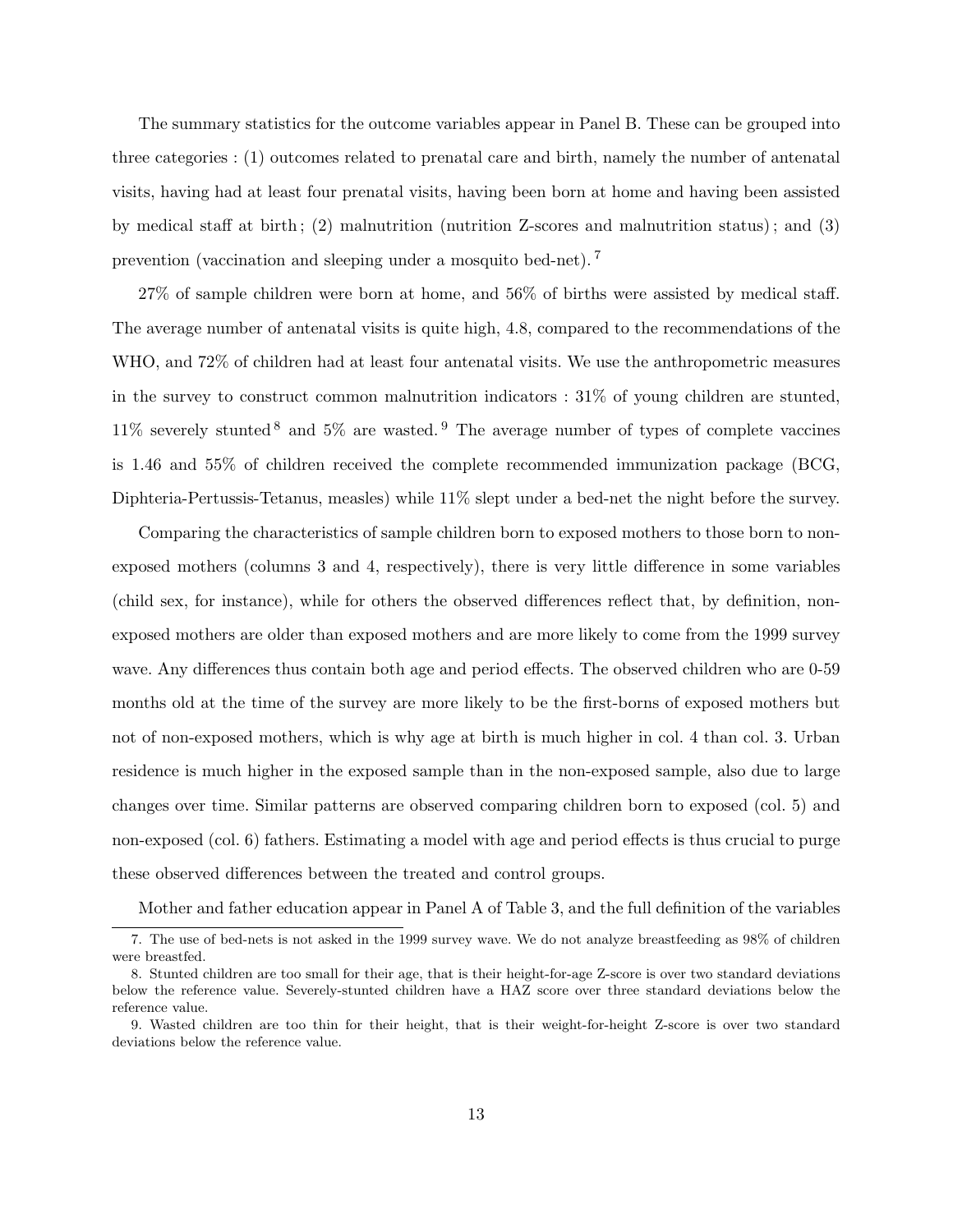The summary statistics for the outcome variables appear in Panel B. These can be grouped into three categories : (1) outcomes related to prenatal care and birth, namely the number of antenatal visits, having had at least four prenatal visits, having been born at home and having been assisted by medical staff at birth ; (2) malnutrition (nutrition Z-scores and malnutrition status) ; and (3) prevention (vaccination and sleeping under a mosquito bed-net). [7]

27% of sample children were born at home, and 56% of births were assisted by medical staff. The average number of antenatal visits is quite high, 4.8, compared to the recommendations of the WHO, and 72% of children had at least four antenatal visits. We use the anthropometric measures in the survey to construct common malnutrition indicators : 31% of young children are stunted, 11% severely stunted [8] and 5% are wasted. [9] The average number of types of complete vaccines is 1.46 and 55% of children received the complete recommended immunization package (BCG, Diphteria-Pertussis-Tetanus, measles) while 11% slept under a bed-net the night before the survey.

Comparing the characteristics of sample children born to exposed mothers to those born to non-exposed mothers (columns 3 and 4, respectively), there is very little difference in some variables (child sex, for instance), while for others the observed differences reflect that, by definition, non-exposed mothers are older than exposed mothers and are more likely to come from the 1999 survey wave. Any differences thus contain both age and period effects. The observed children who are 0-59 months old at the time of the survey are more likely to be the first-borns of exposed mothers but not of non-exposed mothers, which is why age at birth is much higher in col. 4 than col. 3. Urban residence is much higher in the exposed sample than in the non-exposed sample, also due to large changes over time. Similar patterns are observed comparing children born to exposed (col. 5) and non-exposed (col. 6) fathers. Estimating a model with age and period effects is thus crucial to purge these observed differences between the treated and control groups.

Mother and father education appear in Panel A of Table 3, and the full definition of the variables

7. The use of bed-nets is not asked in the 1999 survey wave. We do not analyze breastfeeding as 98% of children were breastfed.

8. Stunted children are too small for their age, that is their height-for-age Z-score is over two standard deviations below the reference value. Severely-stunted children have a HAZ score over three standard deviations below the reference value.

9. Wasted children are too thin for their height, that is their weight-for-height Z-score is over two standard deviations below the reference value.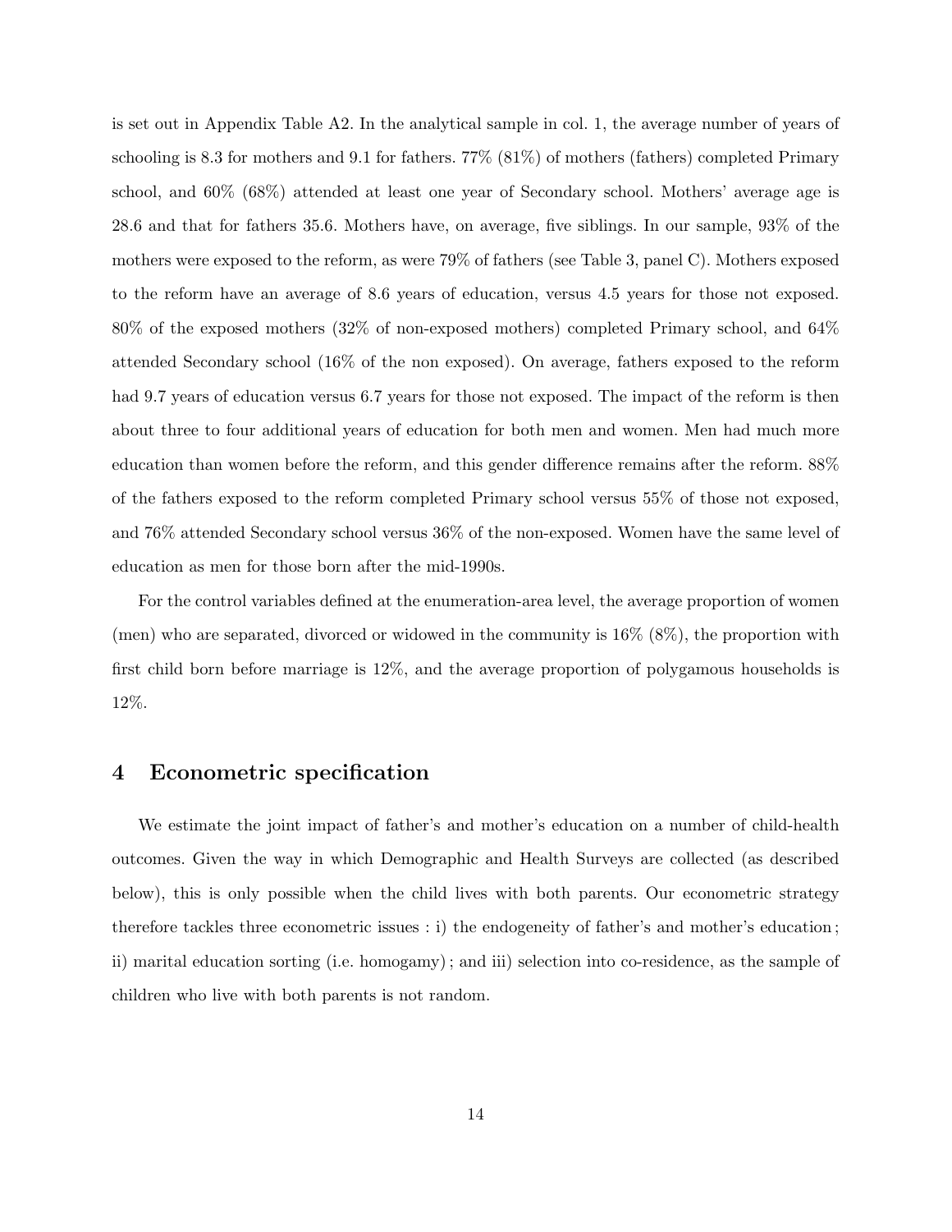is set out in Appendix Table A2. In the analytical sample in col. 1, the average number of years of schooling is 8.3 for mothers and 9.1 for fathers. 77% (81%) of mothers (fathers) completed Primary school, and 60% (68%) attended at least one year of Secondary school. Mothers' average age is 28.6 and that for fathers 35.6. Mothers have, on average, five siblings. In our sample, 93% of the mothers were exposed to the reform, as were 79% of fathers (see Table 3, panel C). Mothers exposed to the reform have an average of 8.6 years of education, versus 4.5 years for those not exposed. 80% of the exposed mothers (32% of non-exposed mothers) completed Primary school, and 64% attended Secondary school (16% of the non exposed). On average, fathers exposed to the reform had 9.7 years of education versus 6.7 years for those not exposed. The impact of the reform is then about three to four additional years of education for both men and women. Men had much more education than women before the reform, and this gender difference remains after the reform. 88% of the fathers exposed to the reform completed Primary school versus 55% of those not exposed, and 76% attended Secondary school versus 36% of the non-exposed. Women have the same level of education as men for those born after the mid-1990s.

For the control variables defined at the enumeration-area level, the average proportion of women (men) who are separated, divorced or widowed in the community is 16% (8%), the proportion with first child born before marriage is 12%, and the average proportion of polygamous households is 12%.

## 4 Econometric specification

We estimate the joint impact of father's and mother's education on a number of child-health outcomes. Given the way in which Demographic and Health Surveys are collected (as described below), this is only possible when the child lives with both parents. Our econometric strategy therefore tackles three econometric issues : i) the endogeneity of father's and mother's education ; ii) marital education sorting (i.e. homogamy) ; and iii) selection into co-residence, as the sample of children who live with both parents is not random.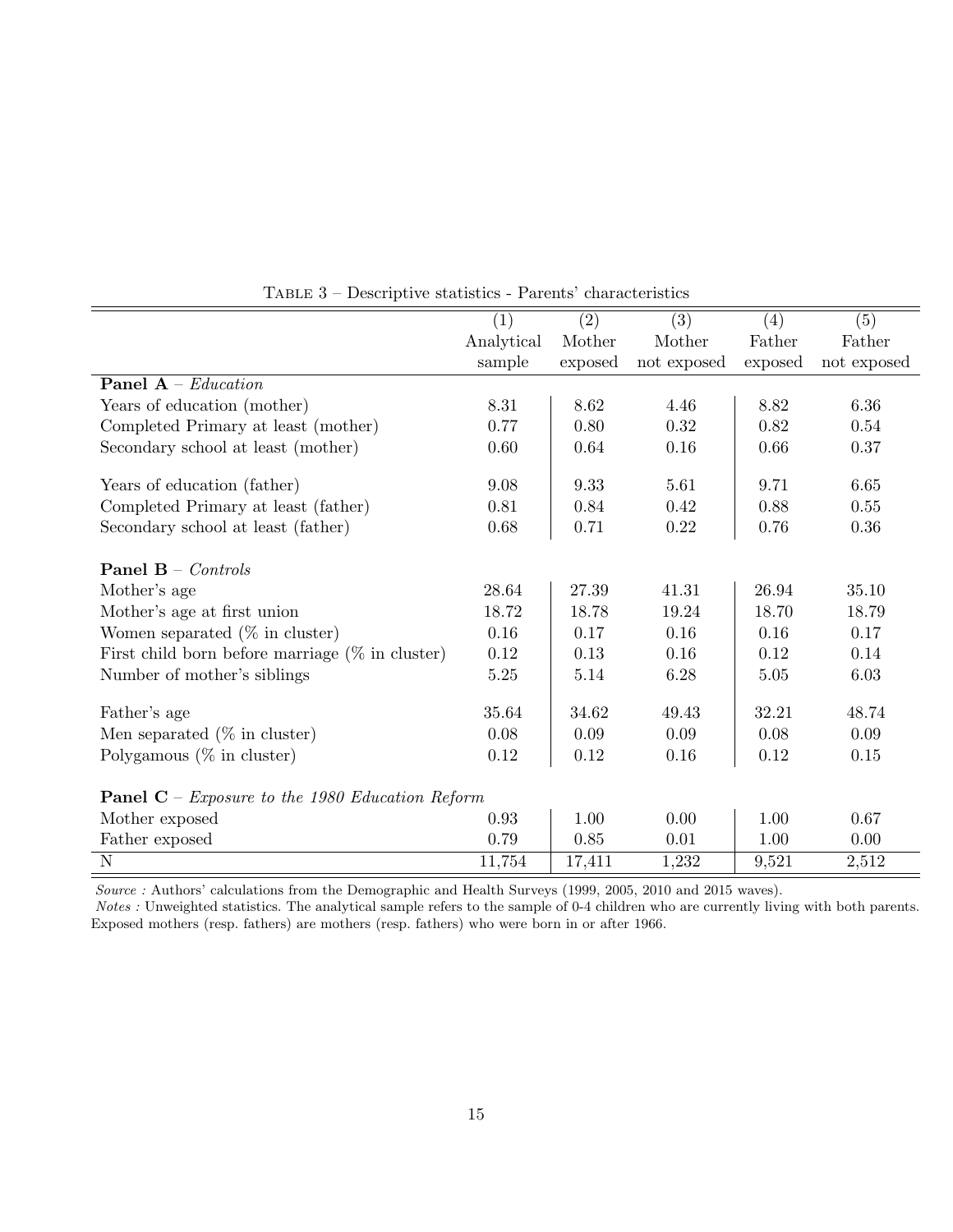Table 3 – Descriptive statistics - Parents' characteristics

| | (1) Analytical sample | (2) Mother exposed | (3) Mother not exposed | (4) Father exposed | (5) Father not exposed |
|---|---|---|---|---|---|
| **Panel A** – *Education* | | | | | |
| Years of education (mother) | 8.31 | 8.62 | 4.46 | 8.82 | 6.36 |
| Completed Primary at least (mother) | 0.77 | 0.80 | 0.32 | 0.82 | 0.54 |
| Secondary school at least (mother) | 0.60 | 0.64 | 0.16 | 0.66 | 0.37 |
| Years of education (father) | 9.08 | 9.33 | 5.61 | 9.71 | 6.65 |
| Completed Primary at least (father) | 0.81 | 0.84 | 0.42 | 0.88 | 0.55 |
| Secondary school at least (father) | 0.68 | 0.71 | 0.22 | 0.76 | 0.36 |
| **Panel B** – *Controls* | | | | | |
| Mother's age | 28.64 | 27.39 | 41.31 | 26.94 | 35.10 |
| Mother's age at first union | 18.72 | 18.78 | 19.24 | 18.70 | 18.79 |
| Women separated (% in cluster) | 0.16 | 0.17 | 0.16 | 0.16 | 0.17 |
| First child born before marriage (% in cluster) | 0.12 | 0.13 | 0.16 | 0.12 | 0.14 |
| Number of mother's siblings | 5.25 | 5.14 | 6.28 | 5.05 | 6.03 |
| Father's age | 35.64 | 34.62 | 49.43 | 32.21 | 48.74 |
| Men separated (% in cluster) | 0.08 | 0.09 | 0.09 | 0.08 | 0.09 |
| Polygamous (% in cluster) | 0.12 | 0.12 | 0.16 | 0.12 | 0.15 |
| **Panel C** – *Exposure to the 1980 Education Reform* | | | | | |
| Mother exposed | 0.93 | 1.00 | 0.00 | 1.00 | 0.67 |
| Father exposed | 0.79 | 0.85 | 0.01 | 1.00 | 0.00 |
| N | 11,754 | 17,411 | 1,232 | 9,521 | 2,512 |

*Source :* Authors' calculations from the Demographic and Health Surveys (1999, 2005, 2010 and 2015 waves).
*Notes :* Unweighted statistics. The analytical sample refers to the sample of 0-4 children who are currently living with both parents. Exposed mothers (resp. fathers) are mothers (resp. fathers) who were born in or after 1966.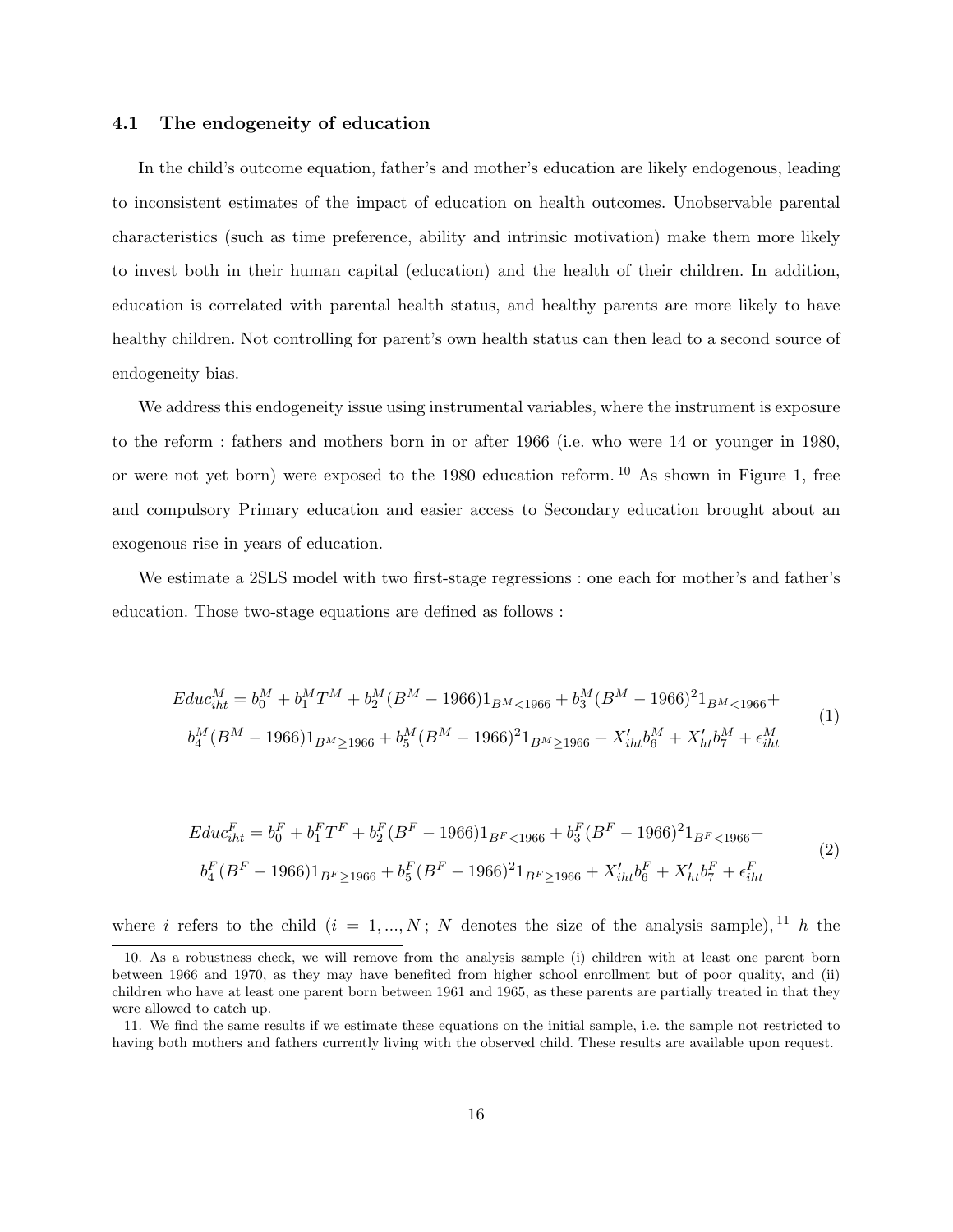### 4.1 The endogeneity of education

In the child's outcome equation, father's and mother's education are likely endogenous, leading to inconsistent estimates of the impact of education on health outcomes. Unobservable parental characteristics (such as time preference, ability and intrinsic motivation) make them more likely to invest both in their human capital (education) and the health of their children. In addition, education is correlated with parental health status, and healthy parents are more likely to have healthy children. Not controlling for parent's own health status can then lead to a second source of endogeneity bias.

We address this endogeneity issue using instrumental variables, where the instrument is exposure to the reform : fathers and mothers born in or after 1966 (i.e. who were 14 or younger in 1980, or were not yet born) were exposed to the 1980 education reform. [10] As shown in Figure 1, free and compulsory Primary education and easier access to Secondary education brought about an exogenous rise in years of education.

We estimate a 2SLS model with two first-stage regressions : one each for mother's and father's education. Those two-stage equations are defined as follows :

$$
\begin{aligned}
Educ^M_{iht} = b^M_0 + b^M_1 T^M + b^M_2 (B^M - 1966) 1_{B^M < 1966} + b^M_3 (B^M - 1966)^2 1_{B^M < 1966} + \\
b^M_4 (B^M - 1966) 1_{B^M \geq 1966} + b^M_5 (B^M - 1966)^2 1_{B^M \geq 1966} + X'_{iht} b^M_6 + X'_{ht} b^M_7 + \epsilon^M_{iht}
\end{aligned}
\tag{1}
$$

$$
\begin{aligned}
Educ^F_{iht} = b^F_0 + b^F_1 T^F + b^F_2 (B^F - 1966) 1_{B^F < 1966} + b^F_3 (B^F - 1966)^2 1_{B^F < 1966} + \\
b^F_4 (B^F - 1966) 1_{B^F \geq 1966} + b^F_5 (B^F - 1966)^2 1_{B^F \geq 1966} + X'_{iht} b^F_6 + X'_{ht} b^F_7 + \epsilon^F_{iht}
\end{aligned}
\tag{2}
$$

where $i$ refers to the child ($i = 1, ..., N$ ; $N$ denotes the size of the analysis sample), [11] $h$ the

10. As a robustness check, we will remove from the analysis sample (i) children with at least one parent born between 1966 and 1970, as they may have benefited from higher school enrollment but of poor quality, and (ii) children who have at least one parent born between 1961 and 1965, as these parents are partially treated in that they were allowed to catch up.

11. We find the same results if we estimate these equations on the initial sample, i.e. the sample not restricted to having both mothers and fathers currently living with the observed child. These results are available upon request.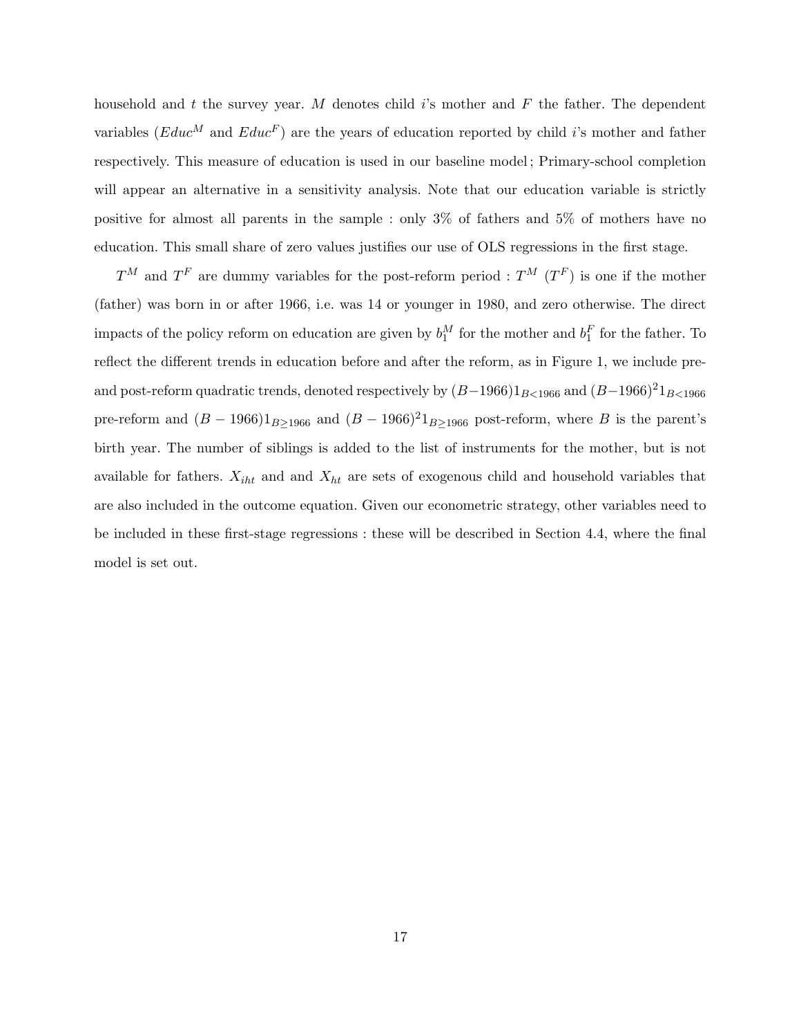household and $t$ the survey year. $M$ denotes child $i$'s mother and $F$ the father. The dependent variables ($Educ^M$ and $Educ^F$) are the years of education reported by child $i$'s mother and father respectively. This measure of education is used in our baseline model ; Primary-school completion will appear an alternative in a sensitivity analysis. Note that our education variable is strictly positive for almost all parents in the sample : only 3% of fathers and 5% of mothers have no education. This small share of zero values justifies our use of OLS regressions in the first stage.

$T^M$ and $T^F$ are dummy variables for the post-reform period : $T^M$ ($T^F$) is one if the mother (father) was born in or after 1966, i.e. was 14 or younger in 1980, and zero otherwise. The direct impacts of the policy reform on education are given by $b_1^M$ for the mother and $b_1^F$ for the father. To reflect the different trends in education before and after the reform, as in Figure 1, we include pre- and post-reform quadratic trends, denoted respectively by $(B-1966)1_{B<1966}$ and $(B-1966)^2 1_{B<1966}$ pre-reform and $(B-1966)1_{B\geq 1966}$ and $(B-1966)^2 1_{B\geq 1966}$ post-reform, where $B$ is the parent's birth year. The number of siblings is added to the list of instruments for the mother, but is not available for fathers. $X_{iht}$ and and $X_{ht}$ are sets of exogenous child and household variables that are also included in the outcome equation. Given our econometric strategy, other variables need to be included in these first-stage regressions : these will be described in Section 4.4, where the final model is set out.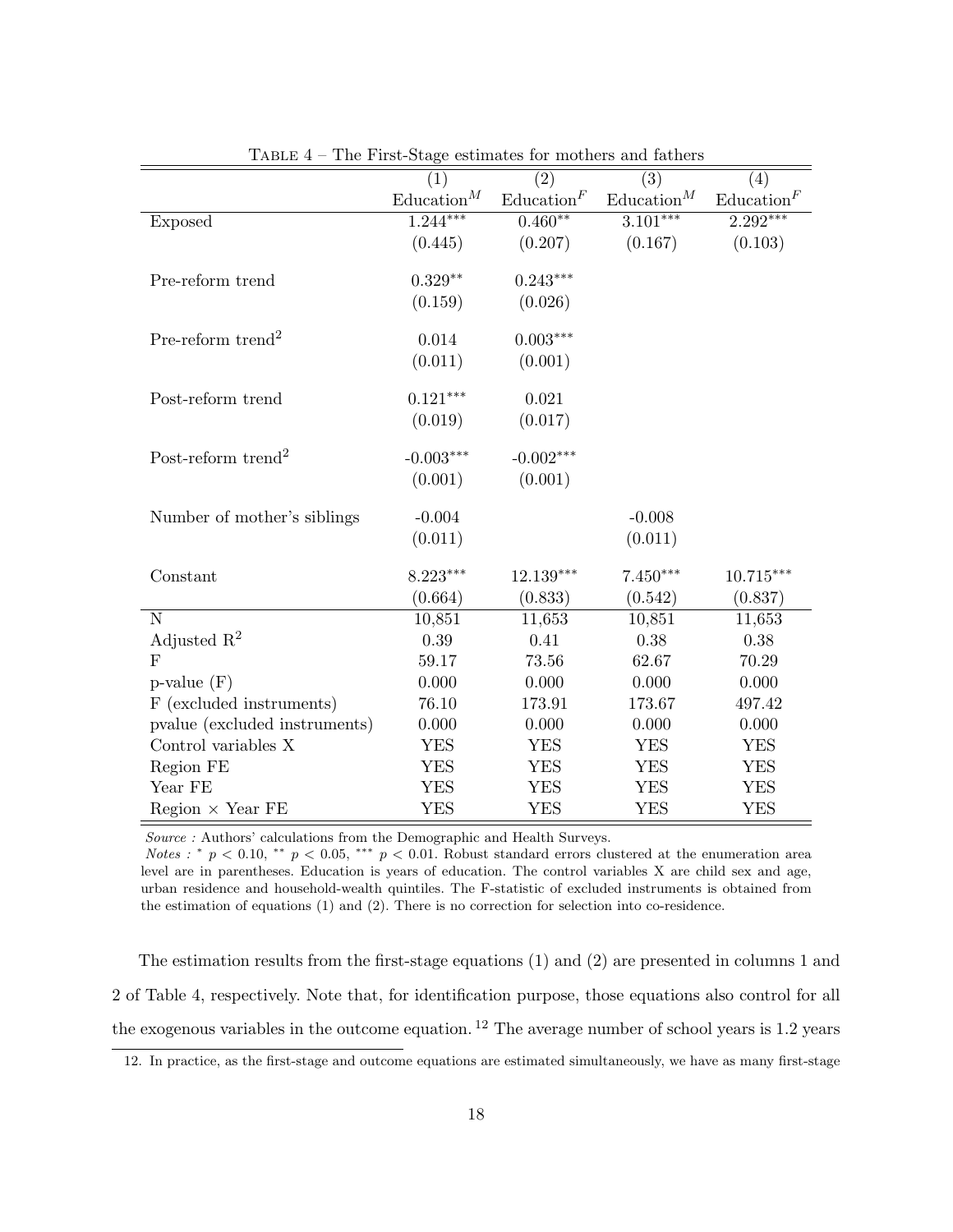Table 4 – The First-Stage estimates for mothers and fathers

| | (1) | (2) | (3) | (4) |
|---|---|---|---|---|
| | Education$^M$ | Education$^F$ | Education$^M$ | Education$^F$ |
| Exposed | 1.244*** | 0.460** | 3.101*** | 2.292*** |
| | (0.445) | (0.207) | (0.167) | (0.103) |
| Pre-reform trend | 0.329** | 0.243*** | | |
| | (0.159) | (0.026) | | |
| Pre-reform trend$^2$ | 0.014 | 0.003*** | | |
| | (0.011) | (0.001) | | |
| Post-reform trend | 0.121*** | 0.021 | | |
| | (0.019) | (0.017) | | |
| Post-reform trend$^2$ | -0.003*** | -0.002*** | | |
| | (0.001) | (0.001) | | |
| Number of mother's siblings | -0.004 | | -0.008 | |
| | (0.011) | | (0.011) | |
| Constant | 8.223*** | 12.139*** | 7.450*** | 10.715*** |
| | (0.664) | (0.833) | (0.542) | (0.837) |
| N | 10,851 | 11,653 | 10,851 | 11,653 |
| Adjusted $R^2$ | 0.39 | 0.41 | 0.38 | 0.38 |
| F | 59.17 | 73.56 | 62.67 | 70.29 |
| p-value (F) | 0.000 | 0.000 | 0.000 | 0.000 |
| F (excluded instruments) | 76.10 | 173.91 | 173.67 | 497.42 |
| pvalue (excluded instruments) | 0.000 | 0.000 | 0.000 | 0.000 |
| Control variables X | YES | YES | YES | YES |
| Region FE | YES | YES | YES | YES |
| Year FE | YES | YES | YES | YES |
| Region × Year FE | YES | YES | YES | YES |

*Source :* Authors' calculations from the Demographic and Health Surveys.
*Notes :* * $p < 0.10$, ** $p < 0.05$, *** $p < 0.01$. Robust standard errors clustered at the enumeration area level are in parentheses. Education is years of education. The control variables X are child sex and age, urban residence and household-wealth quintiles. The F-statistic of excluded instruments is obtained from the estimation of equations (1) and (2). There is no correction for selection into co-residence.

The estimation results from the first-stage equations (1) and (2) are presented in columns 1 and 2 of Table 4, respectively. Note that, for identification purpose, those equations also control for all the exogenous variables in the outcome equation.[12] The average number of school years is 1.2 years

12. In practice, as the first-stage and outcome equations are estimated simultaneously, we have as many first-stage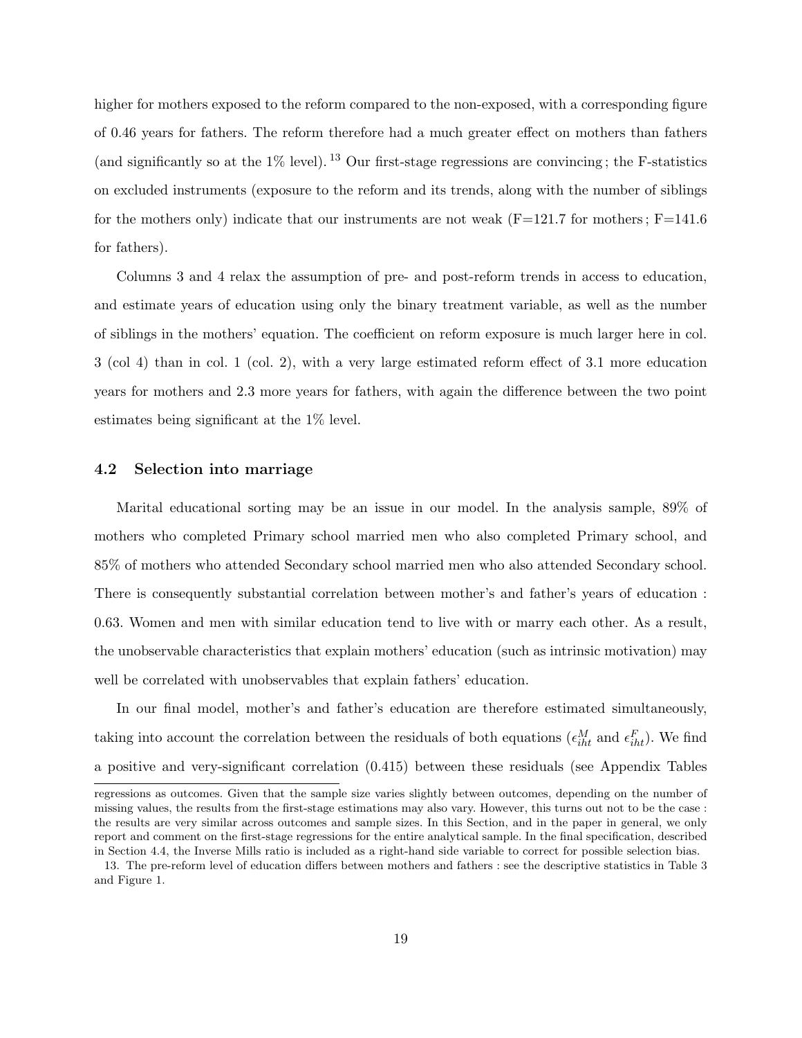higher for mothers exposed to the reform compared to the non-exposed, with a corresponding figure of 0.46 years for fathers. The reform therefore had a much greater effect on mothers than fathers (and significantly so at the 1% level).[13] Our first-stage regressions are convincing ; the F-statistics on excluded instruments (exposure to the reform and its trends, along with the number of siblings for the mothers only) indicate that our instruments are not weak (F=121.7 for mothers ; F=141.6 for fathers).

Columns 3 and 4 relax the assumption of pre- and post-reform trends in access to education, and estimate years of education using only the binary treatment variable, as well as the number of siblings in the mothers' equation. The coefficient on reform exposure is much larger here in col. 3 (col 4) than in col. 1 (col. 2), with a very large estimated reform effect of 3.1 more education years for mothers and 2.3 more years for fathers, with again the difference between the two point estimates being significant at the 1% level.

### 4.2 Selection into marriage

Marital educational sorting may be an issue in our model. In the analysis sample, 89% of mothers who completed Primary school married men who also completed Primary school, and 85% of mothers who attended Secondary school married men who also attended Secondary school. There is consequently substantial correlation between mother's and father's years of education : 0.63. Women and men with similar education tend to live with or marry each other. As a result, the unobservable characteristics that explain mothers' education (such as intrinsic motivation) may well be correlated with unobservables that explain fathers' education.

In our final model, mother's and father's education are therefore estimated simultaneously, taking into account the correlation between the residuals of both equations ($\epsilon_{iht}^{M}$ and $\epsilon_{iht}^{F}$). We find a positive and very-significant correlation (0.415) between these residuals (see Appendix Tables

regressions as outcomes. Given that the sample size varies slightly between outcomes, depending on the number of missing values, the results from the first-stage estimations may also vary. However, this turns out not to be the case : the results are very similar across outcomes and sample sizes. In this Section, and in the paper in general, we only report and comment on the first-stage regressions for the entire analytical sample. In the final specification, described in Section 4.4, the Inverse Mills ratio is included as a right-hand side variable to correct for possible selection bias.

13. The pre-reform level of education differs between mothers and fathers : see the descriptive statistics in Table 3 and Figure 1.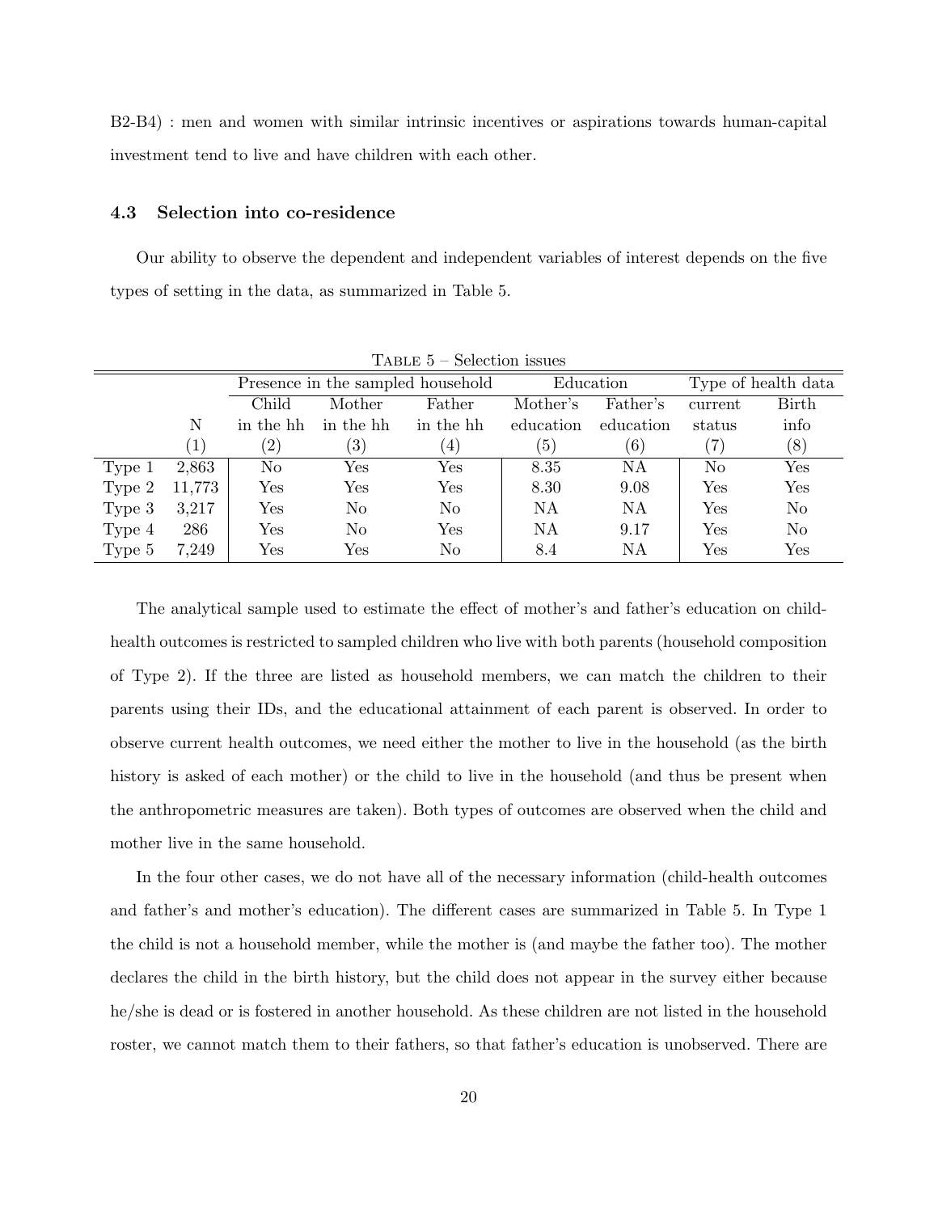B2-B4) : men and women with similar intrinsic incentives or aspirations towards human-capital investment tend to live and have children with each other.

### 4.3 Selection into co-residence

Our ability to observe the dependent and independent variables of interest depends on the five types of setting in the data, as summarized in Table 5.

Table 5 – Selection issues

| | | Presence in the sampled household | | | Education | | Type of health data | |
|---|---|---|---|---|---|---|---|---|
| | N | Child in the hh | Mother in the hh | Father in the hh | Mother's education | Father's education | current status | Birth info |
| | (1) | (2) | (3) | (4) | (5) | (6) | (7) | (8) |
| Type 1 | 2,863 | No | Yes | Yes | 8.35 | NA | No | Yes |
| Type 2 | 11,773 | Yes | Yes | Yes | 8.30 | 9.08 | Yes | Yes |
| Type 3 | 3,217 | Yes | No | No | NA | NA | Yes | No |
| Type 4 | 286 | Yes | No | Yes | NA | 9.17 | Yes | No |
| Type 5 | 7,249 | Yes | Yes | No | 8.4 | NA | Yes | Yes |

The analytical sample used to estimate the effect of mother's and father's education on child-health outcomes is restricted to sampled children who live with both parents (household composition of Type 2). If the three are listed as household members, we can match the children to their parents using their IDs, and the educational attainment of each parent is observed. In order to observe current health outcomes, we need either the mother to live in the household (as the birth history is asked of each mother) or the child to live in the household (and thus be present when the anthropometric measures are taken). Both types of outcomes are observed when the child and mother live in the same household.

In the four other cases, we do not have all of the necessary information (child-health outcomes and father's and mother's education). The different cases are summarized in Table 5. In Type 1 the child is not a household member, while the mother is (and maybe the father too). The mother declares the child in the birth history, but the child does not appear in the survey either because he/she is dead or is fostered in another household. As these children are not listed in the household roster, we cannot match them to their fathers, so that father's education is unobserved. There are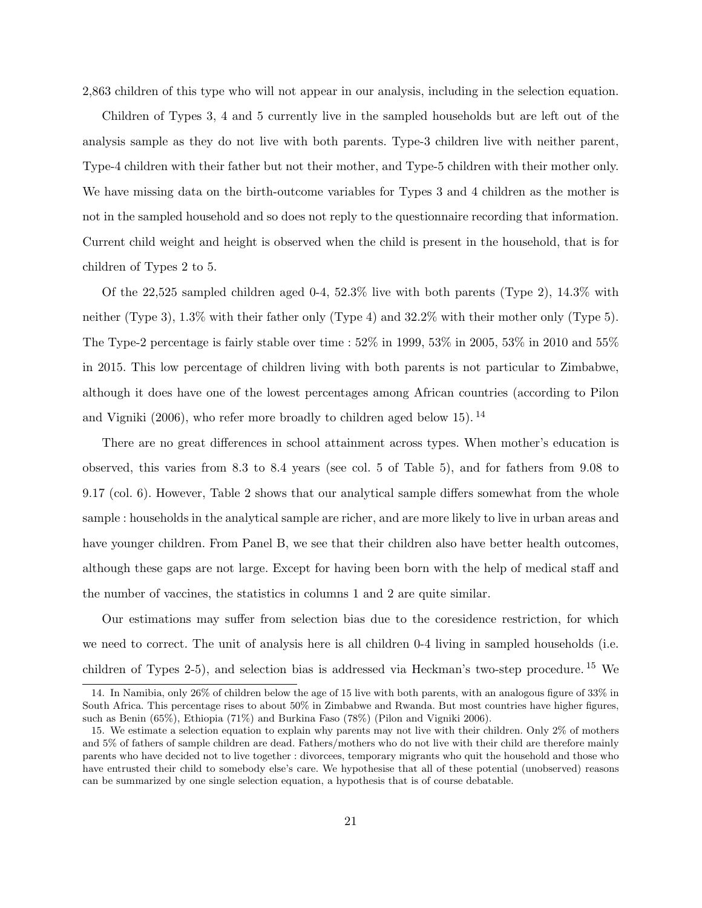2,863 children of this type who will not appear in our analysis, including in the selection equation.

Children of Types 3, 4 and 5 currently live in the sampled households but are left out of the analysis sample as they do not live with both parents. Type-3 children live with neither parent, Type-4 children with their father but not their mother, and Type-5 children with their mother only. We have missing data on the birth-outcome variables for Types 3 and 4 children as the mother is not in the sampled household and so does not reply to the questionnaire recording that information. Current child weight and height is observed when the child is present in the household, that is for children of Types 2 to 5.

Of the 22,525 sampled children aged 0-4, 52.3% live with both parents (Type 2), 14.3% with neither (Type 3), 1.3% with their father only (Type 4) and 32.2% with their mother only (Type 5). The Type-2 percentage is fairly stable over time : 52% in 1999, 53% in 2005, 53% in 2010 and 55% in 2015. This low percentage of children living with both parents is not particular to Zimbabwe, although it does have one of the lowest percentages among African countries (according to Pilon and Vigniki (2006), who refer more broadly to children aged below 15).[14]

There are no great differences in school attainment across types. When mother's education is observed, this varies from 8.3 to 8.4 years (see col. 5 of Table 5), and for fathers from 9.08 to 9.17 (col. 6). However, Table 2 shows that our analytical sample differs somewhat from the whole sample : households in the analytical sample are richer, and are more likely to live in urban areas and have younger children. From Panel B, we see that their children also have better health outcomes, although these gaps are not large. Except for having been born with the help of medical staff and the number of vaccines, the statistics in columns 1 and 2 are quite similar.

Our estimations may suffer from selection bias due to the coresidence restriction, for which we need to correct. The unit of analysis here is all children 0-4 living in sampled households (i.e. children of Types 2-5), and selection bias is addressed via Heckman's two-step procedure.[15] We

14. In Namibia, only 26% of children below the age of 15 live with both parents, with an analogous figure of 33% in South Africa. This percentage rises to about 50% in Zimbabwe and Rwanda. But most countries have higher figures, such as Benin (65%), Ethiopia (71%) and Burkina Faso (78%) (Pilon and Vigniki 2006).

15. We estimate a selection equation to explain why parents may not live with their children. Only 2% of mothers and 5% of fathers of sample children are dead. Fathers/mothers who do not live with their child are therefore mainly parents who have decided not to live together : divorcees, temporary migrants who quit the household and those who have entrusted their child to somebody else's care. We hypothesise that all of these potential (unobserved) reasons can be summarized by one single selection equation, a hypothesis that is of course debatable.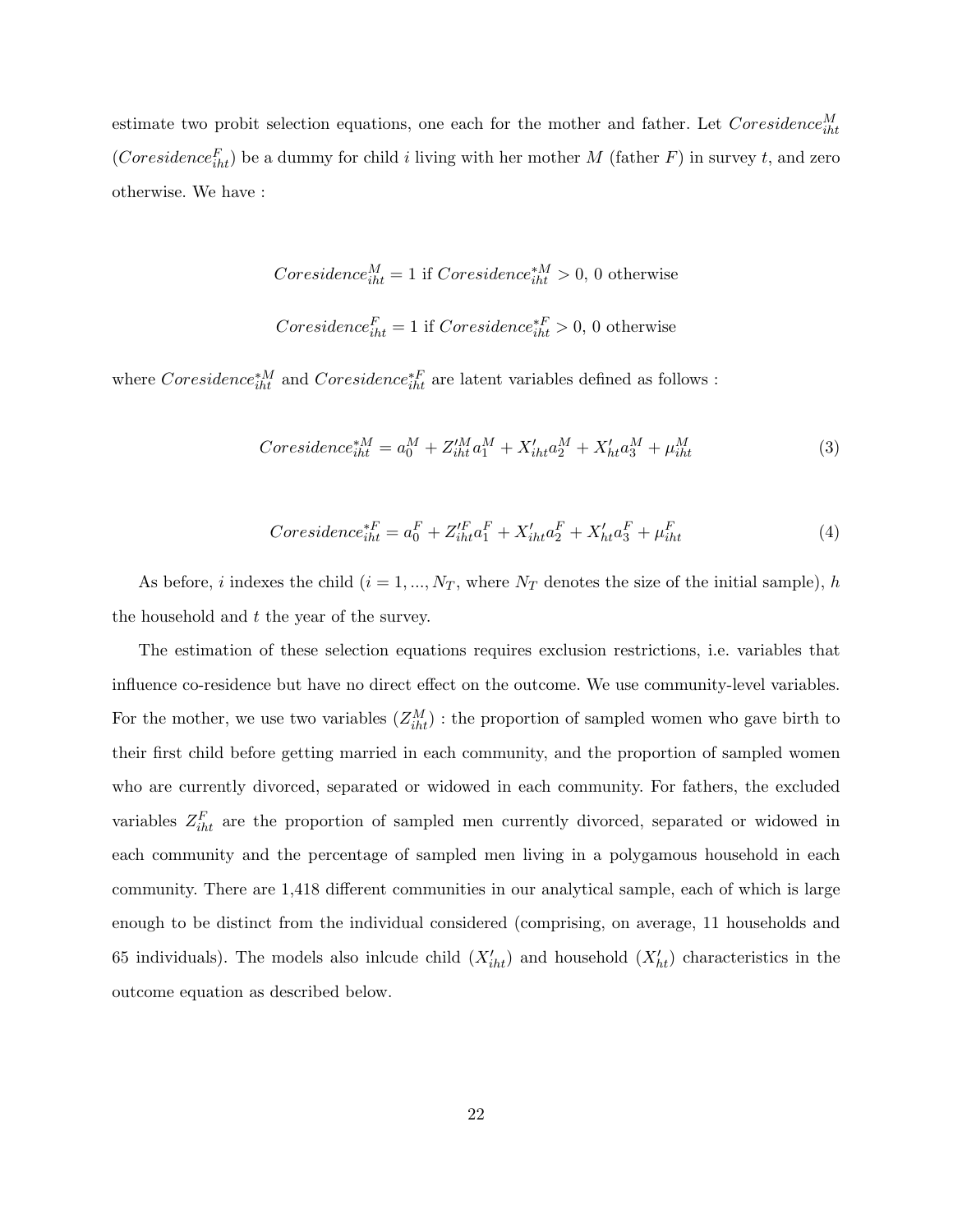estimate two probit selection equations, one each for the mother and father. Let $Coresidence_{iht}^{M}$ ($Coresidence_{iht}^{F}$) be a dummy for child $i$ living with her mother $M$ (father $F$) in survey $t$, and zero otherwise. We have :

$$Coresidence_{iht}^{M} = 1 \text{ if } Coresidence_{iht}^{*M} > 0, \text{ 0 otherwise}$$

$$Coresidence_{iht}^{F} = 1 \text{ if } Coresidence_{iht}^{*F} > 0, \text{ 0 otherwise}$$

where $Coresidence_{iht}^{*M}$ and $Coresidence_{iht}^{*F}$ are latent variables defined as follows :

$$Coresidence_{iht}^{*M} = a_0^M + Z_{iht}'^M a_1^M + X_{iht}' a_2^M + X_{ht}' a_3^M + \mu_{iht}^M \tag{3}$$

$$Coresidence_{iht}^{*F} = a_0^F + Z_{iht}'^F a_1^F + X_{iht}' a_2^F + X_{ht}' a_3^F + \mu_{iht}^F \tag{4}$$

As before, $i$ indexes the child ($i = 1, ..., N_T$, where $N_T$ denotes the size of the initial sample), $h$ the household and $t$ the year of the survey.

The estimation of these selection equations requires exclusion restrictions, i.e. variables that influence co-residence but have no direct effect on the outcome. We use community-level variables. For the mother, we use two variables ($Z_{iht}^{M}$) : the proportion of sampled women who gave birth to their first child before getting married in each community, and the proportion of sampled women who are currently divorced, separated or widowed in each community. For fathers, the excluded variables $Z_{iht}^{F}$ are the proportion of sampled men currently divorced, separated or widowed in each community and the percentage of sampled men living in a polygamous household in each community. There are 1,418 different communities in our analytical sample, each of which is large enough to be distinct from the individual considered (comprising, on average, 11 households and 65 individuals). The models also inlcude child ($X_{iht}'$) and household ($X_{ht}'$) characteristics in the outcome equation as described below.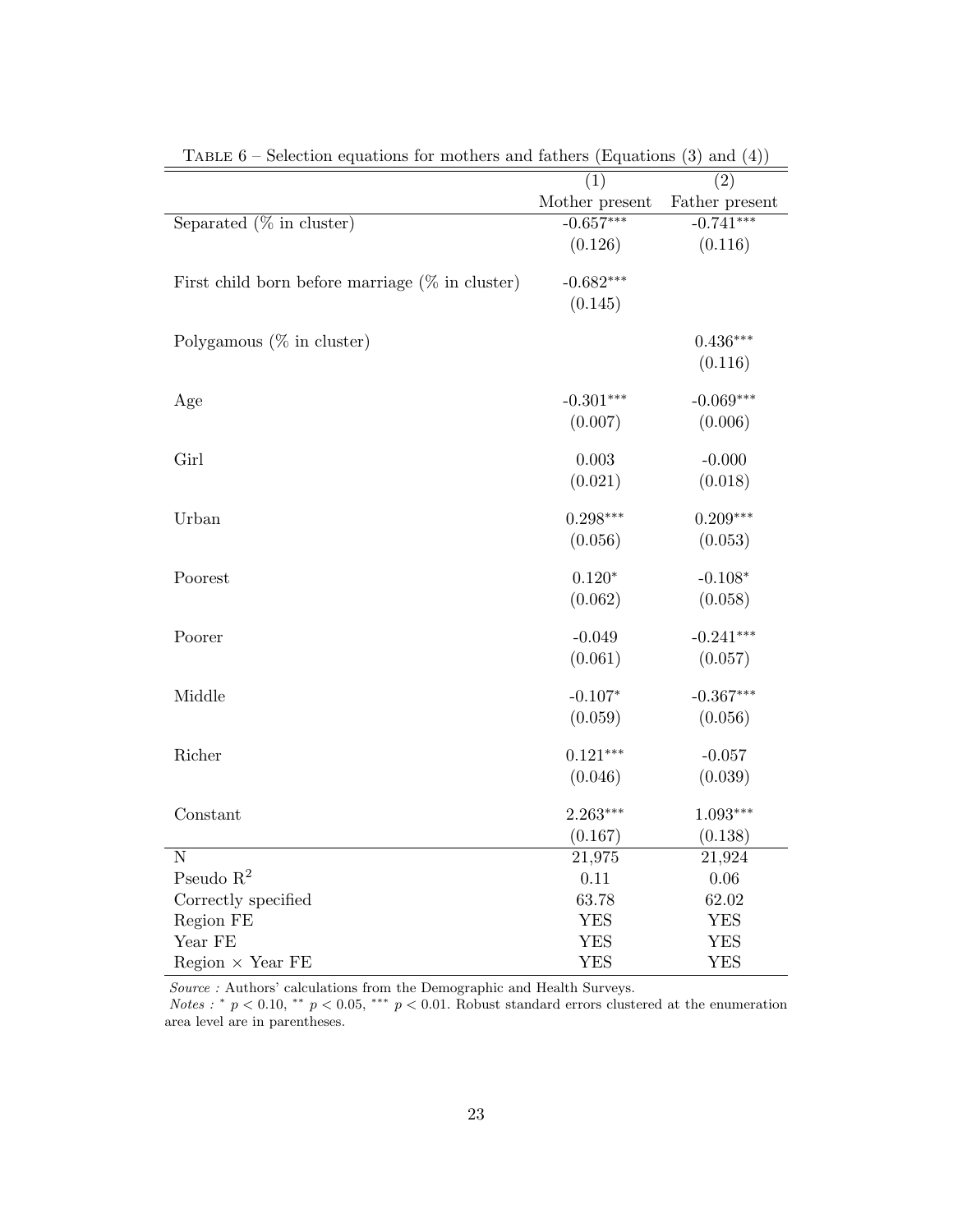Table 6 – Selection equations for mothers and fathers (Equations (3) and (4))

| | (1) | (2) |
|---|---|---|
| | Mother present | Father present |
| Separated (% in cluster) | -0.657*** | -0.741*** |
| | (0.126) | (0.116) |
| First child born before marriage (% in cluster) | -0.682*** | |
| | (0.145) | |
| Polygamous (% in cluster) | | 0.436*** |
| | | (0.116) |
| Age | -0.301*** | -0.069*** |
| | (0.007) | (0.006) |
| Girl | 0.003 | -0.000 |
| | (0.021) | (0.018) |
| Urban | 0.298*** | 0.209*** |
| | (0.056) | (0.053) |
| Poorest | 0.120* | -0.108* |
| | (0.062) | (0.058) |
| Poorer | -0.049 | -0.241*** |
| | (0.061) | (0.057) |
| Middle | -0.107* | -0.367*** |
| | (0.059) | (0.056) |
| Richer | 0.121*** | -0.057 |
| | (0.046) | (0.039) |
| Constant | 2.263*** | 1.093*** |
| | (0.167) | (0.138) |
| N | 21,975 | 21,924 |
| Pseudo $R^2$ | 0.11 | 0.06 |
| Correctly specified | 63.78 | 62.02 |
| Region FE | YES | YES |
| Year FE | YES | YES |
| Region × Year FE | YES | YES |

*Source :* Authors' calculations from the Demographic and Health Surveys.
*Notes :* * $p < 0.10$, ** $p < 0.05$, *** $p < 0.01$. Robust standard errors clustered at the enumeration area level are in parentheses.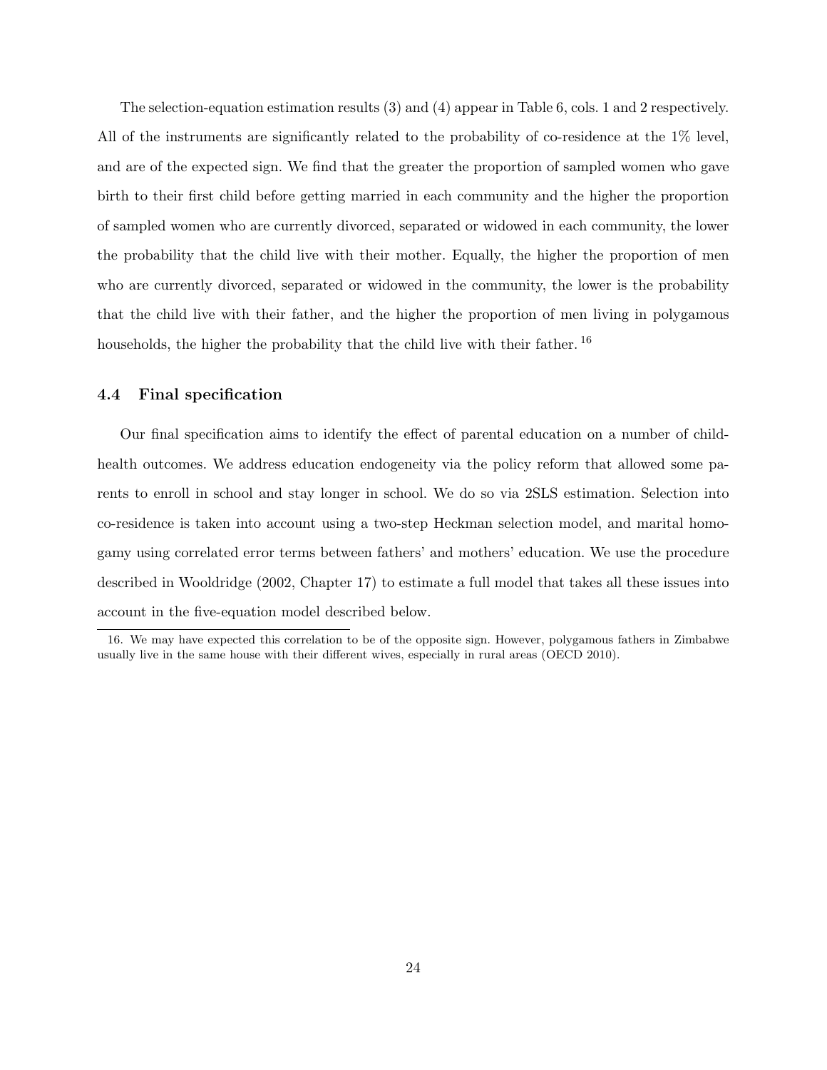The selection-equation estimation results (3) and (4) appear in Table 6, cols. 1 and 2 respectively. All of the instruments are significantly related to the probability of co-residence at the 1% level, and are of the expected sign. We find that the greater the proportion of sampled women who gave birth to their first child before getting married in each community and the higher the proportion of sampled women who are currently divorced, separated or widowed in each community, the lower the probability that the child live with their mother. Equally, the higher the proportion of men who are currently divorced, separated or widowed in the community, the lower is the probability that the child live with their father, and the higher the proportion of men living in polygamous households, the higher the probability that the child live with their father.[16]

### 4.4 Final specification

Our final specification aims to identify the effect of parental education on a number of child-health outcomes. We address education endogeneity via the policy reform that allowed some parents to enroll in school and stay longer in school. We do so via 2SLS estimation. Selection into co-residence is taken into account using a two-step Heckman selection model, and marital homogamy using correlated error terms between fathers' and mothers' education. We use the procedure described in Wooldridge (2002, Chapter 17) to estimate a full model that takes all these issues into account in the five-equation model described below.

16. We may have expected this correlation to be of the opposite sign. However, polygamous fathers in Zimbabwe usually live in the same house with their different wives, especially in rural areas (OECD 2010).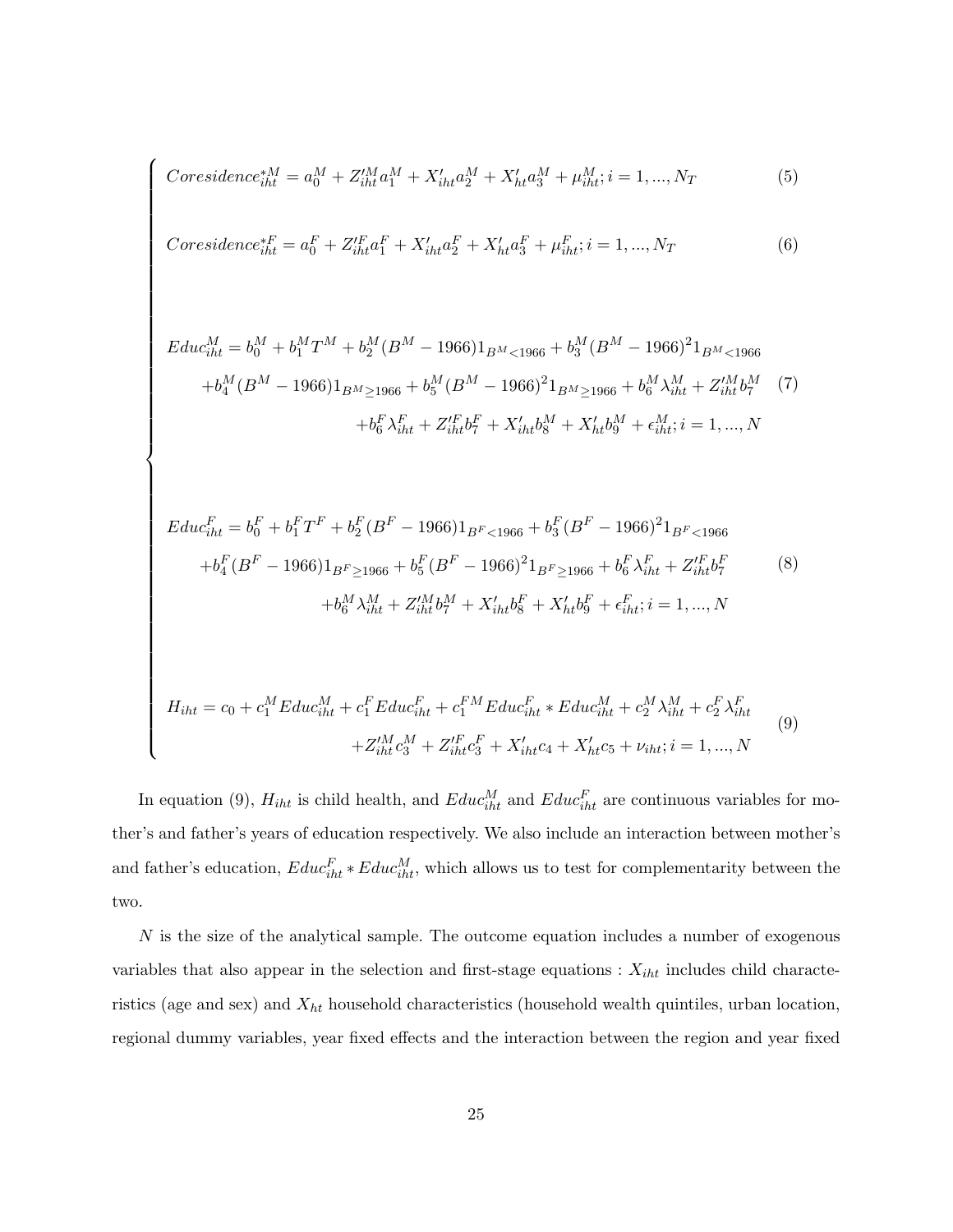$$
\begin{cases}
Coresidence^{*M}_{iht} = a^M_0 + Z'^M_{iht}a^M_1 + X'_{iht}a^M_2 + X'_{ht}a^M_3 + \mu^M_{iht}; i = 1, ..., N_T & (5) \\
\\
Coresidence^{*F}_{iht} = a^F_0 + Z'^F_{iht}a^F_1 + X'_{iht}a^F_2 + X'_{ht}a^F_3 + \mu^F_{iht}; i = 1, ..., N_T & (6) \\
\\
\begin{aligned} Educ^M_{iht} = b^M_0 + b^M_1 T^M + b^M_2 (B^M - 1966)1_{B^M<1966} + b^M_3 (B^M - 1966)^2 1_{B^M<1966} \\ + b^M_4 (B^M - 1966)1_{B^M \geq 1966} + b^M_5 (B^M - 1966)^2 1_{B^M \geq 1966} + b^M_6 \lambda^M_{iht} + Z'^M_{iht} b^M_7 \\ + b^F_6 \lambda^F_{iht} + Z'^F_{iht} b^F_7 + X'_{iht} b^M_8 + X'_{ht} b^M_9 + \epsilon^M_{iht}; i = 1, ..., N \end{aligned} & (7) \\
\\
\begin{aligned} Educ^F_{iht} = b^F_0 + b^F_1 T^F + b^F_2 (B^F - 1966)1_{B^F<1966} + b^F_3 (B^F - 1966)^2 1_{B^F<1966} \\ + b^F_4 (B^F - 1966)1_{B^F \geq 1966} + b^F_5 (B^F - 1966)^2 1_{B^F \geq 1966} + b^F_6 \lambda^F_{iht} + Z'^F_{iht} b^F_7 \\ + b^M_6 \lambda^M_{iht} + Z'^M_{iht} b^M_7 + X'_{iht} b^F_8 + X'_{ht} b^F_9 + \epsilon^F_{iht}; i = 1, ..., N \end{aligned} & (8) \\
\\
\begin{aligned} H_{iht} = c_0 + c^M_1 Educ^M_{iht} + c^F_1 Educ^F_{iht} + c^{FM}_1 Educ^F_{iht} * Educ^M_{iht} + c^M_2 \lambda^M_{iht} + c^F_2 \lambda^F_{iht} \\ + Z'^M_{iht} c^M_3 + Z'^F_{iht} c^F_3 + X'_{iht} c_4 + X'_{ht} c_5 + \nu_{iht}; i = 1, ..., N \end{aligned} & (9)
\end{cases}
$$

In equation (9), $H_{iht}$ is child health, and $Educ^M_{iht}$ and $Educ^F_{iht}$ are continuous variables for mother's and father's years of education respectively. We also include an interaction between mother's and father's education, $Educ^F_{iht} * Educ^M_{iht}$, which allows us to test for complementarity between the two.

$N$ is the size of the analytical sample. The outcome equation includes a number of exogenous variables that also appear in the selection and first-stage equations : $X_{iht}$ includes child characteristics (age and sex) and $X_{ht}$ household characteristics (household wealth quintiles, urban location, regional dummy variables, year fixed effects and the interaction between the region and year fixed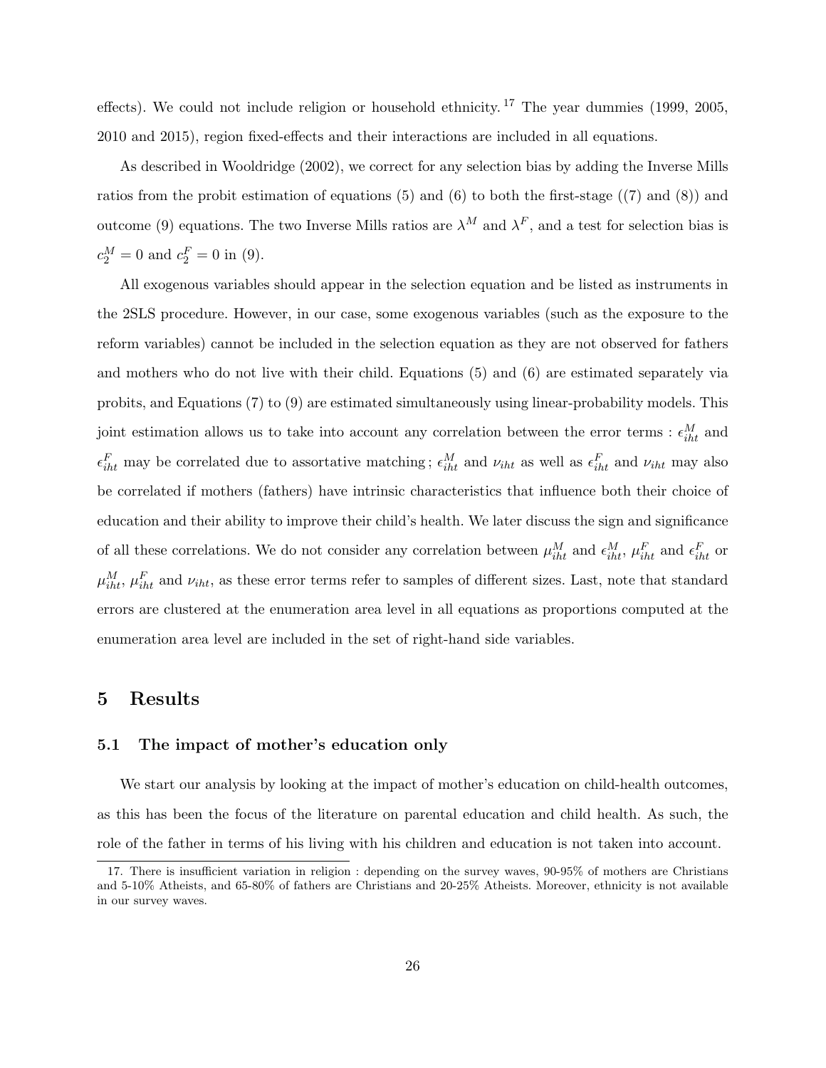effects). We could not include religion or household ethnicity.[17] The year dummies (1999, 2005, 2010 and 2015), region fixed-effects and their interactions are included in all equations.

As described in Wooldridge (2002), we correct for any selection bias by adding the Inverse Mills ratios from the probit estimation of equations (5) and (6) to both the first-stage ((7) and (8)) and outcome (9) equations. The two Inverse Mills ratios are $\lambda^M$ and $\lambda^F$, and a test for selection bias is $c_2^M = 0$ and $c_2^F = 0$ in (9).

All exogenous variables should appear in the selection equation and be listed as instruments in the 2SLS procedure. However, in our case, some exogenous variables (such as the exposure to the reform variables) cannot be included in the selection equation as they are not observed for fathers and mothers who do not live with their child. Equations (5) and (6) are estimated separately via probits, and Equations (7) to (9) are estimated simultaneously using linear-probability models. This joint estimation allows us to take into account any correlation between the error terms : $\epsilon_{iht}^M$ and $\epsilon_{iht}^F$ may be correlated due to assortative matching ; $\epsilon_{iht}^M$ and $\nu_{iht}$ as well as $\epsilon_{iht}^F$ and $\nu_{iht}$ may also be correlated if mothers (fathers) have intrinsic characteristics that influence both their choice of education and their ability to improve their child's health. We later discuss the sign and significance of all these correlations. We do not consider any correlation between $\mu_{iht}^M$ and $\epsilon_{iht}^M$, $\mu_{iht}^F$ and $\epsilon_{iht}^F$ or $\mu_{iht}^M$, $\mu_{iht}^F$ and $\nu_{iht}$, as these error terms refer to samples of different sizes. Last, note that standard errors are clustered at the enumeration area level in all equations as proportions computed at the enumeration area level are included in the set of right-hand side variables.

# 5 Results

## 5.1 The impact of mother's education only

We start our analysis by looking at the impact of mother's education on child-health outcomes, as this has been the focus of the literature on parental education and child health. As such, the role of the father in terms of his living with his children and education is not taken into account.

17. There is insufficient variation in religion : depending on the survey waves, 90-95% of mothers are Christians and 5-10% Atheists, and 65-80% of fathers are Christians and 20-25% Atheists. Moreover, ethnicity is not available in our survey waves.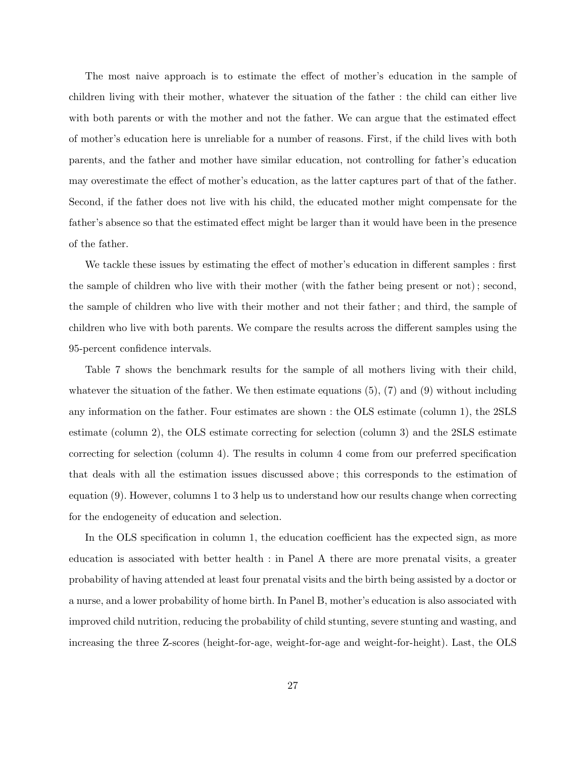The most naive approach is to estimate the effect of mother's education in the sample of children living with their mother, whatever the situation of the father : the child can either live with both parents or with the mother and not the father. We can argue that the estimated effect of mother's education here is unreliable for a number of reasons. First, if the child lives with both parents, and the father and mother have similar education, not controlling for father's education may overestimate the effect of mother's education, as the latter captures part of that of the father. Second, if the father does not live with his child, the educated mother might compensate for the father's absence so that the estimated effect might be larger than it would have been in the presence of the father.

We tackle these issues by estimating the effect of mother's education in different samples : first the sample of children who live with their mother (with the father being present or not) ; second, the sample of children who live with their mother and not their father ; and third, the sample of children who live with both parents. We compare the results across the different samples using the 95-percent confidence intervals.

Table 7 shows the benchmark results for the sample of all mothers living with their child, whatever the situation of the father. We then estimate equations (5), (7) and (9) without including any information on the father. Four estimates are shown : the OLS estimate (column 1), the 2SLS estimate (column 2), the OLS estimate correcting for selection (column 3) and the 2SLS estimate correcting for selection (column 4). The results in column 4 come from our preferred specification that deals with all the estimation issues discussed above ; this corresponds to the estimation of equation (9). However, columns 1 to 3 help us to understand how our results change when correcting for the endogeneity of education and selection.

In the OLS specification in column 1, the education coefficient has the expected sign, as more education is associated with better health : in Panel A there are more prenatal visits, a greater probability of having attended at least four prenatal visits and the birth being assisted by a doctor or a nurse, and a lower probability of home birth. In Panel B, mother's education is also associated with improved child nutrition, reducing the probability of child stunting, severe stunting and wasting, and increasing the three Z-scores (height-for-age, weight-for-age and weight-for-height). Last, the OLS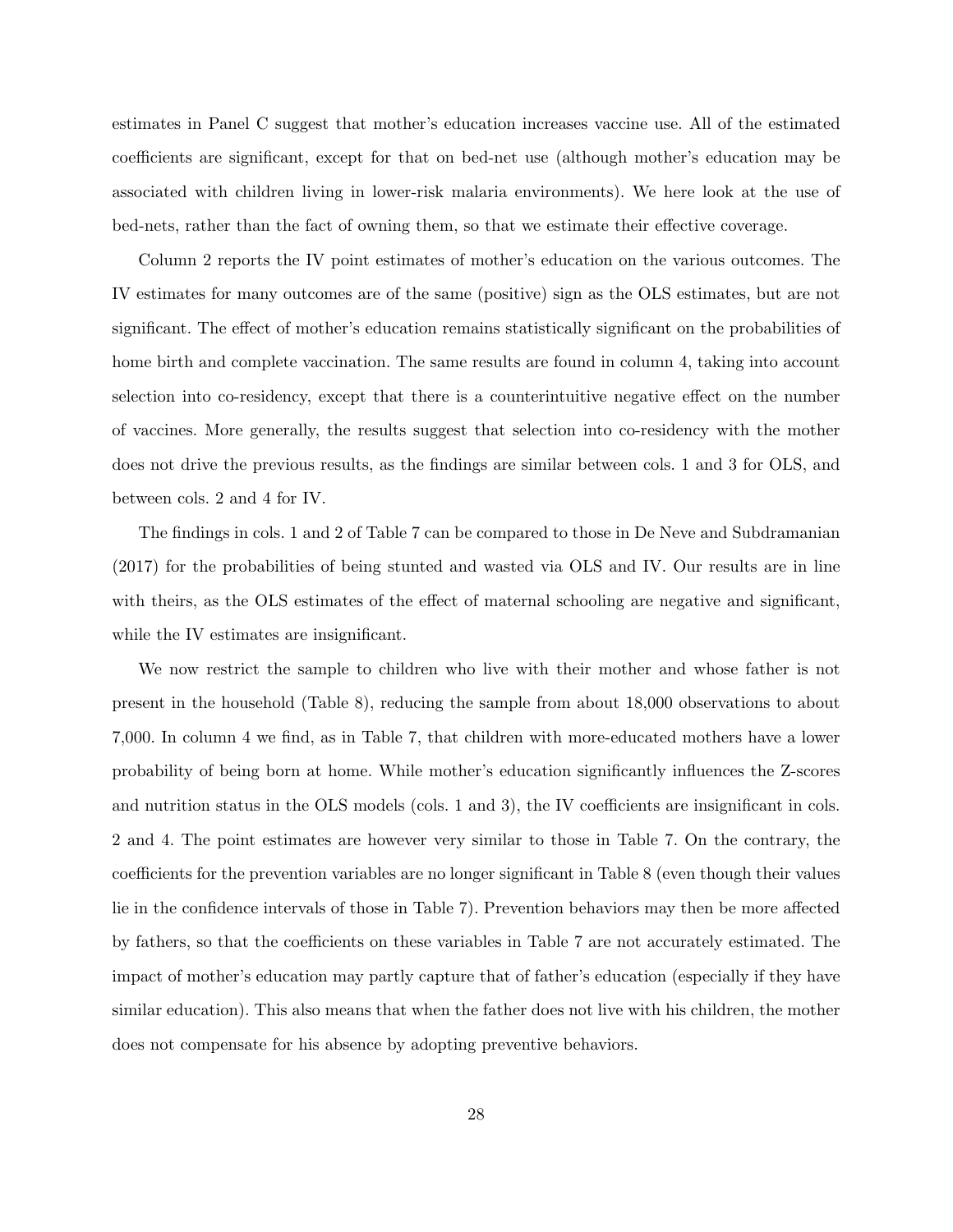estimates in Panel C suggest that mother's education increases vaccine use. All of the estimated coefficients are significant, except for that on bed-net use (although mother's education may be associated with children living in lower-risk malaria environments). We here look at the use of bed-nets, rather than the fact of owning them, so that we estimate their effective coverage.

Column 2 reports the IV point estimates of mother's education on the various outcomes. The IV estimates for many outcomes are of the same (positive) sign as the OLS estimates, but are not significant. The effect of mother's education remains statistically significant on the probabilities of home birth and complete vaccination. The same results are found in column 4, taking into account selection into co-residency, except that there is a counterintuitive negative effect on the number of vaccines. More generally, the results suggest that selection into co-residency with the mother does not drive the previous results, as the findings are similar between cols. 1 and 3 for OLS, and between cols. 2 and 4 for IV.

The findings in cols. 1 and 2 of Table 7 can be compared to those in De Neve and Subdramanian (2017) for the probabilities of being stunted and wasted via OLS and IV. Our results are in line with theirs, as the OLS estimates of the effect of maternal schooling are negative and significant, while the IV estimates are insignificant.

We now restrict the sample to children who live with their mother and whose father is not present in the household (Table 8), reducing the sample from about 18,000 observations to about 7,000. In column 4 we find, as in Table 7, that children with more-educated mothers have a lower probability of being born at home. While mother's education significantly influences the Z-scores and nutrition status in the OLS models (cols. 1 and 3), the IV coefficients are insignificant in cols. 2 and 4. The point estimates are however very similar to those in Table 7. On the contrary, the coefficients for the prevention variables are no longer significant in Table 8 (even though their values lie in the confidence intervals of those in Table 7). Prevention behaviors may then be more affected by fathers, so that the coefficients on these variables in Table 7 are not accurately estimated. The impact of mother's education may partly capture that of father's education (especially if they have similar education). This also means that when the father does not live with his children, the mother does not compensate for his absence by adopting preventive behaviors.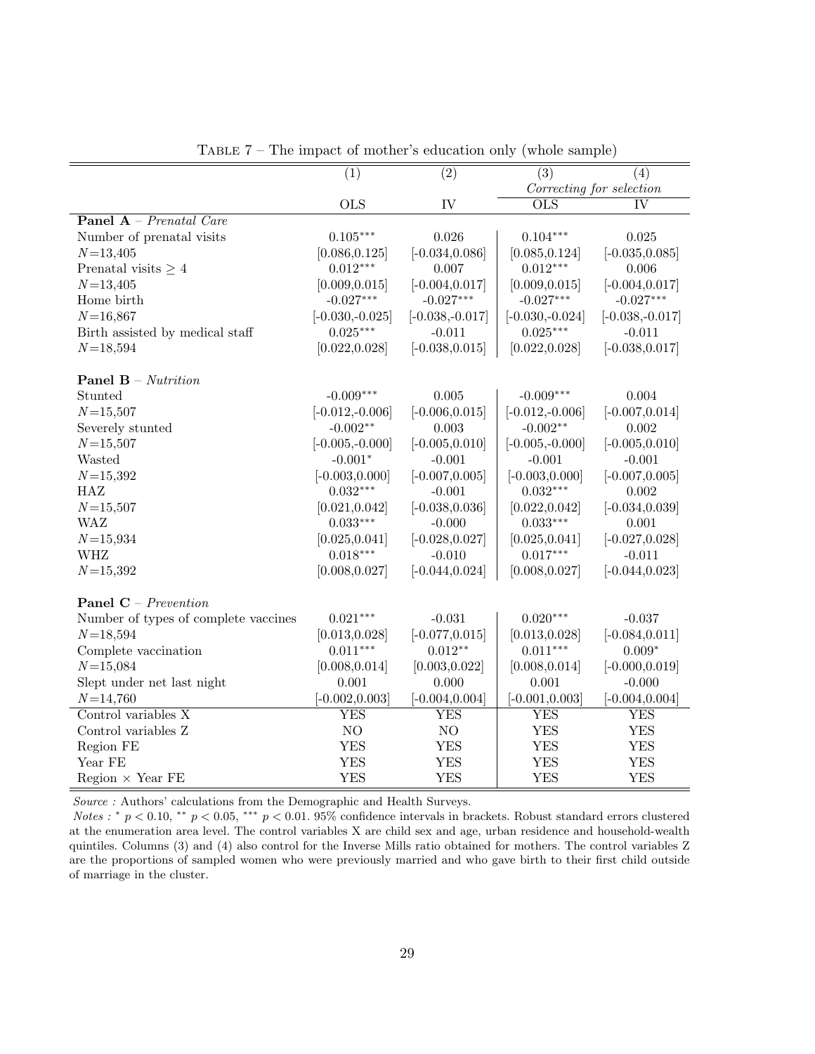Table 7 – The impact of mother's education only (whole sample)

| | (1) | (2) | (3) | (4) |
|---|---|---|---|---|
| | | | *Correcting for selection* | |
| | OLS | IV | OLS | IV |
| **Panel A** – *Prenatal Care* | | | | |
| Number of prenatal visits | $0.105^{***}$ | 0.026 | $0.104^{***}$ | 0.025 |
| $N$=13,405 | [0.086,0.125] | [-0.034,0.086] | [0.085,0.124] | [-0.035,0.085] |
| Prenatal visits $\geq 4$ | $0.012^{***}$ | 0.007 | $0.012^{***}$ | 0.006 |
| $N$=13,405 | [0.009,0.015] | [-0.004,0.017] | [0.009,0.015] | [-0.004,0.017] |
| Home birth | $-0.027^{***}$ | $-0.027^{***}$ | $-0.027^{***}$ | $-0.027^{***}$ |
| $N$=16,867 | [-0.030,-0.025] | [-0.038,-0.017] | [-0.030,-0.024] | [-0.038,-0.017] |
| Birth assisted by medical staff | $0.025^{***}$ | -0.011 | $0.025^{***}$ | -0.011 |
| $N$=18,594 | [0.022,0.028] | [-0.038,0.015] | [0.022,0.028] | [-0.038,0.017] |
| **Panel B** – *Nutrition* | | | | |
| Stunted | $-0.009^{***}$ | 0.005 | $-0.009^{***}$ | 0.004 |
| $N$=15,507 | [-0.012,-0.006] | [-0.006,0.015] | [-0.012,-0.006] | [-0.007,0.014] |
| Severely stunted | $-0.002^{**}$ | 0.003 | $-0.002^{**}$ | 0.002 |
| $N$=15,507 | [-0.005,-0.000] | [-0.005,0.010] | [-0.005,-0.000] | [-0.005,0.010] |
| Wasted | $-0.001^{*}$ | -0.001 | -0.001 | -0.001 |
| $N$=15,392 | [-0.003,0.000] | [-0.007,0.005] | [-0.003,0.000] | [-0.007,0.005] |
| HAZ | $0.032^{***}$ | -0.001 | $0.032^{***}$ | 0.002 |
| $N$=15,507 | [0.021,0.042] | [-0.038,0.036] | [0.022,0.042] | [-0.034,0.039] |
| WAZ | $0.033^{***}$ | -0.000 | $0.033^{***}$ | 0.001 |
| $N$=15,934 | [0.025,0.041] | [-0.028,0.027] | [0.025,0.041] | [-0.027,0.028] |
| WHZ | $0.018^{***}$ | -0.010 | $0.017^{***}$ | -0.011 |
| $N$=15,392 | [0.008,0.027] | [-0.044,0.024] | [0.008,0.027] | [-0.044,0.023] |
| **Panel C** – *Prevention* | | | | |
| Number of types of complete vaccines | $0.021^{***}$ | -0.031 | $0.020^{***}$ | -0.037 |
| $N$=18,594 | [0.013,0.028] | [-0.077,0.015] | [0.013,0.028] | [-0.084,0.011] |
| Complete vaccination | $0.011^{***}$ | $0.012^{**}$ | $0.011^{***}$ | $0.009^{*}$ |
| $N$=15,084 | [0.008,0.014] | [0.003,0.022] | [0.008,0.014] | [-0.000,0.019] |
| Slept under net last night | 0.001 | 0.000 | 0.001 | -0.000 |
| $N$=14,760 | [-0.002,0.003] | [-0.004,0.004] | [-0.001,0.003] | [-0.004,0.004] |
| Control variables X | YES | YES | YES | YES |
| Control variables Z | NO | NO | YES | YES |
| Region FE | YES | YES | YES | YES |
| Year FE | YES | YES | YES | YES |
| Region × Year FE | YES | YES | YES | YES |

*Source :* Authors' calculations from the Demographic and Health Surveys.

*Notes :* $^{*}$ $p < 0.10$, $^{**}$ $p < 0.05$, $^{***}$ $p < 0.01$. 95% confidence intervals in brackets. Robust standard errors clustered at the enumeration area level. The control variables X are child sex and age, urban residence and household-wealth quintiles. Columns (3) and (4) also control for the Inverse Mills ratio obtained for mothers. The control variables Z are the proportions of sampled women who were previously married and who gave birth to their first child outside of marriage in the cluster.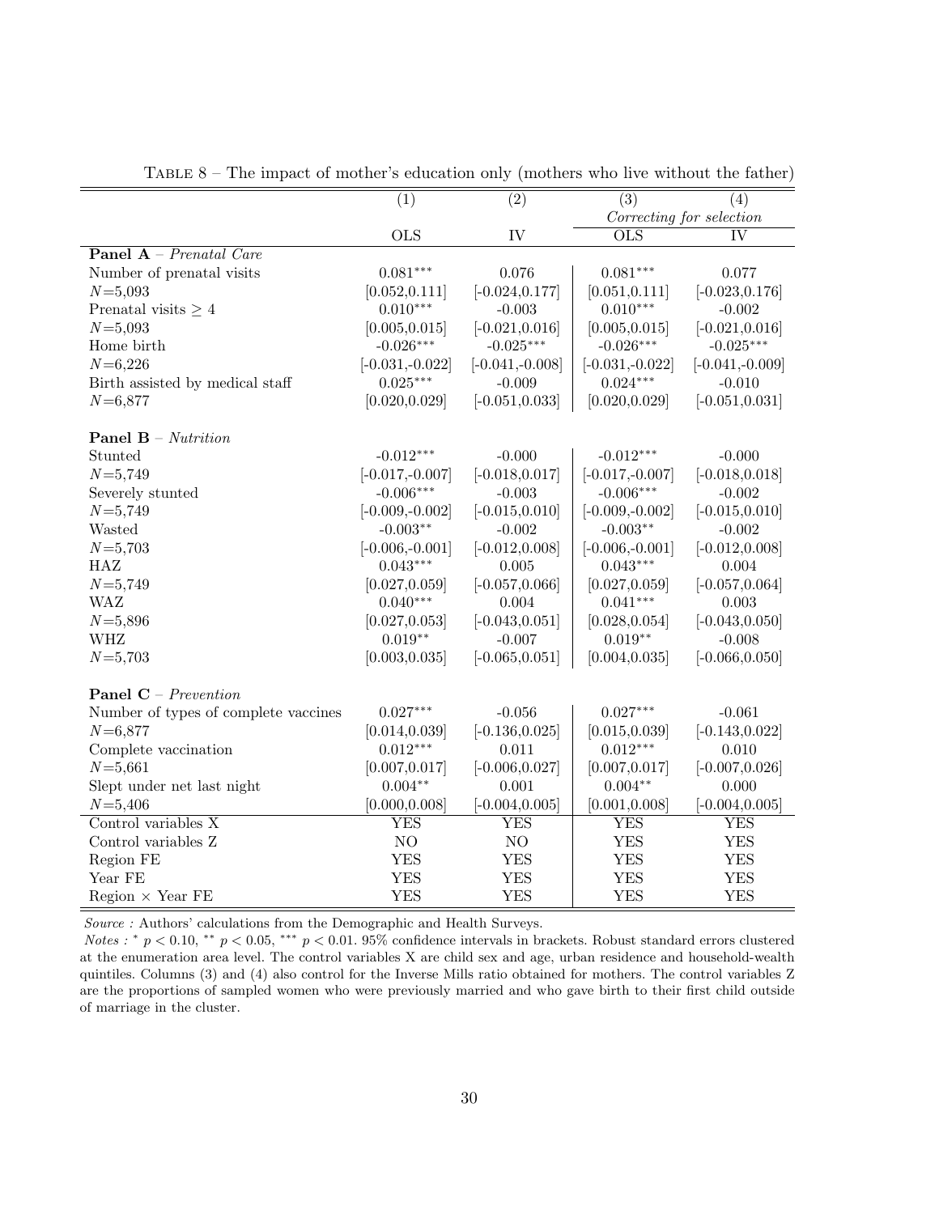Table 8 – The impact of mother's education only (mothers who live without the father)

| | (1) | (2) | (3) | (4) |
|---|---|---|---|---|
| | | | *Correcting for selection* | |
| | OLS | IV | OLS | IV |
| **Panel A** – *Prenatal Care* | | | | |
| Number of prenatal visits | $0.081^{***}$ | 0.076 | $0.081^{***}$ | 0.077 |
| $N$=5,093 | [0.052,0.111] | [-0.024,0.177] | [0.051,0.111] | [-0.023,0.176] |
| Prenatal visits $\geq 4$ | $0.010^{***}$ | -0.003 | $0.010^{***}$ | -0.002 |
| $N$=5,093 | [0.005,0.015] | [-0.021,0.016] | [0.005,0.015] | [-0.021,0.016] |
| Home birth | $-0.026^{***}$ | $-0.025^{***}$ | $-0.026^{***}$ | $-0.025^{***}$ |
| $N$=6,226 | [-0.031,-0.022] | [-0.041,-0.008] | [-0.031,-0.022] | [-0.041,-0.009] |
| Birth assisted by medical staff | $0.025^{***}$ | -0.009 | $0.024^{***}$ | -0.010 |
| $N$=6,877 | [0.020,0.029] | [-0.051,0.033] | [0.020,0.029] | [-0.051,0.031] |
| **Panel B** – *Nutrition* | | | | |
| Stunted | $-0.012^{***}$ | -0.000 | $-0.012^{***}$ | -0.000 |
| $N$=5,749 | [-0.017,-0.007] | [-0.018,0.017] | [-0.017,-0.007] | [-0.018,0.018] |
| Severely stunted | $-0.006^{***}$ | -0.003 | $-0.006^{***}$ | -0.002 |
| $N$=5,749 | [-0.009,-0.002] | [-0.015,0.010] | [-0.009,-0.002] | [-0.015,0.010] |
| Wasted | $-0.003^{**}$ | -0.002 | $-0.003^{**}$ | -0.002 |
| $N$=5,703 | [-0.006,-0.001] | [-0.012,0.008] | [-0.006,-0.001] | [-0.012,0.008] |
| HAZ | $0.043^{***}$ | 0.005 | $0.043^{***}$ | 0.004 |
| $N$=5,749 | [0.027,0.059] | [-0.057,0.066] | [0.027,0.059] | [-0.057,0.064] |
| WAZ | $0.040^{***}$ | 0.004 | $0.041^{***}$ | 0.003 |
| $N$=5,896 | [0.027,0.053] | [-0.043,0.051] | [0.028,0.054] | [-0.043,0.050] |
| WHZ | $0.019^{**}$ | -0.007 | $0.019^{**}$ | -0.008 |
| $N$=5,703 | [0.003,0.035] | [-0.065,0.051] | [0.004,0.035] | [-0.066,0.050] |
| **Panel C** – *Prevention* | | | | |
| Number of types of complete vaccines | $0.027^{***}$ | -0.056 | $0.027^{***}$ | -0.061 |
| $N$=6,877 | [0.014,0.039] | [-0.136,0.025] | [0.015,0.039] | [-0.143,0.022] |
| Complete vaccination | $0.012^{***}$ | 0.011 | $0.012^{***}$ | 0.010 |
| $N$=5,661 | [0.007,0.017] | [-0.006,0.027] | [0.007,0.017] | [-0.007,0.026] |
| Slept under net last night | $0.004^{**}$ | 0.001 | $0.004^{**}$ | 0.000 |
| $N$=5,406 | [0.000,0.008] | [-0.004,0.005] | [0.001,0.008] | [-0.004,0.005] |
| Control variables X | YES | YES | YES | YES |
| Control variables Z | NO | NO | YES | YES |
| Region FE | YES | YES | YES | YES |
| Year FE | YES | YES | YES | YES |
| Region × Year FE | YES | YES | YES | YES |

*Source :* Authors' calculations from the Demographic and Health Surveys.

*Notes :* $^{*}$ $p < 0.10$, $^{**}$ $p < 0.05$, $^{***}$ $p < 0.01$. 95% confidence intervals in brackets. Robust standard errors clustered at the enumeration area level. The control variables X are child sex and age, urban residence and household-wealth quintiles. Columns (3) and (4) also control for the Inverse Mills ratio obtained for mothers. The control variables Z are the proportions of sampled women who were previously married and who gave birth to their first child outside of marriage in the cluster.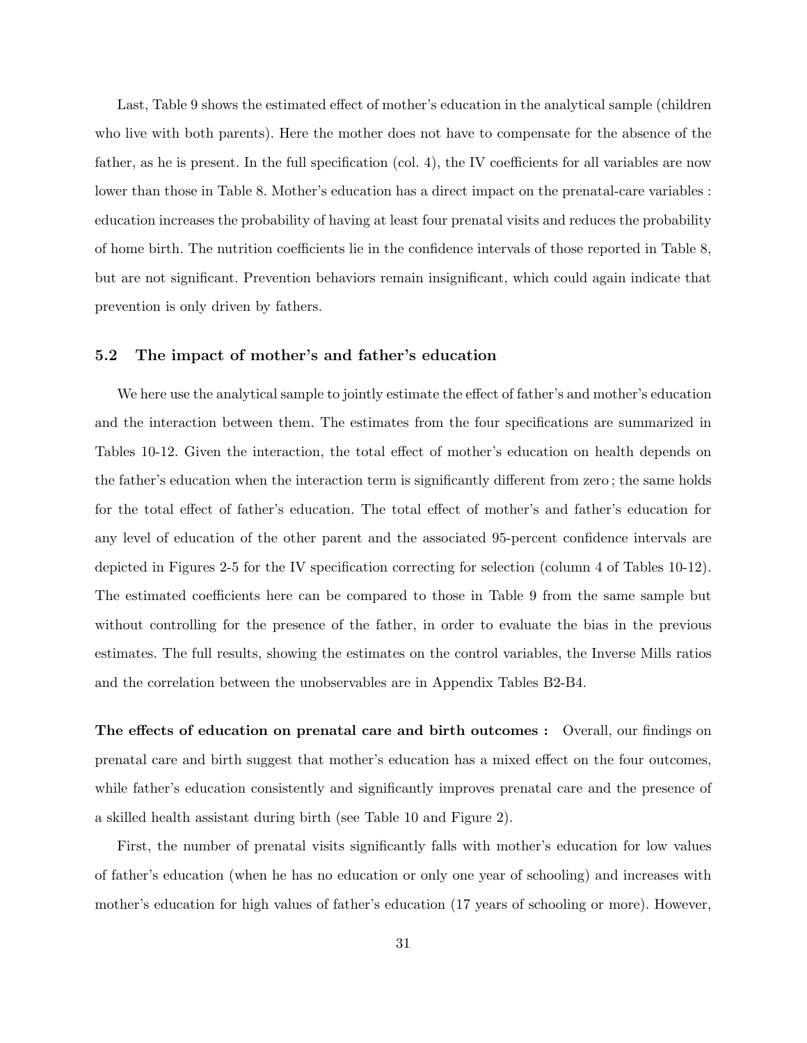Last, Table 9 shows the estimated effect of mother's education in the analytical sample (children who live with both parents). Here the mother does not have to compensate for the absence of the father, as he is present. In the full specification (col. 4), the IV coefficients for all variables are now lower than those in Table 8. Mother's education has a direct impact on the prenatal-care variables : education increases the probability of having at least four prenatal visits and reduces the probability of home birth. The nutrition coefficients lie in the confidence intervals of those reported in Table 8, but are not significant. Prevention behaviors remain insignificant, which could again indicate that prevention is only driven by fathers.

### 5.2 The impact of mother's and father's education

We here use the analytical sample to jointly estimate the effect of father's and mother's education and the interaction between them. The estimates from the four specifications are summarized in Tables 10-12. Given the interaction, the total effect of mother's education on health depends on the father's education when the interaction term is significantly different from zero ; the same holds for the total effect of father's education. The total effect of mother's and father's education for any level of education of the other parent and the associated 95-percent confidence intervals are depicted in Figures 2-5 for the IV specification correcting for selection (column 4 of Tables 10-12). The estimated coefficients here can be compared to those in Table 9 from the same sample but without controlling for the presence of the father, in order to evaluate the bias in the previous estimates. The full results, showing the estimates on the control variables, the Inverse Mills ratios and the correlation between the unobservables are in Appendix Tables B2-B4.

**The effects of education on prenatal care and birth outcomes :** Overall, our findings on prenatal care and birth suggest that mother's education has a mixed effect on the four outcomes, while father's education consistently and significantly improves prenatal care and the presence of a skilled health assistant during birth (see Table 10 and Figure 2).

First, the number of prenatal visits significantly falls with mother's education for low values of father's education (when he has no education or only one year of schooling) and increases with mother's education for high values of father's education (17 years of schooling or more). However,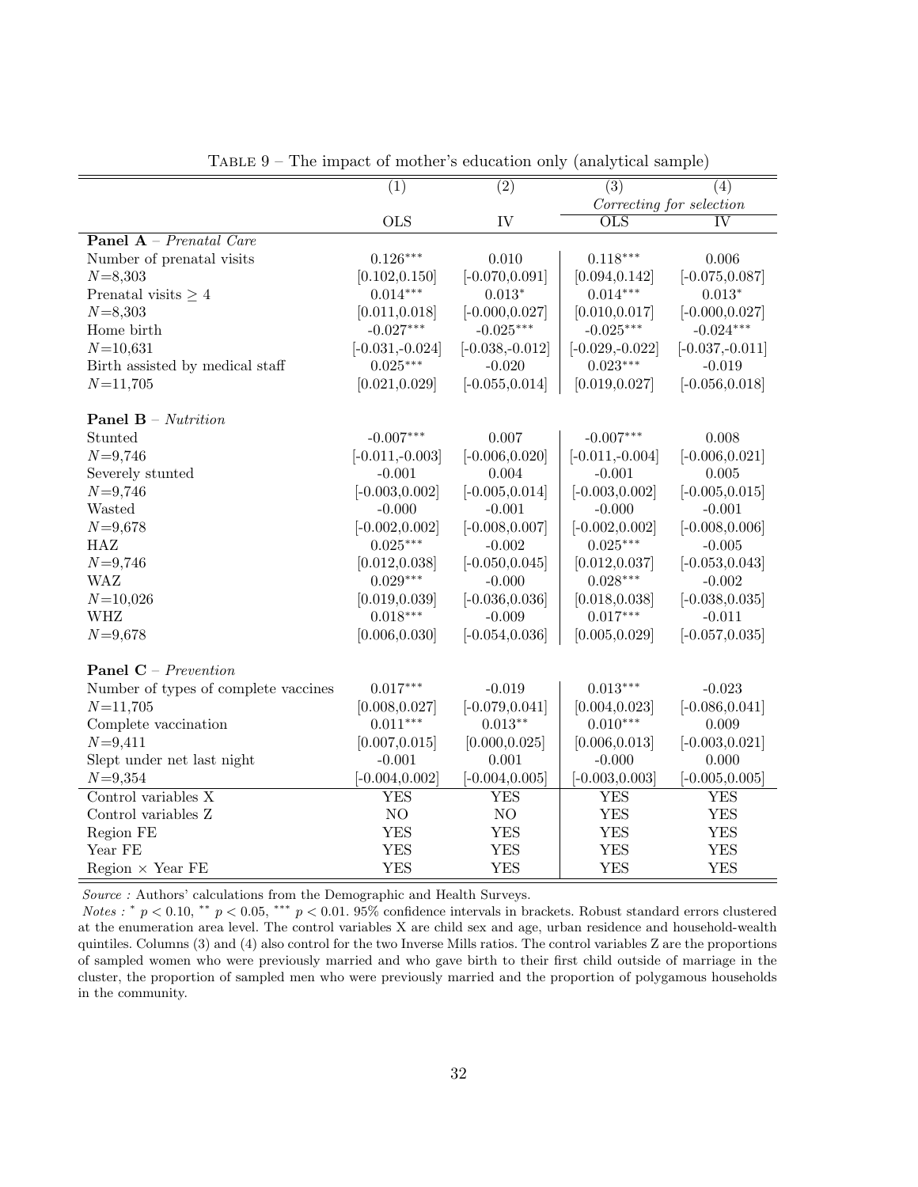TABLE 9 – The impact of mother's education only (analytical sample)

| | (1) | (2) | (3) | (4) |
|---|---|---|---|---|
| | | | *Correcting for selection* | |
| | OLS | IV | OLS | IV |
| **Panel A** – *Prenatal Care* | | | | |
| Number of prenatal visits | $0.126^{***}$ | 0.010 | $0.118^{***}$ | 0.006 |
| $N$=8,303 | [0.102,0.150] | [-0.070,0.091] | [0.094,0.142] | [-0.075,0.087] |
| Prenatal visits $\geq 4$ | $0.014^{***}$ | $0.013^{*}$ | $0.014^{***}$ | $0.013^{*}$ |
| $N$=8,303 | [0.011,0.018] | [-0.000,0.027] | [0.010,0.017] | [-0.000,0.027] |
| Home birth | $-0.027^{***}$ | $-0.025^{***}$ | $-0.025^{***}$ | $-0.024^{***}$ |
| $N$=10,631 | [-0.031,-0.024] | [-0.038,-0.012] | [-0.029,-0.022] | [-0.037,-0.011] |
| Birth assisted by medical staff | $0.025^{***}$ | -0.020 | $0.023^{***}$ | -0.019 |
| $N$=11,705 | [0.021,0.029] | [-0.055,0.014] | [0.019,0.027] | [-0.056,0.018] |
| **Panel B** – *Nutrition* | | | | |
| Stunted | $-0.007^{***}$ | 0.007 | $-0.007^{***}$ | 0.008 |
| $N$=9,746 | [-0.011,-0.003] | [-0.006,0.020] | [-0.011,-0.004] | [-0.006,0.021] |
| Severely stunted | -0.001 | 0.004 | -0.001 | 0.005 |
| $N$=9,746 | [-0.003,0.002] | [-0.005,0.014] | [-0.003,0.002] | [-0.005,0.015] |
| Wasted | -0.000 | -0.001 | -0.000 | -0.001 |
| $N$=9,678 | [-0.002,0.002] | [-0.008,0.007] | [-0.002,0.002] | [-0.008,0.006] |
| HAZ | $0.025^{***}$ | -0.002 | $0.025^{***}$ | -0.005 |
| $N$=9,746 | [0.012,0.038] | [-0.050,0.045] | [0.012,0.037] | [-0.053,0.043] |
| WAZ | $0.029^{***}$ | -0.000 | $0.028^{***}$ | -0.002 |
| $N$=10,026 | [0.019,0.039] | [-0.036,0.036] | [0.018,0.038] | [-0.038,0.035] |
| WHZ | $0.018^{***}$ | -0.009 | $0.017^{***}$ | -0.011 |
| $N$=9,678 | [0.006,0.030] | [-0.054,0.036] | [0.005,0.029] | [-0.057,0.035] |
| **Panel C** – *Prevention* | | | | |
| Number of types of complete vaccines | $0.017^{***}$ | -0.019 | $0.013^{***}$ | -0.023 |
| $N$=11,705 | [0.008,0.027] | [-0.079,0.041] | [0.004,0.023] | [-0.086,0.041] |
| Complete vaccination | $0.011^{***}$ | $0.013^{**}$ | $0.010^{***}$ | 0.009 |
| $N$=9,411 | [0.007,0.015] | [0.000,0.025] | [0.006,0.013] | [-0.003,0.021] |
| Slept under net last night | -0.001 | 0.001 | -0.000 | 0.000 |
| $N$=9,354 | [-0.004,0.002] | [-0.004,0.005] | [-0.003,0.003] | [-0.005,0.005] |
| Control variables X | YES | YES | YES | YES |
| Control variables Z | NO | NO | YES | YES |
| Region FE | YES | YES | YES | YES |
| Year FE | YES | YES | YES | YES |
| Region × Year FE | YES | YES | YES | YES |

*Source :* Authors' calculations from the Demographic and Health Surveys.

*Notes :* $^{*}$ $p < 0.10$, $^{**}$ $p < 0.05$, $^{***}$ $p < 0.01$. 95% confidence intervals in brackets. Robust standard errors clustered at the enumeration area level. The control variables X are child sex and age, urban residence and household-wealth quintiles. Columns (3) and (4) also control for the two Inverse Mills ratios. The control variables Z are the proportions of sampled women who were previously married and who gave birth to their first child outside of marriage in the cluster, the proportion of sampled men who were previously married and the proportion of polygamous households in the community.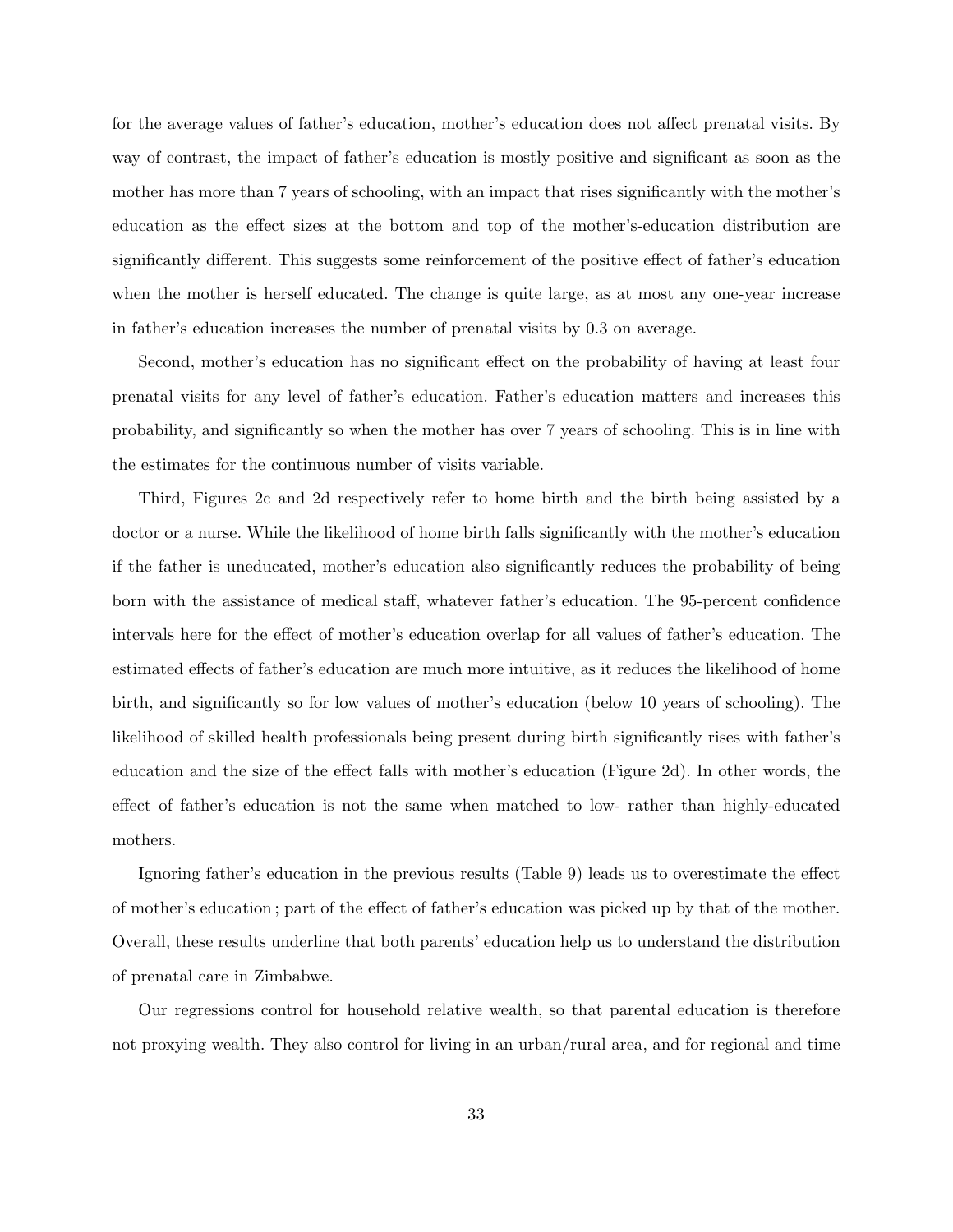for the average values of father's education, mother's education does not affect prenatal visits. By way of contrast, the impact of father's education is mostly positive and significant as soon as the mother has more than 7 years of schooling, with an impact that rises significantly with the mother's education as the effect sizes at the bottom and top of the mother's-education distribution are significantly different. This suggests some reinforcement of the positive effect of father's education when the mother is herself educated. The change is quite large, as at most any one-year increase in father's education increases the number of prenatal visits by 0.3 on average.

Second, mother's education has no significant effect on the probability of having at least four prenatal visits for any level of father's education. Father's education matters and increases this probability, and significantly so when the mother has over 7 years of schooling. This is in line with the estimates for the continuous number of visits variable.

Third, Figures 2c and 2d respectively refer to home birth and the birth being assisted by a doctor or a nurse. While the likelihood of home birth falls significantly with the mother's education if the father is uneducated, mother's education also significantly reduces the probability of being born with the assistance of medical staff, whatever father's education. The 95-percent confidence intervals here for the effect of mother's education overlap for all values of father's education. The estimated effects of father's education are much more intuitive, as it reduces the likelihood of home birth, and significantly so for low values of mother's education (below 10 years of schooling). The likelihood of skilled health professionals being present during birth significantly rises with father's education and the size of the effect falls with mother's education (Figure 2d). In other words, the effect of father's education is not the same when matched to low- rather than highly-educated mothers.

Ignoring father's education in the previous results (Table 9) leads us to overestimate the effect of mother's education ; part of the effect of father's education was picked up by that of the mother. Overall, these results underline that both parents' education help us to understand the distribution of prenatal care in Zimbabwe.

Our regressions control for household relative wealth, so that parental education is therefore not proxying wealth. They also control for living in an urban/rural area, and for regional and time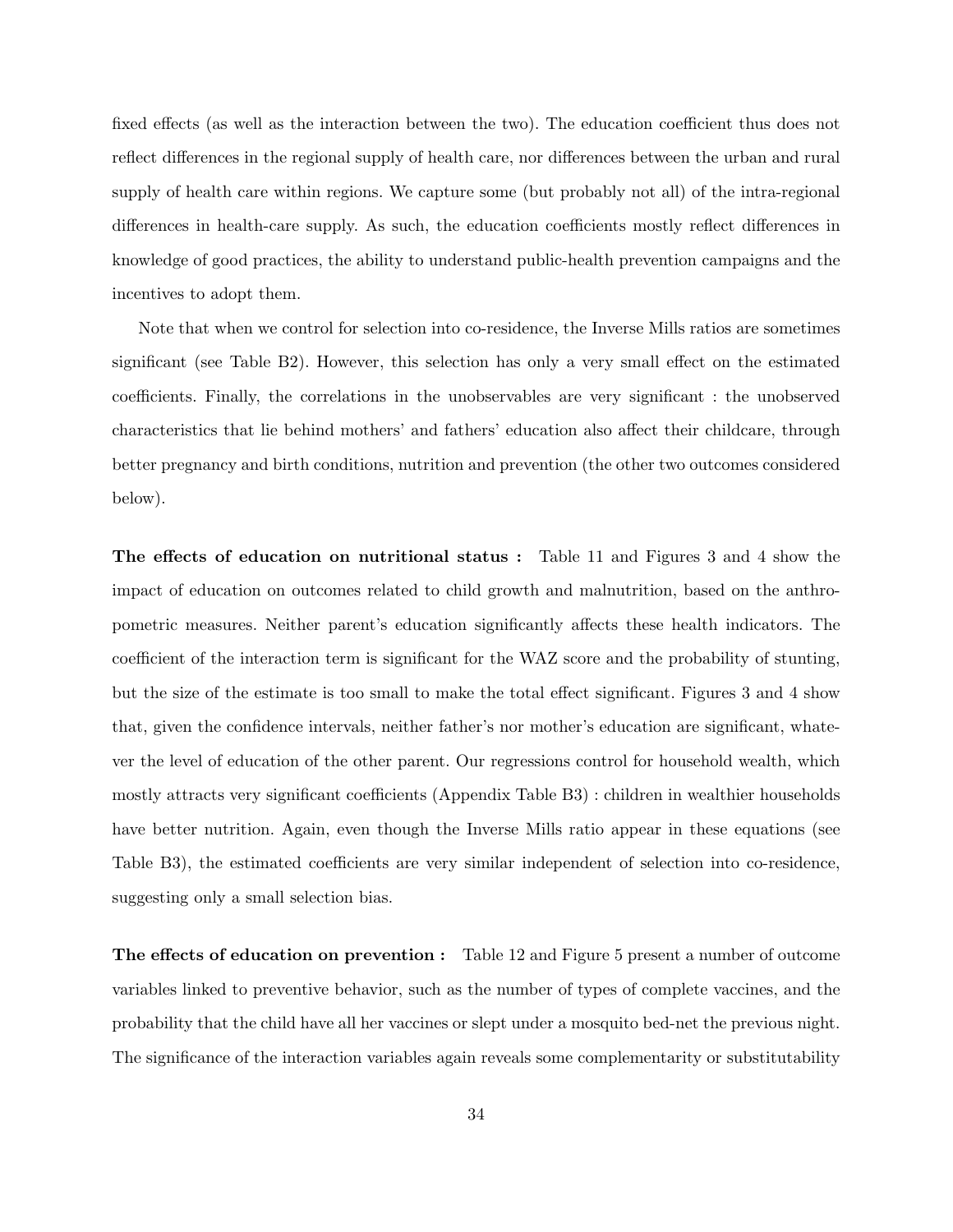fixed effects (as well as the interaction between the two). The education coefficient thus does not reflect differences in the regional supply of health care, nor differences between the urban and rural supply of health care within regions. We capture some (but probably not all) of the intra-regional differences in health-care supply. As such, the education coefficients mostly reflect differences in knowledge of good practices, the ability to understand public-health prevention campaigns and the incentives to adopt them.

Note that when we control for selection into co-residence, the Inverse Mills ratios are sometimes significant (see Table B2). However, this selection has only a very small effect on the estimated coefficients. Finally, the correlations in the unobservables are very significant : the unobserved characteristics that lie behind mothers' and fathers' education also affect their childcare, through better pregnancy and birth conditions, nutrition and prevention (the other two outcomes considered below).

**The effects of education on nutritional status :** Table 11 and Figures 3 and 4 show the impact of education on outcomes related to child growth and malnutrition, based on the anthropometric measures. Neither parent's education significantly affects these health indicators. The coefficient of the interaction term is significant for the WAZ score and the probability of stunting, but the size of the estimate is too small to make the total effect significant. Figures 3 and 4 show that, given the confidence intervals, neither father's nor mother's education are significant, whatever the level of education of the other parent. Our regressions control for household wealth, which mostly attracts very significant coefficients (Appendix Table B3) : children in wealthier households have better nutrition. Again, even though the Inverse Mills ratio appear in these equations (see Table B3), the estimated coefficients are very similar independent of selection into co-residence, suggesting only a small selection bias.

**The effects of education on prevention :** Table 12 and Figure 5 present a number of outcome variables linked to preventive behavior, such as the number of types of complete vaccines, and the probability that the child have all her vaccines or slept under a mosquito bed-net the previous night. The significance of the interaction variables again reveals some complementarity or substitutability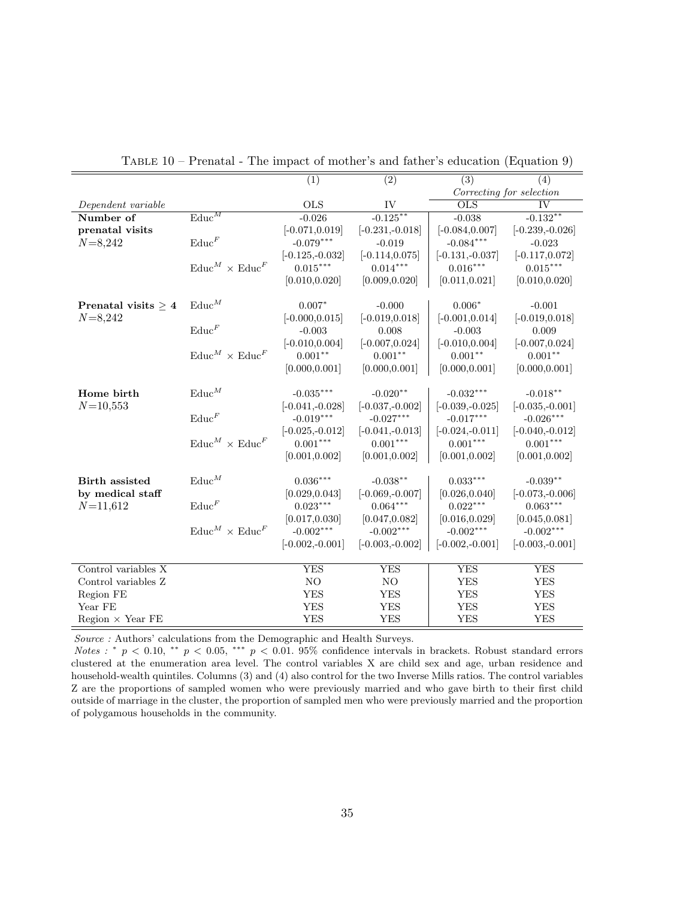Table 10 – Prenatal - The impact of mother's and father's education (Equation 9)

| | | (1) | (2) | (3) | (4) |
|---|---|---|---|---|---|
| | | | | *Correcting for selection* | |
| *Dependent variable* | | OLS | IV | OLS | IV |
| **Number of prenatal visits** | $\text{Educ}^M$ | -0.026 | -0.125** | -0.038 | -0.132** |
| | | [-0.071,0.019] | [-0.231,-0.018] | [-0.084,0.007] | [-0.239,-0.026] |
| $N$=8,242 | $\text{Educ}^F$ | -0.079*** | -0.019 | -0.084*** | -0.023 |
| | | [-0.125,-0.032] | [-0.114,0.075] | [-0.131,-0.037] | [-0.117,0.072] |
| | $\text{Educ}^M \times \text{Educ}^F$ | 0.015*** | 0.014*** | 0.016*** | 0.015*** |
| | | [0.010,0.020] | [0.009,0.020] | [0.011,0.021] | [0.010,0.020] |
| **Prenatal visits ≥ 4** | $\text{Educ}^M$ | 0.007* | -0.000 | 0.006* | -0.001 |
| $N$=8,242 | | [-0.000,0.015] | [-0.019,0.018] | [-0.001,0.014] | [-0.019,0.018] |
| | $\text{Educ}^F$ | -0.003 | 0.008 | -0.003 | 0.009 |
| | | [-0.010,0.004] | [-0.007,0.024] | [-0.010,0.004] | [-0.007,0.024] |
| | $\text{Educ}^M \times \text{Educ}^F$ | 0.001** | 0.001** | 0.001** | 0.001** |
| | | [0.000,0.001] | [0.000,0.001] | [0.000,0.001] | [0.000,0.001] |
| **Home birth** | $\text{Educ}^M$ | -0.035*** | -0.020** | -0.032*** | -0.018** |
| $N$=10,553 | | [-0.041,-0.028] | [-0.037,-0.002] | [-0.039,-0.025] | [-0.035,-0.001] |
| | $\text{Educ}^F$ | -0.019*** | -0.027*** | -0.017*** | -0.026*** |
| | | [-0.025,-0.012] | [-0.041,-0.013] | [-0.024,-0.011] | [-0.040,-0.012] |
| | $\text{Educ}^M \times \text{Educ}^F$ | 0.001*** | 0.001*** | 0.001*** | 0.001*** |
| | | [0.001,0.002] | [0.001,0.002] | [0.001,0.002] | [0.001,0.002] |
| **Birth assisted by medical staff** | $\text{Educ}^M$ | 0.036*** | -0.038** | 0.033*** | -0.039** |
| | | [0.029,0.043] | [-0.069,-0.007] | [0.026,0.040] | [-0.073,-0.006] |
| $N$=11,612 | $\text{Educ}^F$ | 0.023*** | 0.064*** | 0.022*** | 0.063*** |
| | | [0.017,0.030] | [0.047,0.082] | [0.016,0.029] | [0.045,0.081] |
| | $\text{Educ}^M \times \text{Educ}^F$ | -0.002*** | -0.002*** | -0.002*** | -0.002*** |
| | | [-0.002,-0.001] | [-0.003,-0.002] | [-0.002,-0.001] | [-0.003,-0.001] |
| Control variables X | | YES | YES | YES | YES |
| Control variables Z | | NO | NO | YES | YES |
| Region FE | | YES | YES | YES | YES |
| Year FE | | YES | YES | YES | YES |
| Region × Year FE | | YES | YES | YES | YES |

*Source :* Authors' calculations from the Demographic and Health Surveys.

*Notes :* * $p < 0.10$, ** $p < 0.05$, *** $p < 0.01$. 95% confidence intervals in brackets. Robust standard errors clustered at the enumeration area level. The control variables X are child sex and age, urban residence and household-wealth quintiles. Columns (3) and (4) also control for the two Inverse Mills ratios. The control variables Z are the proportions of sampled women who were previously married and who gave birth to their first child outside of marriage in the cluster, the proportion of sampled men who were previously married and the proportion of polygamous households in the community.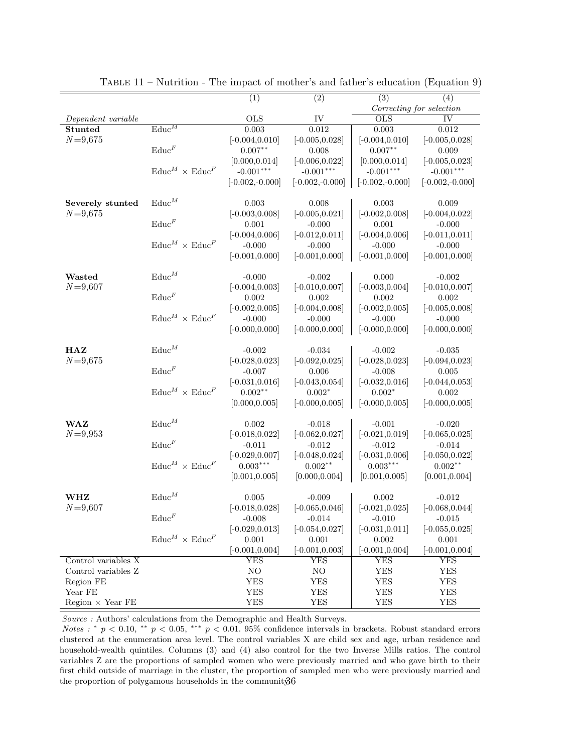Table 11 – Nutrition - The impact of mother's and father's education (Equation 9)

| | | (1) | (2) | (3) | (4) |
|---|---|---|---|---|---|
| | | | | *Correcting for selection* | |
| *Dependent variable* | | OLS | IV | OLS | IV |
| **Stunted** | $\text{Educ}^M$ | 0.003 | 0.012 | 0.003 | 0.012 |
| $N$=9,675 | | [-0.004,0.010] | [-0.005,0.028] | [-0.004,0.010] | [-0.005,0.028] |
| | $\text{Educ}^F$ | $0.007^{**}$ | 0.008 | $0.007^{**}$ | 0.009 |
| | | [0.000,0.014] | [-0.006,0.022] | [0.000,0.014] | [-0.005,0.023] |
| | $\text{Educ}^M \times \text{Educ}^F$ | $-0.001^{***}$ | $-0.001^{***}$ | $-0.001^{***}$ | $-0.001^{***}$ |
| | | [-0.002,-0.000] | [-0.002,-0.000] | [-0.002,-0.000] | [-0.002,-0.000] |
| **Severely stunted** | $\text{Educ}^M$ | 0.003 | 0.008 | 0.003 | 0.009 |
| $N$=9,675 | | [-0.003,0.008] | [-0.005,0.021] | [-0.002,0.008] | [-0.004,0.022] |
| | $\text{Educ}^F$ | 0.001 | -0.000 | 0.001 | -0.000 |
| | | [-0.004,0.006] | [-0.012,0.011] | [-0.004,0.006] | [-0.011,0.011] |
| | $\text{Educ}^M \times \text{Educ}^F$ | -0.000 | -0.000 | -0.000 | -0.000 |
| | | [-0.001,0.000] | [-0.001,0.000] | [-0.001,0.000] | [-0.001,0.000] |
| **Wasted** | $\text{Educ}^M$ | -0.000 | -0.002 | 0.000 | -0.002 |
| $N$=9,607 | | [-0.004,0.003] | [-0.010,0.007] | [-0.003,0.004] | [-0.010,0.007] |
| | $\text{Educ}^F$ | 0.002 | 0.002 | 0.002 | 0.002 |
| | | [-0.002,0.005] | [-0.004,0.008] | [-0.002,0.005] | [-0.005,0.008] |
| | $\text{Educ}^M \times \text{Educ}^F$ | -0.000 | -0.000 | -0.000 | -0.000 |
| | | [-0.000,0.000] | [-0.000,0.000] | [-0.000,0.000] | [-0.000,0.000] |
| **HAZ** | $\text{Educ}^M$ | -0.002 | -0.034 | -0.002 | -0.035 |
| $N$=9,675 | | [-0.028,0.023] | [-0.092,0.025] | [-0.028,0.023] | [-0.094,0.023] |
| | $\text{Educ}^F$ | -0.007 | 0.006 | -0.008 | 0.005 |
| | | [-0.031,0.016] | [-0.043,0.054] | [-0.032,0.016] | [-0.044,0.053] |
| | $\text{Educ}^M \times \text{Educ}^F$ | $0.002^{**}$ | $0.002^{*}$ | $0.002^{*}$ | 0.002 |
| | | [0.000,0.005] | [-0.000,0.005] | [-0.000,0.005] | [-0.000,0.005] |
| **WAZ** | $\text{Educ}^M$ | 0.002 | -0.018 | -0.001 | -0.020 |
| $N$=9,953 | | [-0.018,0.022] | [-0.062,0.027] | [-0.021,0.019] | [-0.065,0.025] |
| | $\text{Educ}^F$ | -0.011 | -0.012 | -0.012 | -0.014 |
| | | [-0.029,0.007] | [-0.048,0.024] | [-0.031,0.006] | [-0.050,0.022] |
| | $\text{Educ}^M \times \text{Educ}^F$ | $0.003^{***}$ | $0.002^{**}$ | $0.003^{***}$ | $0.002^{**}$ |
| | | [0.001,0.005] | [0.000,0.004] | [0.001,0.005] | [0.001,0.004] |
| **WHZ** | $\text{Educ}^M$ | 0.005 | -0.009 | 0.002 | -0.012 |
| $N$=9,607 | | [-0.018,0.028] | [-0.065,0.046] | [-0.021,0.025] | [-0.068,0.044] |
| | $\text{Educ}^F$ | -0.008 | -0.014 | -0.010 | -0.015 |
| | | [-0.029,0.013] | [-0.054,0.027] | [-0.031,0.011] | [-0.055,0.025] |
| | $\text{Educ}^M \times \text{Educ}^F$ | 0.001 | 0.001 | 0.002 | 0.001 |
| | | [-0.001,0.004] | [-0.001,0.003] | [-0.001,0.004] | [-0.001,0.004] |
| Control variables X | | YES | YES | YES | YES |
| Control variables Z | | NO | NO | YES | YES |
| Region FE | | YES | YES | YES | YES |
| Year FE | | YES | YES | YES | YES |
| Region × Year FE | | YES | YES | YES | YES |

*Source :* Authors' calculations from the Demographic and Health Surveys.

*Notes :* * $p < 0.10$, ** $p < 0.05$, *** $p < 0.01$. 95% confidence intervals in brackets. Robust standard errors clustered at the enumeration area level. The control variables X are child sex and age, urban residence and household-wealth quintiles. Columns (3) and (4) also control for the two Inverse Mills ratios. The control variables Z are the proportions of sampled women who were previously married and who gave birth to their first child outside of marriage in the cluster, the proportion of sampled men who were previously married and the proportion of polygamous households in the community.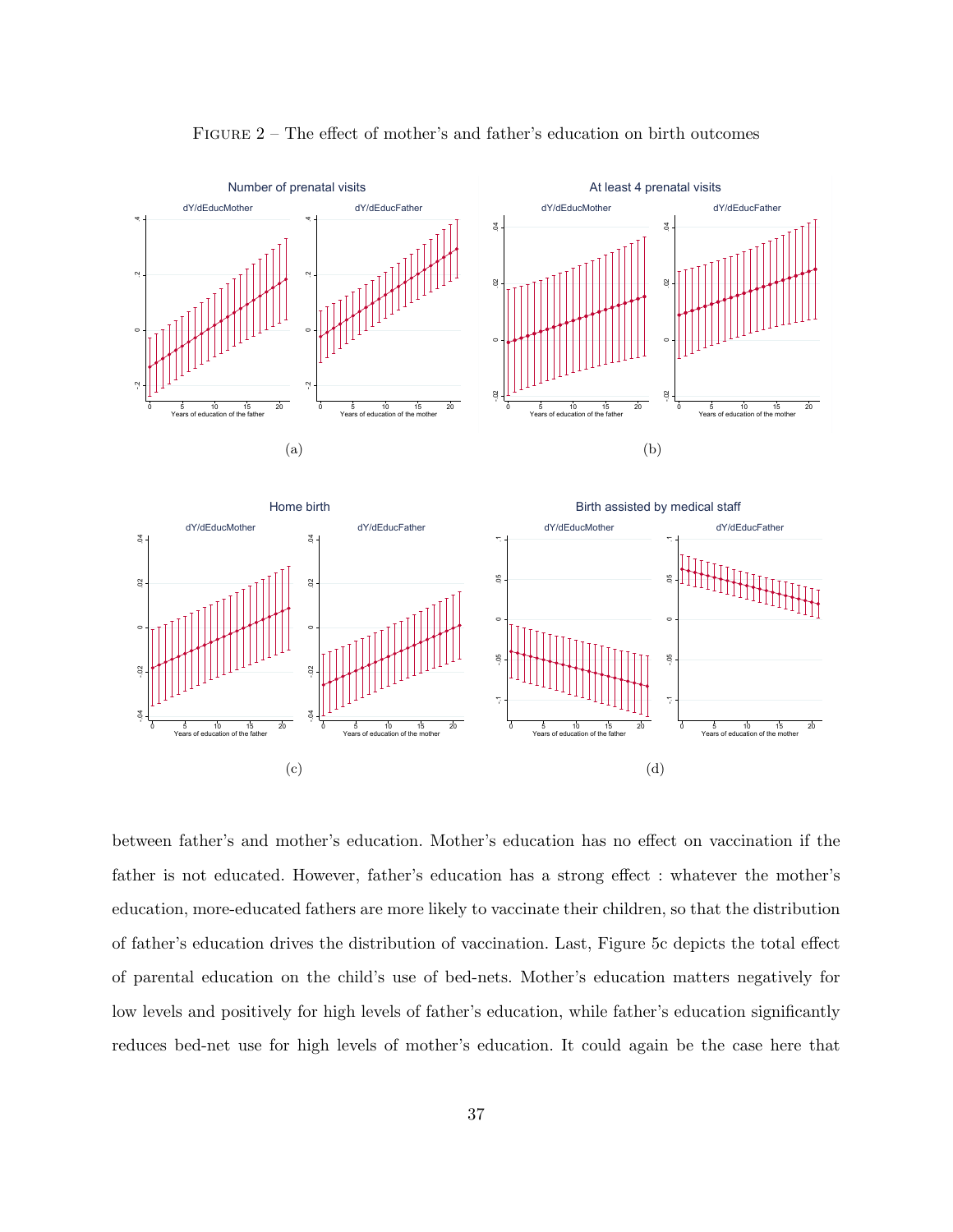Figure 2 – The effect of mother's and father's education on birth outcomes

(a)

(b)

(c)

(d)

between father's and mother's education. Mother's education has no effect on vaccination if the father is not educated. However, father's education has a strong effect : whatever the mother's education, more-educated fathers are more likely to vaccinate their children, so that the distribution of father's education drives the distribution of vaccination. Last, Figure 5c depicts the total effect of parental education on the child's use of bed-nets. Mother's education matters negatively for low levels and positively for high levels of father's education, while father's education significantly reduces bed-net use for high levels of mother's education. It could again be the case here that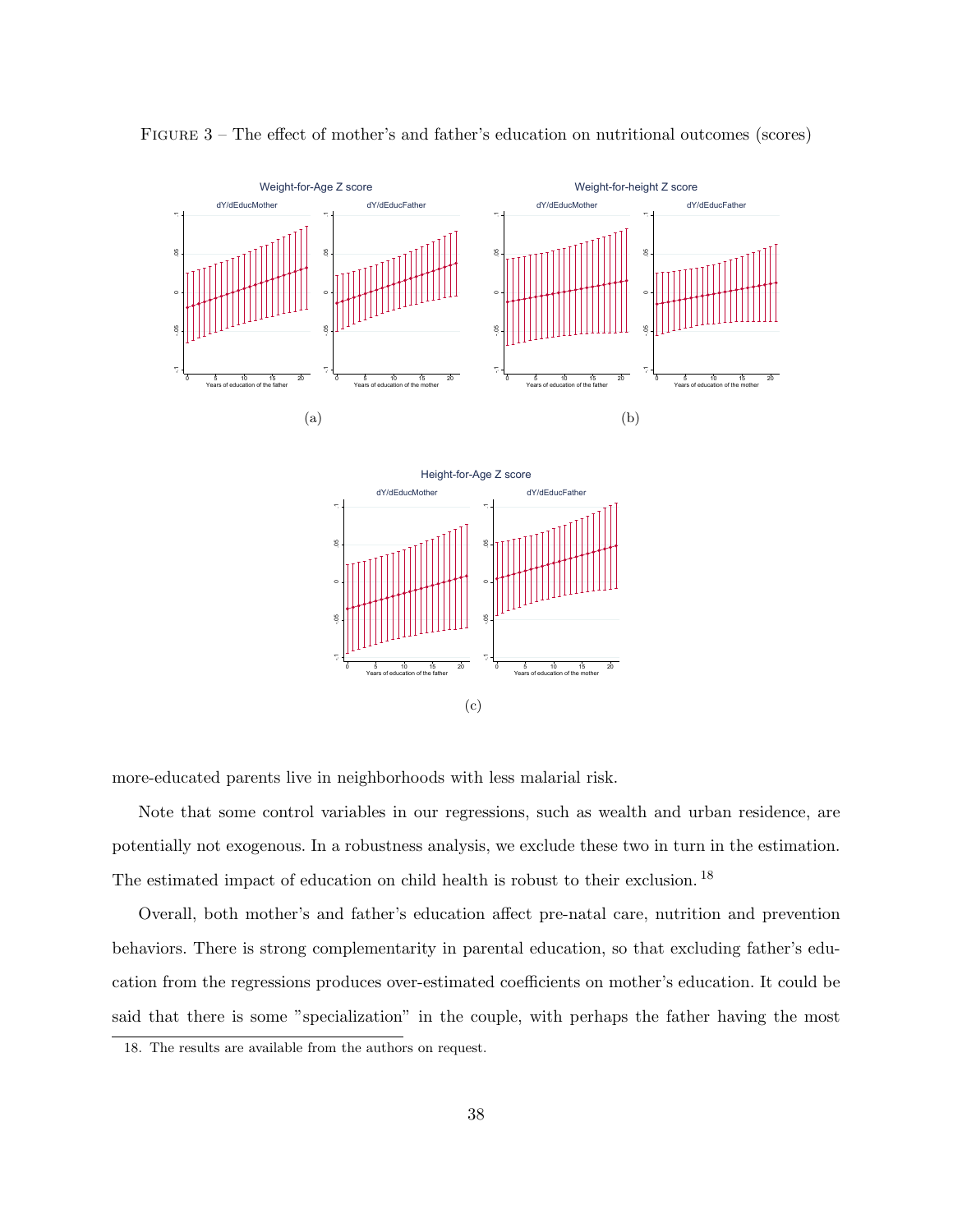FIGURE 3 – The effect of mother's and father's education on nutritional outcomes (scores)

(a)

(b)

(c)

more-educated parents live in neighborhoods with less malarial risk.

Note that some control variables in our regressions, such as wealth and urban residence, are potentially not exogenous. In a robustness analysis, we exclude these two in turn in the estimation. The estimated impact of education on child health is robust to their exclusion.[18]

Overall, both mother's and father's education affect pre-natal care, nutrition and prevention behaviors. There is strong complementarity in parental education, so that excluding father's education from the regressions produces over-estimated coefficients on mother's education. It could be said that there is some "specialization" in the couple, with perhaps the father having the most

18. The results are available from the authors on request.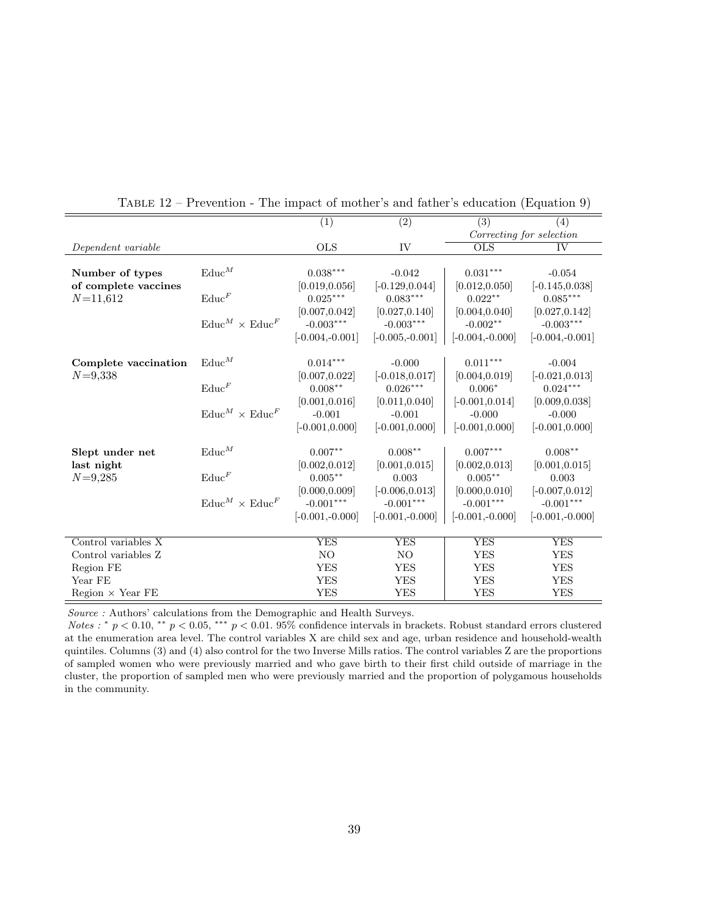Table 12 – Prevention - The impact of mother's and father's education (Equation 9)

| | | (1) | (2) | (3) | (4) |
|---|---|---|---|---|---|
| | | | | *Correcting for selection* | |
| *Dependent variable* | | OLS | IV | OLS | IV |
| **Number of types of complete vaccines** $N$=11,612 | $\text{Educ}^M$ | $0.038^{***}$ | -0.042 | $0.031^{***}$ | -0.054 |
| | | [0.019,0.056] | [-0.129,0.044] | [0.012,0.050] | [-0.145,0.038] |
| | $\text{Educ}^F$ | $0.025^{***}$ | $0.083^{***}$ | $0.022^{**}$ | $0.085^{***}$ |
| | | [0.007,0.042] | [0.027,0.140] | [0.004,0.040] | [0.027,0.142] |
| | $\text{Educ}^M \times \text{Educ}^F$ | $-0.003^{***}$ | $-0.003^{***}$ | $-0.002^{**}$ | $-0.003^{***}$ |
| | | [-0.004,-0.001] | [-0.005,-0.001] | [-0.004,-0.000] | [-0.004,-0.001] |
| **Complete vaccination** $N$=9,338 | $\text{Educ}^M$ | $0.014^{***}$ | -0.000 | $0.011^{***}$ | -0.004 |
| | | [0.007,0.022] | [-0.018,0.017] | [0.004,0.019] | [-0.021,0.013] |
| | $\text{Educ}^F$ | $0.008^{**}$ | $0.026^{***}$ | $0.006^{*}$ | $0.024^{***}$ |
| | | [0.001,0.016] | [0.011,0.040] | [-0.001,0.014] | [0.009,0.038] |
| | $\text{Educ}^M \times \text{Educ}^F$ | -0.001 | -0.001 | -0.000 | -0.000 |
| | | [-0.001,0.000] | [-0.001,0.000] | [-0.001,0.000] | [-0.001,0.000] |
| **Slept under net last night** $N$=9,285 | $\text{Educ}^M$ | $0.007^{**}$ | $0.008^{**}$ | $0.007^{***}$ | $0.008^{**}$ |
| | | [0.002,0.012] | [0.001,0.015] | [0.002,0.013] | [0.001,0.015] |
| | $\text{Educ}^F$ | $0.005^{**}$ | 0.003 | $0.005^{**}$ | 0.003 |
| | | [0.000,0.009] | [-0.006,0.013] | [0.000,0.010] | [-0.007,0.012] |
| | $\text{Educ}^M \times \text{Educ}^F$ | $-0.001^{***}$ | $-0.001^{***}$ | $-0.001^{***}$ | $-0.001^{***}$ |
| | | [-0.001,-0.000] | [-0.001,-0.000] | [-0.001,-0.000] | [-0.001,-0.000] |
| Control variables X | | YES | YES | YES | YES |
| Control variables Z | | NO | NO | YES | YES |
| Region FE | | YES | YES | YES | YES |
| Year FE | | YES | YES | YES | YES |
| Region × Year FE | | YES | YES | YES | YES |

*Source :* Authors' calculations from the Demographic and Health Surveys.

*Notes :* $^{*}$ $p < 0.10$, $^{**}$ $p < 0.05$, $^{***}$ $p < 0.01$. 95% confidence intervals in brackets. Robust standard errors clustered at the enumeration area level. The control variables X are child sex and age, urban residence and household-wealth quintiles. Columns (3) and (4) also control for the two Inverse Mills ratios. The control variables Z are the proportions of sampled women who were previously married and who gave birth to their first child outside of marriage in the cluster, the proportion of sampled men who were previously married and the proportion of polygamous households in the community.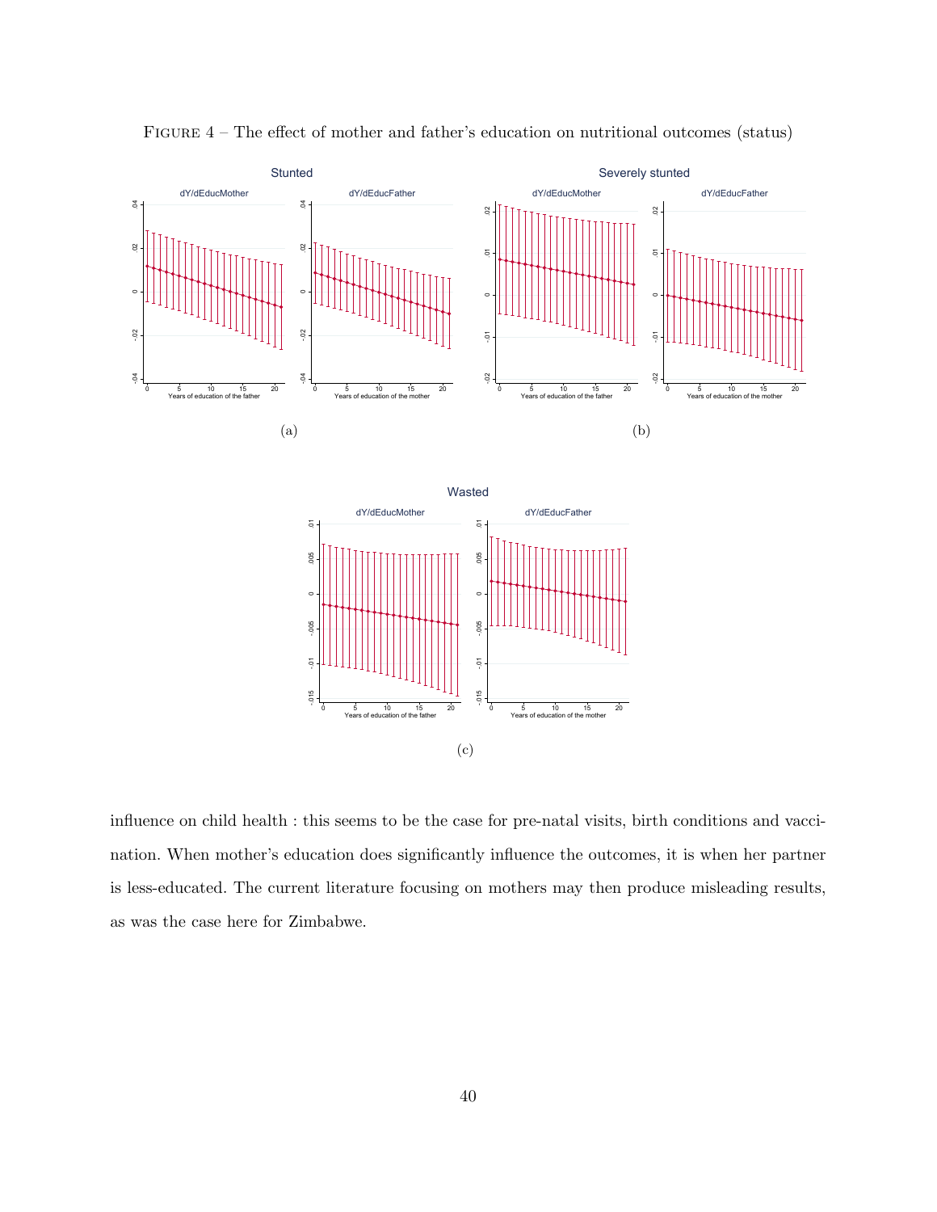FIGURE 4 – The effect of mother and father's education on nutritional outcomes (status)

(a)

(b)

(c)

influence on child health : this seems to be the case for pre-natal visits, birth conditions and vaccination. When mother's education does significantly influence the outcomes, it is when her partner is less-educated. The current literature focusing on mothers may then produce misleading results, as was the case here for Zimbabwe.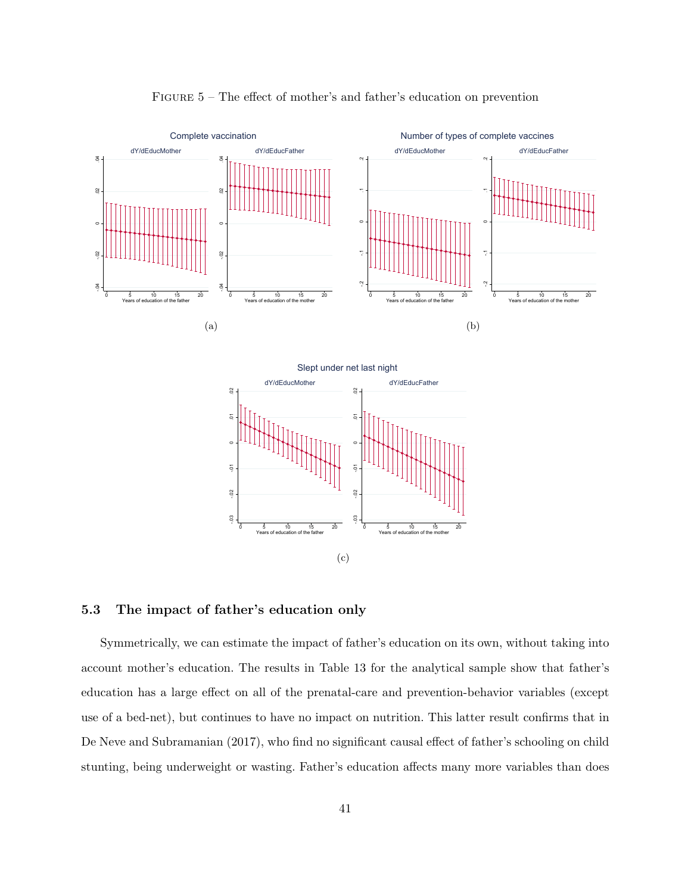FIGURE 5 – The effect of mother's and father's education on prevention

(a)

(b)

(c)

### 5.3 The impact of father's education only

Symmetrically, we can estimate the impact of father's education on its own, without taking into account mother's education. The results in Table 13 for the analytical sample show that father's education has a large effect on all of the prenatal-care and prevention-behavior variables (except use of a bed-net), but continues to have no impact on nutrition. This latter result confirms that in De Neve and Subramanian (2017), who find no significant causal effect of father's schooling on child stunting, being underweight or wasting. Father's education affects many more variables than does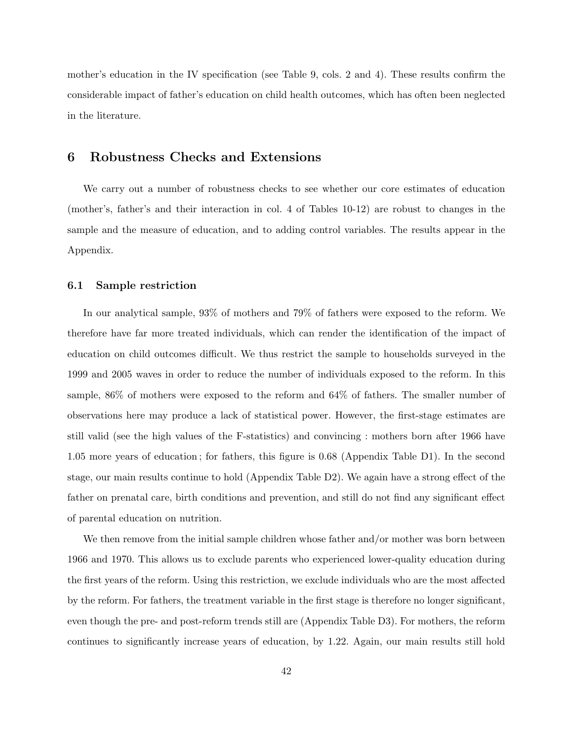mother's education in the IV specification (see Table 9, cols. 2 and 4). These results confirm the considerable impact of father's education on child health outcomes, which has often been neglected in the literature.

## 6 Robustness Checks and Extensions

We carry out a number of robustness checks to see whether our core estimates of education (mother's, father's and their interaction in col. 4 of Tables 10-12) are robust to changes in the sample and the measure of education, and to adding control variables. The results appear in the Appendix.

### 6.1 Sample restriction

In our analytical sample, 93% of mothers and 79% of fathers were exposed to the reform. We therefore have far more treated individuals, which can render the identification of the impact of education on child outcomes difficult. We thus restrict the sample to households surveyed in the 1999 and 2005 waves in order to reduce the number of individuals exposed to the reform. In this sample, 86% of mothers were exposed to the reform and 64% of fathers. The smaller number of observations here may produce a lack of statistical power. However, the first-stage estimates are still valid (see the high values of the F-statistics) and convincing : mothers born after 1966 have 1.05 more years of education ; for fathers, this figure is 0.68 (Appendix Table D1). In the second stage, our main results continue to hold (Appendix Table D2). We again have a strong effect of the father on prenatal care, birth conditions and prevention, and still do not find any significant effect of parental education on nutrition.

We then remove from the initial sample children whose father and/or mother was born between 1966 and 1970. This allows us to exclude parents who experienced lower-quality education during the first years of the reform. Using this restriction, we exclude individuals who are the most affected by the reform. For fathers, the treatment variable in the first stage is therefore no longer significant, even though the pre- and post-reform trends still are (Appendix Table D3). For mothers, the reform continues to significantly increase years of education, by 1.22. Again, our main results still hold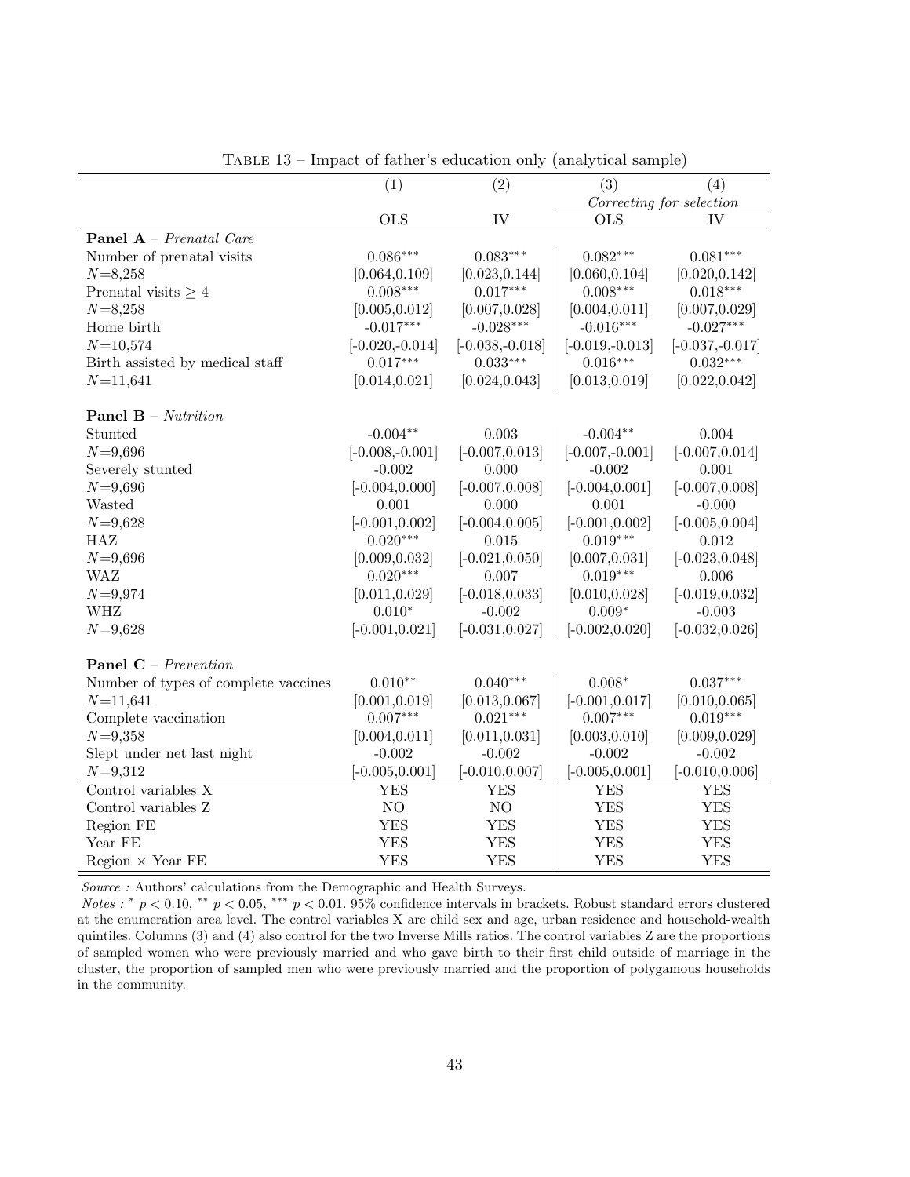Table 13 – Impact of father's education only (analytical sample)

| | (1) | (2) | (3) | (4) |
|---|---|---|---|---|
| | | | *Correcting for selection* | |
| | OLS | IV | OLS | IV |
| **Panel A** – *Prenatal Care* | | | | |
| Number of prenatal visits | $0.086^{***}$ | $0.083^{***}$ | $0.082^{***}$ | $0.081^{***}$ |
| $N$=8,258 | [0.064,0.109] | [0.023,0.144] | [0.060,0.104] | [0.020,0.142] |
| Prenatal visits $\geq 4$ | $0.008^{***}$ | $0.017^{***}$ | $0.008^{***}$ | $0.018^{***}$ |
| $N$=8,258 | [0.005,0.012] | [0.007,0.028] | [0.004,0.011] | [0.007,0.029] |
| Home birth | $-0.017^{***}$ | $-0.028^{***}$ | $-0.016^{***}$ | $-0.027^{***}$ |
| $N$=10,574 | [-0.020,-0.014] | [-0.038,-0.018] | [-0.019,-0.013] | [-0.037,-0.017] |
| Birth assisted by medical staff | $0.017^{***}$ | $0.033^{***}$ | $0.016^{***}$ | $0.032^{***}$ |
| $N$=11,641 | [0.014,0.021] | [0.024,0.043] | [0.013,0.019] | [0.022,0.042] |
| **Panel B** – *Nutrition* | | | | |
| Stunted | $-0.004^{**}$ | 0.003 | $-0.004^{**}$ | 0.004 |
| $N$=9,696 | [-0.008,-0.001] | [-0.007,0.013] | [-0.007,-0.001] | [-0.007,0.014] |
| Severely stunted | -0.002 | 0.000 | -0.002 | 0.001 |
| $N$=9,696 | [-0.004,0.000] | [-0.007,0.008] | [-0.004,0.001] | [-0.007,0.008] |
| Wasted | 0.001 | 0.000 | 0.001 | -0.000 |
| $N$=9,628 | [-0.001,0.002] | [-0.004,0.005] | [-0.001,0.002] | [-0.005,0.004] |
| HAZ | $0.020^{***}$ | 0.015 | $0.019^{***}$ | 0.012 |
| $N$=9,696 | [0.009,0.032] | [-0.021,0.050] | [0.007,0.031] | [-0.023,0.048] |
| WAZ | $0.020^{***}$ | 0.007 | $0.019^{***}$ | 0.006 |
| $N$=9,974 | [0.011,0.029] | [-0.018,0.033] | [0.010,0.028] | [-0.019,0.032] |
| WHZ | $0.010^{*}$ | -0.002 | $0.009^{*}$ | -0.003 |
| $N$=9,628 | [-0.001,0.021] | [-0.031,0.027] | [-0.002,0.020] | [-0.032,0.026] |
| **Panel C** – *Prevention* | | | | |
| Number of types of complete vaccines | $0.010^{**}$ | $0.040^{***}$ | $0.008^{*}$ | $0.037^{***}$ |
| $N$=11,641 | [0.001,0.019] | [0.013,0.067] | [-0.001,0.017] | [0.010,0.065] |
| Complete vaccination | $0.007^{***}$ | $0.021^{***}$ | $0.007^{***}$ | $0.019^{***}$ |
| $N$=9,358 | [0.004,0.011] | [0.011,0.031] | [0.003,0.010] | [0.009,0.029] |
| Slept under net last night | -0.002 | -0.002 | -0.002 | -0.002 |
| $N$=9,312 | [-0.005,0.001] | [-0.010,0.007] | [-0.005,0.001] | [-0.010,0.006] |
| Control variables X | YES | YES | YES | YES |
| Control variables Z | NO | NO | YES | YES |
| Region FE | YES | YES | YES | YES |
| Year FE | YES | YES | YES | YES |
| Region × Year FE | YES | YES | YES | YES |

*Source :* Authors' calculations from the Demographic and Health Surveys.
*Notes :* $^{*}$ $p < 0.10$, $^{**}$ $p < 0.05$, $^{***}$ $p < 0.01$. 95% confidence intervals in brackets. Robust standard errors clustered at the enumeration area level. The control variables X are child sex and age, urban residence and household-wealth quintiles. Columns (3) and (4) also control for the two Inverse Mills ratios. The control variables Z are the proportions of sampled women who were previously married and who gave birth to their first child outside of marriage in the cluster, the proportion of sampled men who were previously married and the proportion of polygamous households in the community.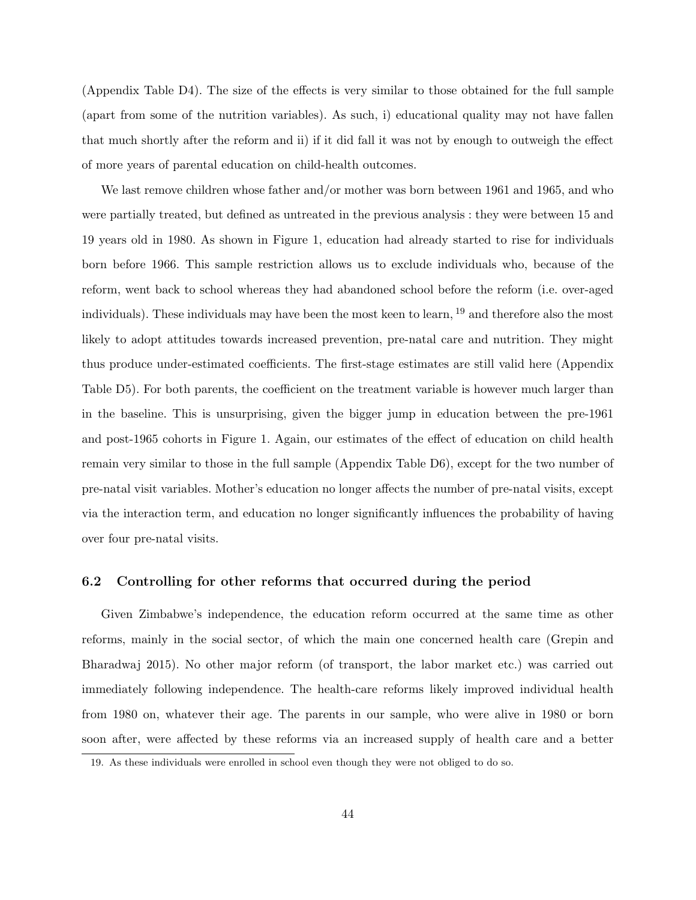(Appendix Table D4). The size of the effects is very similar to those obtained for the full sample (apart from some of the nutrition variables). As such, i) educational quality may not have fallen that much shortly after the reform and ii) if it did fall it was not by enough to outweigh the effect of more years of parental education on child-health outcomes.

We last remove children whose father and/or mother was born between 1961 and 1965, and who were partially treated, but defined as untreated in the previous analysis : they were between 15 and 19 years old in 1980. As shown in Figure 1, education had already started to rise for individuals born before 1966. This sample restriction allows us to exclude individuals who, because of the reform, went back to school whereas they had abandoned school before the reform (i.e. over-aged individuals). These individuals may have been the most keen to learn, [19] and therefore also the most likely to adopt attitudes towards increased prevention, pre-natal care and nutrition. They might thus produce under-estimated coefficients. The first-stage estimates are still valid here (Appendix Table D5). For both parents, the coefficient on the treatment variable is however much larger than in the baseline. This is unsurprising, given the bigger jump in education between the pre-1961 and post-1965 cohorts in Figure 1. Again, our estimates of the effect of education on child health remain very similar to those in the full sample (Appendix Table D6), except for the two number of pre-natal visit variables. Mother's education no longer affects the number of pre-natal visits, except via the interaction term, and education no longer significantly influences the probability of having over four pre-natal visits.

### 6.2 Controlling for other reforms that occurred during the period

Given Zimbabwe's independence, the education reform occurred at the same time as other reforms, mainly in the social sector, of which the main one concerned health care (Grepin and Bharadwaj 2015). No other major reform (of transport, the labor market etc.) was carried out immediately following independence. The health-care reforms likely improved individual health from 1980 on, whatever their age. The parents in our sample, who were alive in 1980 or born soon after, were affected by these reforms via an increased supply of health care and a better

19. As these individuals were enrolled in school even though they were not obliged to do so.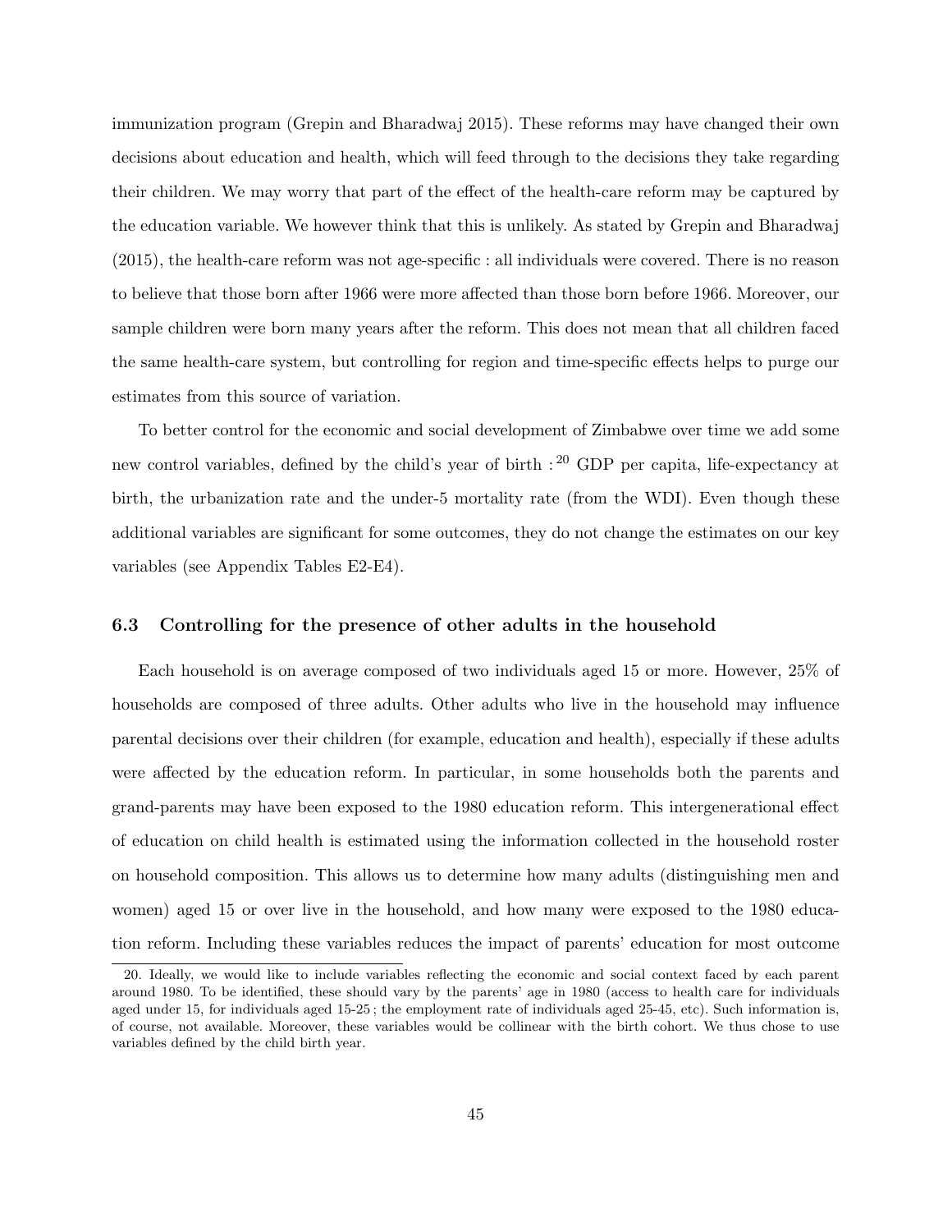immunization program (Grepin and Bharadwaj 2015). These reforms may have changed their own decisions about education and health, which will feed through to the decisions they take regarding their children. We may worry that part of the effect of the health-care reform may be captured by the education variable. We however think that this is unlikely. As stated by Grepin and Bharadwaj (2015), the health-care reform was not age-specific : all individuals were covered. There is no reason to believe that those born after 1966 were more affected than those born before 1966. Moreover, our sample children were born many years after the reform. This does not mean that all children faced the same health-care system, but controlling for region and time-specific effects helps to purge our estimates from this source of variation.

To better control for the economic and social development of Zimbabwe over time we add some new control variables, defined by the child's year of birth :[20] GDP per capita, life-expectancy at birth, the urbanization rate and the under-5 mortality rate (from the WDI). Even though these additional variables are significant for some outcomes, they do not change the estimates on our key variables (see Appendix Tables E2-E4).

### 6.3 Controlling for the presence of other adults in the household

Each household is on average composed of two individuals aged 15 or more. However, 25% of households are composed of three adults. Other adults who live in the household may influence parental decisions over their children (for example, education and health), especially if these adults were affected by the education reform. In particular, in some households both the parents and grand-parents may have been exposed to the 1980 education reform. This intergenerational effect of education on child health is estimated using the information collected in the household roster on household composition. This allows us to determine how many adults (distinguishing men and women) aged 15 or over live in the household, and how many were exposed to the 1980 education reform. Including these variables reduces the impact of parents' education for most outcome

20. Ideally, we would like to include variables reflecting the economic and social context faced by each parent around 1980. To be identified, these should vary by the parents' age in 1980 (access to health care for individuals aged under 15, for individuals aged 15-25 ; the employment rate of individuals aged 25-45, etc). Such information is, of course, not available. Moreover, these variables would be collinear with the birth cohort. We thus chose to use variables defined by the child birth year.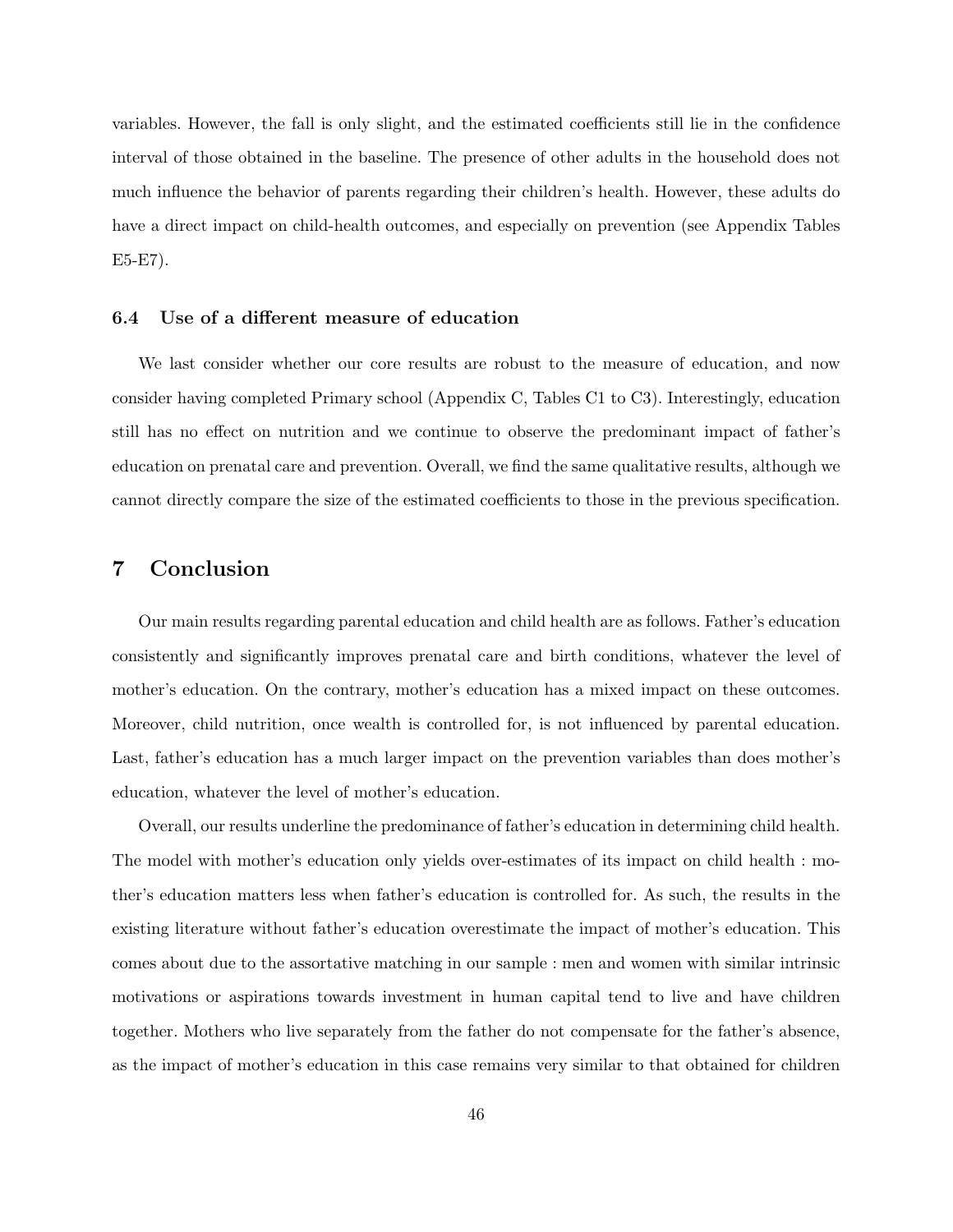variables. However, the fall is only slight, and the estimated coefficients still lie in the confidence interval of those obtained in the baseline. The presence of other adults in the household does not much influence the behavior of parents regarding their children's health. However, these adults do have a direct impact on child-health outcomes, and especially on prevention (see Appendix Tables E5-E7).

### 6.4 Use of a different measure of education

We last consider whether our core results are robust to the measure of education, and now consider having completed Primary school (Appendix C, Tables C1 to C3). Interestingly, education still has no effect on nutrition and we continue to observe the predominant impact of father's education on prenatal care and prevention. Overall, we find the same qualitative results, although we cannot directly compare the size of the estimated coefficients to those in the previous specification.

## 7 Conclusion

Our main results regarding parental education and child health are as follows. Father's education consistently and significantly improves prenatal care and birth conditions, whatever the level of mother's education. On the contrary, mother's education has a mixed impact on these outcomes. Moreover, child nutrition, once wealth is controlled for, is not influenced by parental education. Last, father's education has a much larger impact on the prevention variables than does mother's education, whatever the level of mother's education.

Overall, our results underline the predominance of father's education in determining child health. The model with mother's education only yields over-estimates of its impact on child health : mother's education matters less when father's education is controlled for. As such, the results in the existing literature without father's education overestimate the impact of mother's education. This comes about due to the assortative matching in our sample : men and women with similar intrinsic motivations or aspirations towards investment in human capital tend to live and have children together. Mothers who live separately from the father do not compensate for the father's absence, as the impact of mother's education in this case remains very similar to that obtained for children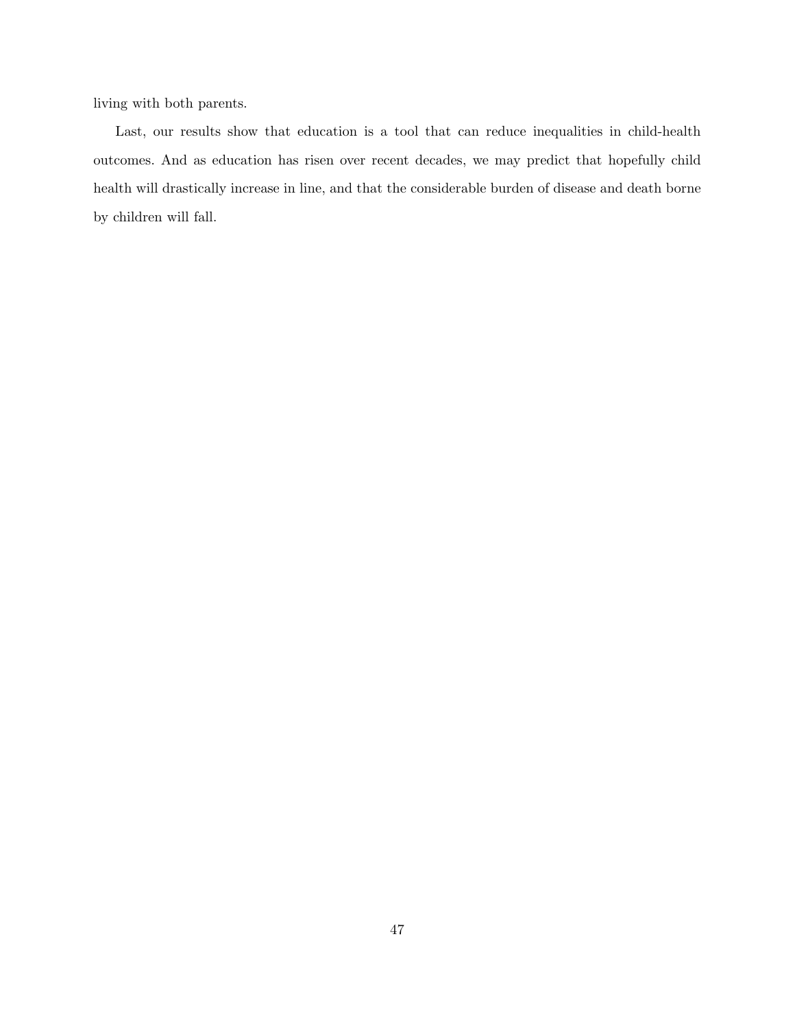living with both parents.

Last, our results show that education is a tool that can reduce inequalities in child-health outcomes. And as education has risen over recent decades, we may predict that hopefully child health will drastically increase in line, and that the considerable burden of disease and death borne by children will fall.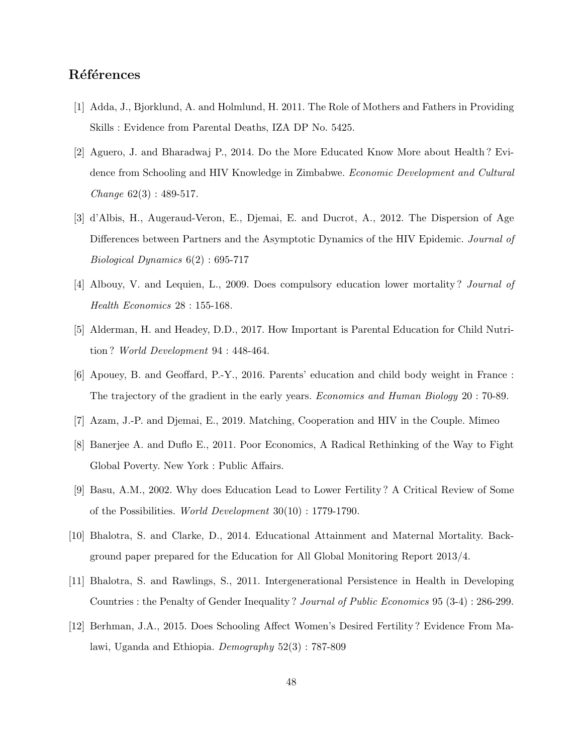## Références

[1] Adda, J., Bjorklund, A. and Holmlund, H. 2011. The Role of Mothers and Fathers in Providing Skills : Evidence from Parental Deaths, IZA DP No. 5425.

[2] Aguero, J. and Bharadwaj P., 2014. Do the More Educated Know More about Health ? Evidence from Schooling and HIV Knowledge in Zimbabwe. *Economic Development and Cultural Change* 62(3) : 489-517.

[3] d'Albis, H., Augeraud-Veron, E., Djemai, E. and Ducrot, A., 2012. The Dispersion of Age Differences between Partners and the Asymptotic Dynamics of the HIV Epidemic. *Journal of Biological Dynamics* 6(2) : 695-717

[4] Albouy, V. and Lequien, L., 2009. Does compulsory education lower mortality ? *Journal of Health Economics* 28 : 155-168.

[5] Alderman, H. and Headey, D.D., 2017. How Important is Parental Education for Child Nutrition ? *World Development* 94 : 448-464.

[6] Apouey, B. and Geoffard, P.-Y., 2016. Parents' education and child body weight in France : The trajectory of the gradient in the early years. *Economics and Human Biology* 20 : 70-89.

[7] Azam, J.-P. and Djemai, E., 2019. Matching, Cooperation and HIV in the Couple. Mimeo

[8] Banerjee A. and Duflo E., 2011. Poor Economics, A Radical Rethinking of the Way to Fight Global Poverty. New York : Public Affairs.

[9] Basu, A.M., 2002. Why does Education Lead to Lower Fertility ? A Critical Review of Some of the Possibilities. *World Development* 30(10) : 1779-1790.

[10] Bhalotra, S. and Clarke, D., 2014. Educational Attainment and Maternal Mortality. Background paper prepared for the Education for All Global Monitoring Report 2013/4.

[11] Bhalotra, S. and Rawlings, S., 2011. Intergenerational Persistence in Health in Developing Countries : the Penalty of Gender Inequality ? *Journal of Public Economics* 95 (3-4) : 286-299.

[12] Berhman, J.A., 2015. Does Schooling Affect Women's Desired Fertility ? Evidence From Malawi, Uganda and Ethiopia. *Demography* 52(3) : 787-809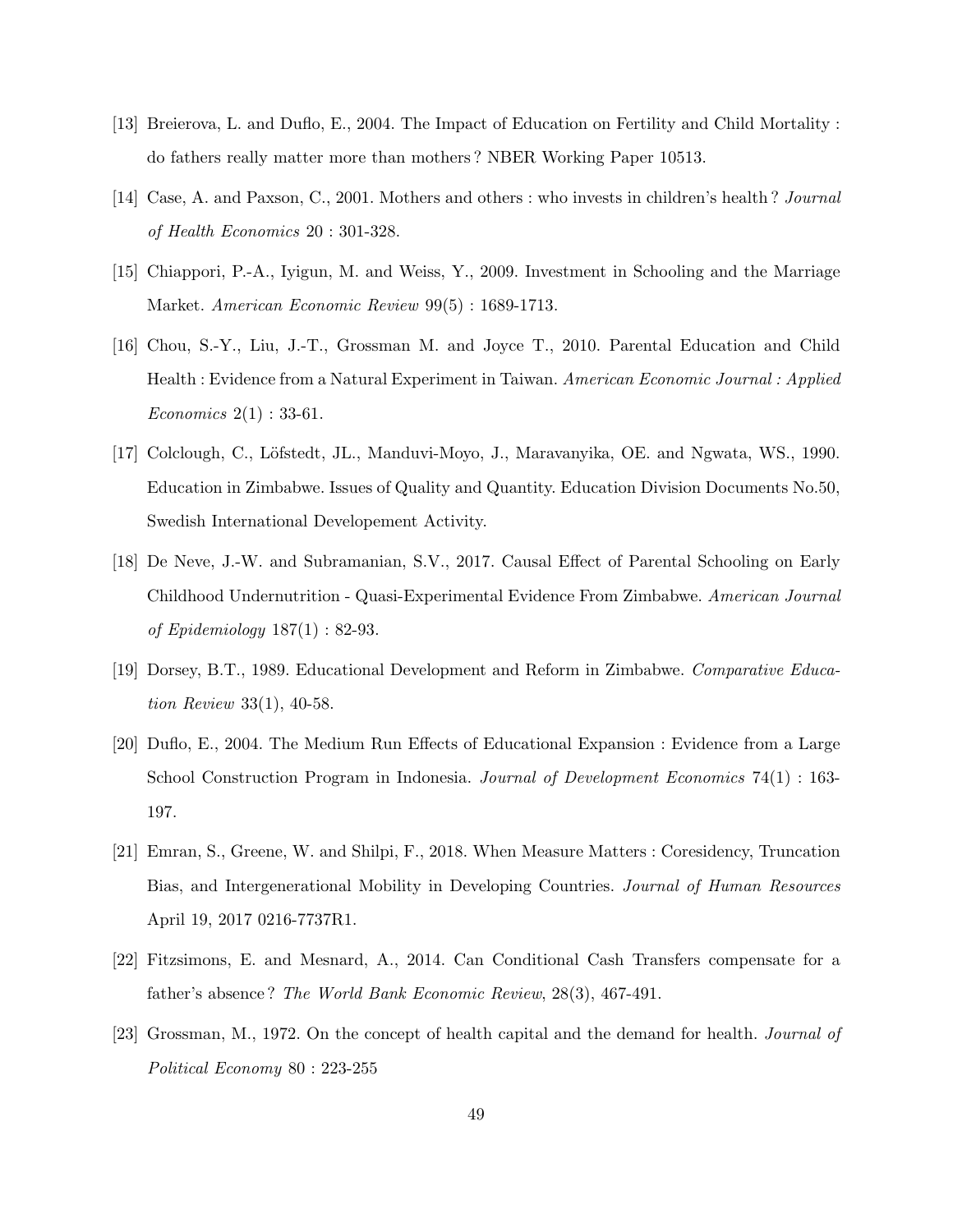[13] Breierova, L. and Duflo, E., 2004. The Impact of Education on Fertility and Child Mortality : do fathers really matter more than mothers ? NBER Working Paper 10513.

[14] Case, A. and Paxson, C., 2001. Mothers and others : who invests in children's health ? *Journal of Health Economics* 20 : 301-328.

[15] Chiappori, P.-A., Iyigun, M. and Weiss, Y., 2009. Investment in Schooling and the Marriage Market. *American Economic Review* 99(5) : 1689-1713.

[16] Chou, S.-Y., Liu, J.-T., Grossman M. and Joyce T., 2010. Parental Education and Child Health : Evidence from a Natural Experiment in Taiwan. *American Economic Journal : Applied Economics* 2(1) : 33-61.

[17] Colclough, C., Löfstedt, JL., Manduvi-Moyo, J., Maravanyika, OE. and Ngwata, WS., 1990. Education in Zimbabwe. Issues of Quality and Quantity. Education Division Documents No.50, Swedish International Developement Activity.

[18] De Neve, J.-W. and Subramanian, S.V., 2017. Causal Effect of Parental Schooling on Early Childhood Undernutrition - Quasi-Experimental Evidence From Zimbabwe. *American Journal of Epidemiology* 187(1) : 82-93.

[19] Dorsey, B.T., 1989. Educational Development and Reform in Zimbabwe. *Comparative Education Review* 33(1), 40-58.

[20] Duflo, E., 2004. The Medium Run Effects of Educational Expansion : Evidence from a Large School Construction Program in Indonesia. *Journal of Development Economics* 74(1) : 163-197.

[21] Emran, S., Greene, W. and Shilpi, F., 2018. When Measure Matters : Coresidency, Truncation Bias, and Intergenerational Mobility in Developing Countries. *Journal of Human Resources* April 19, 2017 0216-7737R1.

[22] Fitzsimons, E. and Mesnard, A., 2014. Can Conditional Cash Transfers compensate for a father's absence ? *The World Bank Economic Review*, 28(3), 467-491.

[23] Grossman, M., 1972. On the concept of health capital and the demand for health. *Journal of Political Economy* 80 : 223-255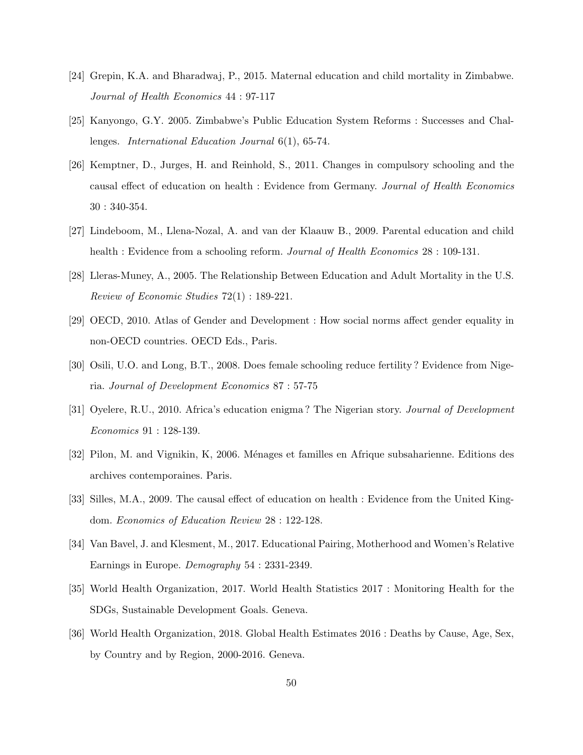[24] Grepin, K.A. and Bharadwaj, P., 2015. Maternal education and child mortality in Zimbabwe. *Journal of Health Economics* 44 : 97-117

[25] Kanyongo, G.Y. 2005. Zimbabwe's Public Education System Reforms : Successes and Challenges. *International Education Journal* 6(1), 65-74.

[26] Kemptner, D., Jurges, H. and Reinhold, S., 2011. Changes in compulsory schooling and the causal effect of education on health : Evidence from Germany. *Journal of Health Economics* 30 : 340-354.

[27] Lindeboom, M., Llena-Nozal, A. and van der Klaauw B., 2009. Parental education and child health : Evidence from a schooling reform. *Journal of Health Economics* 28 : 109-131.

[28] Lleras-Muney, A., 2005. The Relationship Between Education and Adult Mortality in the U.S. *Review of Economic Studies* 72(1) : 189-221.

[29] OECD, 2010. Atlas of Gender and Development : How social norms affect gender equality in non-OECD countries. OECD Eds., Paris.

[30] Osili, U.O. and Long, B.T., 2008. Does female schooling reduce fertility ? Evidence from Nigeria. *Journal of Development Economics* 87 : 57-75

[31] Oyelere, R.U., 2010. Africa's education enigma ? The Nigerian story. *Journal of Development Economics* 91 : 128-139.

[32] Pilon, M. and Vignikin, K, 2006. Ménages et familles en Afrique subsaharienne. Editions des archives contemporaines. Paris.

[33] Silles, M.A., 2009. The causal effect of education on health : Evidence from the United Kingdom. *Economics of Education Review* 28 : 122-128.

[34] Van Bavel, J. and Klesment, M., 2017. Educational Pairing, Motherhood and Women's Relative Earnings in Europe. *Demography* 54 : 2331-2349.

[35] World Health Organization, 2017. World Health Statistics 2017 : Monitoring Health for the SDGs, Sustainable Development Goals. Geneva.

[36] World Health Organization, 2018. Global Health Estimates 2016 : Deaths by Cause, Age, Sex, by Country and by Region, 2000-2016. Geneva.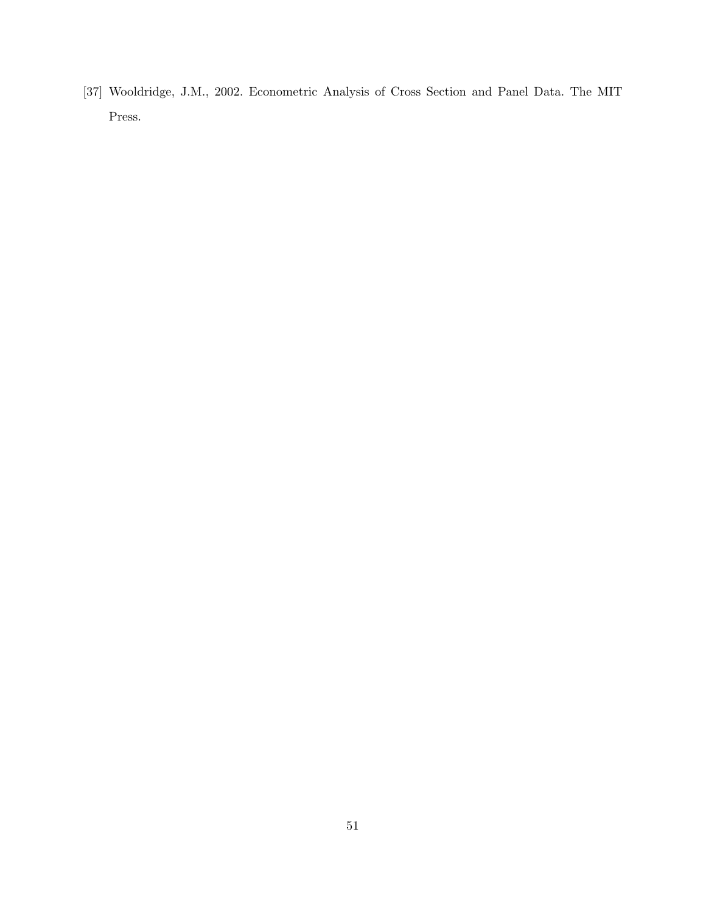[37] Wooldridge, J.M., 2002. Econometric Analysis of Cross Section and Panel Data. The MIT Press.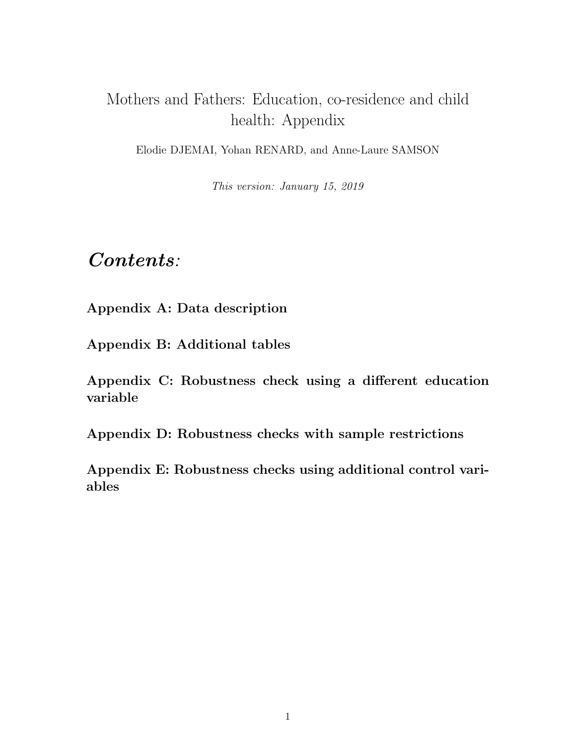# Mothers and Fathers: Education, co-residence and child health: Appendix

Elodie DJEMAI, Yohan RENARD, and Anne-Laure SAMSON

*This version: January 15, 2019*

## *Contents*:

**Appendix A: Data description**

**Appendix B: Additional tables**

**Appendix C: Robustness check using a different education variable**

**Appendix D: Robustness checks with sample restrictions**

**Appendix E: Robustness checks using additional control variables**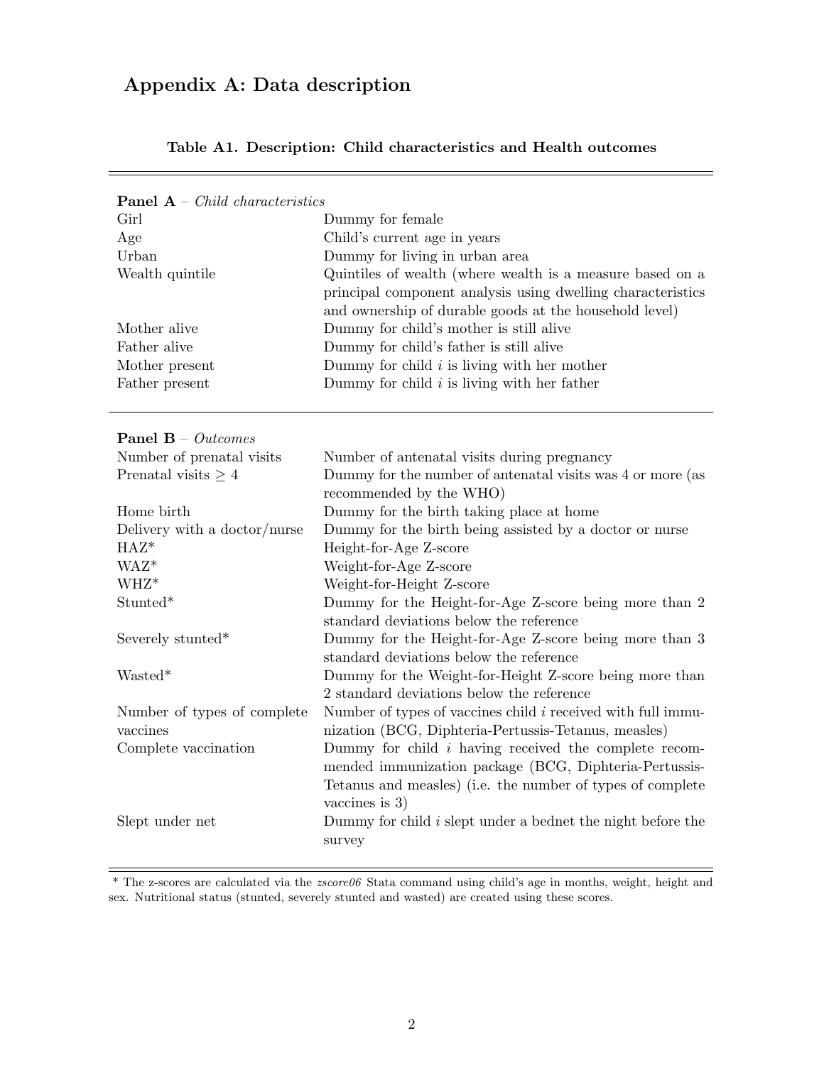# Appendix A: Data description

**Table A1. Description: Child characteristics and Health outcomes**

| | |
|---|---|
| **Panel A** – *Child characteristics* | |
| Girl | Dummy for female |
| Age | Child's current age in years |
| Urban | Dummy for living in urban area |
| Wealth quintile | Quintiles of wealth (where wealth is a measure based on a principal component analysis using dwelling characteristics and ownership of durable goods at the household level) |
| Mother alive | Dummy for child's mother is still alive |
| Father alive | Dummy for child's father is still alive |
| Mother present | Dummy for child $i$ is living with her mother |
| Father present | Dummy for child $i$ is living with her father |
| **Panel B** – *Outcomes* | |
| Number of prenatal visits | Number of antenatal visits during pregnancy |
| Prenatal visits $\geq 4$ | Dummy for the number of antenatal visits was 4 or more (as recommended by the WHO) |
| Home birth | Dummy for the birth taking place at home |
| Delivery with a doctor/nurse | Dummy for the birth being assisted by a doctor or nurse |
| HAZ* | Height-for-Age Z-score |
| WAZ* | Weight-for-Age Z-score |
| WHZ* | Weight-for-Height Z-score |
| Stunted* | Dummy for the Height-for-Age Z-score being more than 2 standard deviations below the reference |
| Severely stunted* | Dummy for the Height-for-Age Z-score being more than 3 standard deviations below the reference |
| Wasted* | Dummy for the Weight-for-Height Z-score being more than 2 standard deviations below the reference |
| Number of types of complete vaccines | Number of types of vaccines child $i$ received with full immunization (BCG, Diphteria-Pertussis-Tetanus, measles) |
| Complete vaccination | Dummy for child $i$ having received the complete recommended immunization package (BCG, Diphteria-Pertussis-Tetanus and measles) (i.e. the number of types of complete vaccines is 3) |
| Slept under net | Dummy for child $i$ slept under a bednet the night before the survey |

* The z-scores are calculated via the *zscore06* Stata command using child's age in months, weight, height and sex. Nutritional status (stunted, severely stunted and wasted) are created using these scores.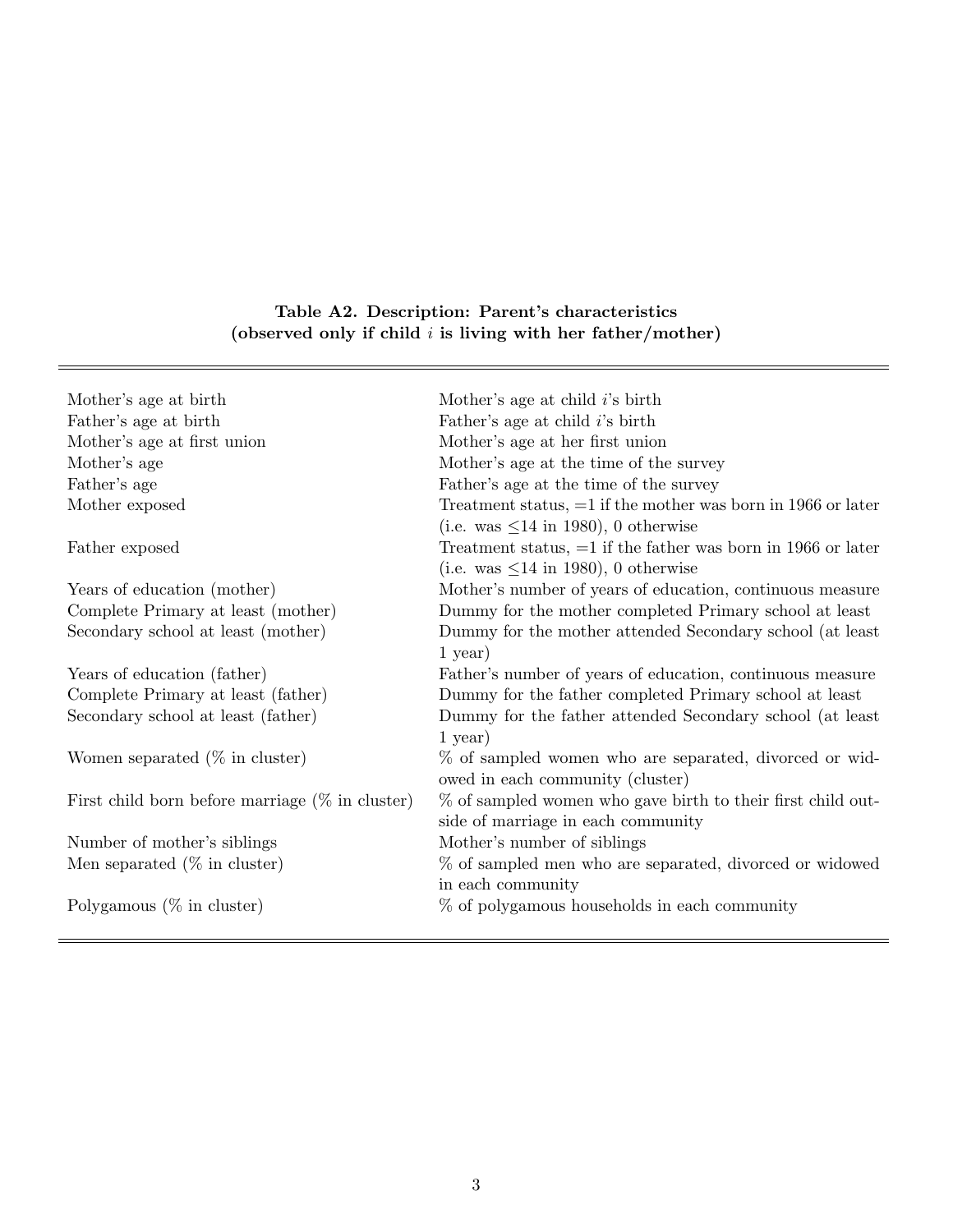**Table A2. Description: Parent's characteristics**
**(observed only if child $i$ is living with her father/mother)**

| | |
|---|---|
| Mother's age at birth | Mother's age at child $i$'s birth |
| Father's age at birth | Father's age at child $i$'s birth |
| Mother's age at first union | Mother's age at her first union |
| Mother's age | Mother's age at the time of the survey |
| Father's age | Father's age at the time of the survey |
| Mother exposed | Treatment status, =1 if the mother was born in 1966 or later (i.e. was $\leq$14 in 1980), 0 otherwise |
| Father exposed | Treatment status, =1 if the father was born in 1966 or later (i.e. was $\leq$14 in 1980), 0 otherwise |
| Years of education (mother) | Mother's number of years of education, continuous measure |
| Complete Primary at least (mother) | Dummy for the mother completed Primary school at least |
| Secondary school at least (mother) | Dummy for the mother attended Secondary school (at least 1 year) |
| Years of education (father) | Father's number of years of education, continuous measure |
| Complete Primary at least (father) | Dummy for the father completed Primary school at least |
| Secondary school at least (father) | Dummy for the father attended Secondary school (at least 1 year) |
| Women separated (% in cluster) | % of sampled women who are separated, divorced or widowed in each community (cluster) |
| First child born before marriage (% in cluster) | % of sampled women who gave birth to their first child outside of marriage in each community |
| Number of mother's siblings | Mother's number of siblings |
| Men separated (% in cluster) | % of sampled men who are separated, divorced or widowed in each community |
| Polygamous (% in cluster) | % of polygamous households in each community |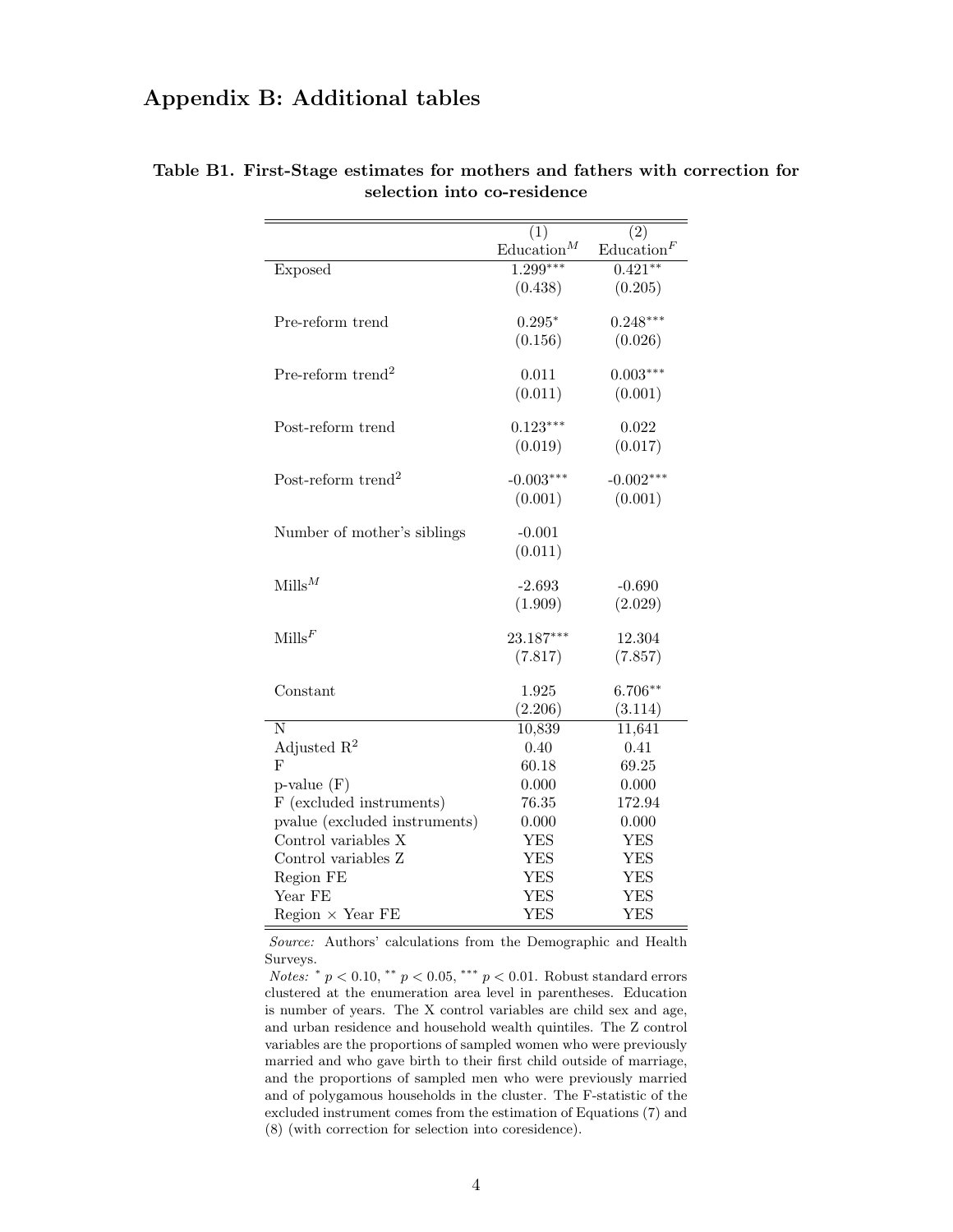## Appendix B: Additional tables

**Table B1. First-Stage estimates for mothers and fathers with correction for selection into co-residence**

| | (1) Education$^M$ | (2) Education$^F$ |
|---|---|---|
| Exposed | 1.299*** | 0.421** |
| | (0.438) | (0.205) |
| Pre-reform trend | 0.295* | 0.248*** |
| | (0.156) | (0.026) |
| Pre-reform trend$^2$ | 0.011 | 0.003*** |
| | (0.011) | (0.001) |
| Post-reform trend | 0.123*** | 0.022 |
| | (0.019) | (0.017) |
| Post-reform trend$^2$ | -0.003*** | -0.002*** |
| | (0.001) | (0.001) |
| Number of mother's siblings | -0.001 | |
| | (0.011) | |
| Mills$^M$ | -2.693 | -0.690 |
| | (1.909) | (2.029) |
| Mills$^F$ | 23.187*** | 12.304 |
| | (7.817) | (7.857) |
| Constant | 1.925 | 6.706** |
| | (2.206) | (3.114) |
| N | 10,839 | 11,641 |
| Adjusted $R^2$ | 0.40 | 0.41 |
| F | 60.18 | 69.25 |
| p-value (F) | 0.000 | 0.000 |
| F (excluded instruments) | 76.35 | 172.94 |
| pvalue (excluded instruments) | 0.000 | 0.000 |
| Control variables X | YES | YES |
| Control variables Z | YES | YES |
| Region FE | YES | YES |
| Year FE | YES | YES |
| Region × Year FE | YES | YES |

*Source:* Authors' calculations from the Demographic and Health Surveys.
*Notes:* * $p < 0.10$, ** $p < 0.05$, *** $p < 0.01$. Robust standard errors clustered at the enumeration area level in parentheses. Education is number of years. The X control variables are child sex and age, and urban residence and household wealth quintiles. The Z control variables are the proportions of sampled women who were previously married and who gave birth to their first child outside of marriage, and the proportions of sampled men who were previously married and of polygamous households in the cluster. The F-statistic of the excluded instrument comes from the estimation of Equations (7) and (8) (with correction for selection into coresidence).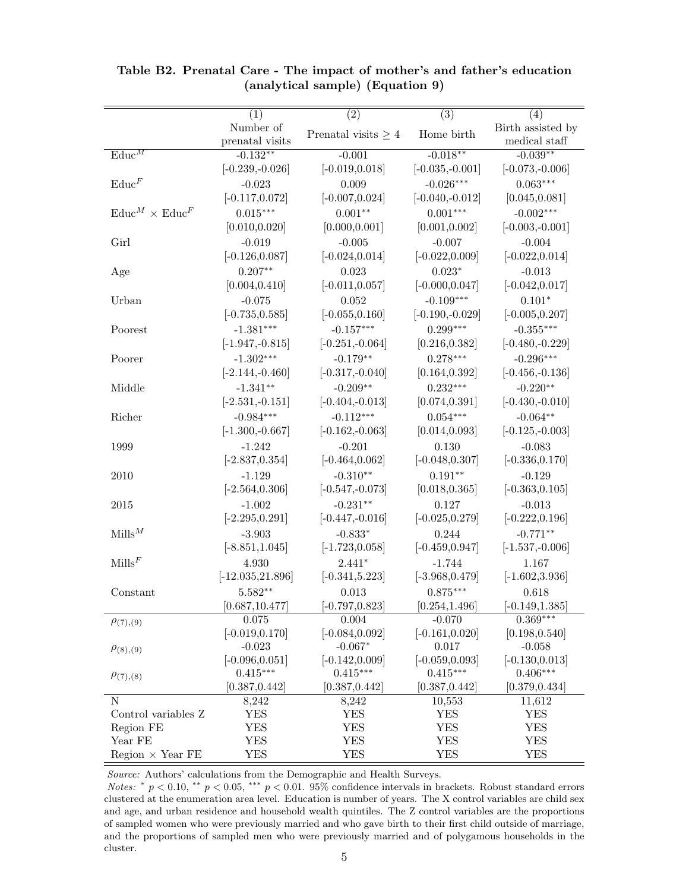**Table B2. Prenatal Care - The impact of mother's and father's education (analytical sample) (Equation 9)**

| | (1) | (2) | (3) | (4) |
|---|---|---|---|---|
| | Number of prenatal visits | Prenatal visits $\geq 4$ | Home birth | Birth assisted by medical staff |
| $\text{Educ}^M$ | -0.132** | -0.001 | -0.018** | -0.039** |
| | [-0.239,-0.026] | [-0.019,0.018] | [-0.035,-0.001] | [-0.073,-0.006] |
| $\text{Educ}^F$ | -0.023 | 0.009 | -0.026*** | 0.063*** |
| | [-0.117,0.072] | [-0.007,0.024] | [-0.040,-0.012] | [0.045,0.081] |
| $\text{Educ}^M \times \text{Educ}^F$ | 0.015*** | 0.001** | 0.001*** | -0.002*** |
| | [0.010,0.020] | [0.000,0.001] | [0.001,0.002] | [-0.003,-0.001] |
| Girl | -0.019 | -0.005 | -0.007 | -0.004 |
| | [-0.126,0.087] | [-0.024,0.014] | [-0.022,0.009] | [-0.022,0.014] |
| Age | 0.207** | 0.023 | 0.023* | -0.013 |
| | [0.004,0.410] | [-0.011,0.057] | [-0.000,0.047] | [-0.042,0.017] |
| Urban | -0.075 | 0.052 | -0.109*** | 0.101* |
| | [-0.735,0.585] | [-0.055,0.160] | [-0.190,-0.029] | [-0.005,0.207] |
| Poorest | -1.381*** | -0.157*** | 0.299*** | -0.355*** |
| | [-1.947,-0.815] | [-0.251,-0.064] | [0.216,0.382] | [-0.480,-0.229] |
| Poorer | -1.302*** | -0.179** | 0.278*** | -0.296*** |
| | [-2.144,-0.460] | [-0.317,-0.040] | [0.164,0.392] | [-0.456,-0.136] |
| Middle | -1.341** | -0.209** | 0.232*** | -0.220** |
| | [-2.531,-0.151] | [-0.404,-0.013] | [0.074,0.391] | [-0.430,-0.010] |
| Richer | -0.984*** | -0.112*** | 0.054*** | -0.064** |
| | [-1.300,-0.667] | [-0.162,-0.063] | [0.014,0.093] | [-0.125,-0.003] |
| 1999 | -1.242 | -0.201 | 0.130 | -0.083 |
| | [-2.837,0.354] | [-0.464,0.062] | [-0.048,0.307] | [-0.336,0.170] |
| 2010 | -1.129 | -0.310** | 0.191** | -0.129 |
| | [-2.564,0.306] | [-0.547,-0.073] | [0.018,0.365] | [-0.363,0.105] |
| 2015 | -1.002 | -0.231** | 0.127 | -0.013 |
| | [-2.295,0.291] | [-0.447,-0.016] | [-0.025,0.279] | [-0.222,0.196] |
| $\text{Mills}^M$ | -3.903 | -0.833* | 0.244 | -0.771** |
| | [-8.851,1.045] | [-1.723,0.058] | [-0.459,0.947] | [-1.537,-0.006] |
| $\text{Mills}^F$ | 4.930 | 2.441* | -1.744 | 1.167 |
| | [-12.035,21.896] | [-0.341,5.223] | [-3.968,0.479] | [-1.602,3.936] |
| Constant | 5.582** | 0.013 | 0.875*** | 0.618 |
| | [0.687,10.477] | [-0.797,0.823] | [0.254,1.496] | [-0.149,1.385] |
| $\rho_{(7),(9)}$ | 0.075 | 0.004 | -0.070 | 0.369*** |
| | [-0.019,0.170] | [-0.084,0.092] | [-0.161,0.020] | [0.198,0.540] |
| $\rho_{(8),(9)}$ | -0.023 | -0.067* | 0.017 | -0.058 |
| | [-0.096,0.051] | [-0.142,0.009] | [-0.059,0.093] | [-0.130,0.013] |
| $\rho_{(7),(8)}$ | 0.415*** | 0.415*** | 0.415*** | 0.406*** |
| | [0.387,0.442] | [0.387,0.442] | [0.387,0.442] | [0.379,0.434] |
| N | 8,242 | 8,242 | 10,553 | 11,612 |
| Control variables Z | YES | YES | YES | YES |
| Region FE | YES | YES | YES | YES |
| Year FE | YES | YES | YES | YES |
| Region × Year FE | YES | YES | YES | YES |

*Source:* Authors' calculations from the Demographic and Health Surveys.
*Notes:* * $p < 0.10$, ** $p < 0.05$, *** $p < 0.01$. 95% confidence intervals in brackets. Robust standard errors clustered at the enumeration area level. Education is number of years. The X control variables are child sex and age, and urban residence and household wealth quintiles. The Z control variables are the proportions of sampled women who were previously married and who gave birth to their first child outside of marriage, and the proportions of sampled men who were previously married and of polygamous households in the cluster.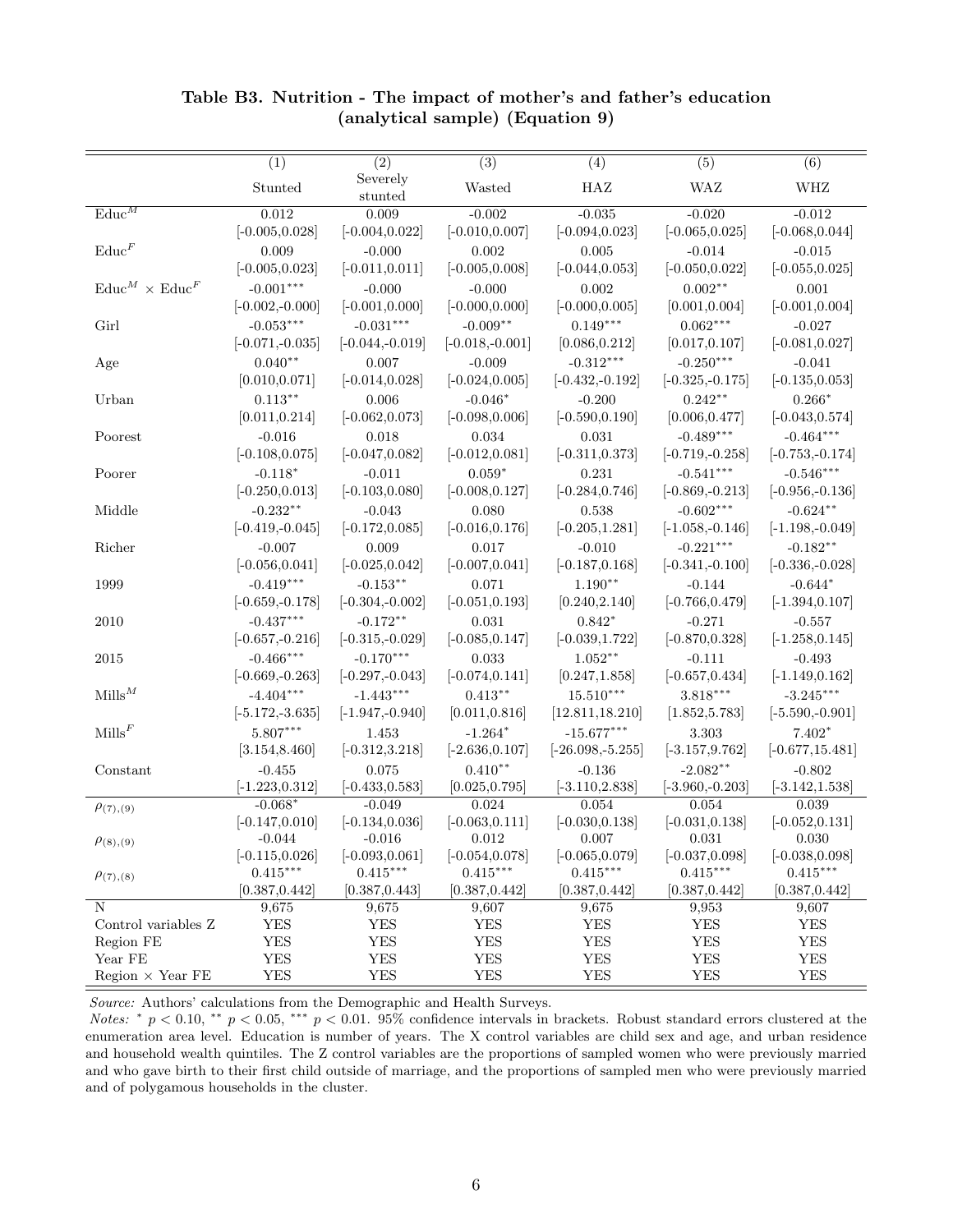**Table B3. Nutrition - The impact of mother's and father's education (analytical sample) (Equation 9)**

| | (1) | (2) | (3) | (4) | (5) | (6) |
|---|---|---|---|---|---|---|
| | Stunted | Severely stunted | Wasted | HAZ | WAZ | WHZ |
| $\text{Educ}^M$ | 0.012 | 0.009 | -0.002 | -0.035 | -0.020 | -0.012 |
| | [-0.005,0.028] | [-0.004,0.022] | [-0.010,0.007] | [-0.094,0.023] | [-0.065,0.025] | [-0.068,0.044] |
| $\text{Educ}^F$ | 0.009 | -0.000 | 0.002 | 0.005 | -0.014 | -0.015 |
| | [-0.005,0.023] | [-0.011,0.011] | [-0.005,0.008] | [-0.044,0.053] | [-0.050,0.022] | [-0.055,0.025] |
| $\text{Educ}^M \times \text{Educ}^F$ | -0.001*** | -0.000 | -0.000 | 0.002 | 0.002** | 0.001 |
| | [-0.002,-0.000] | [-0.001,0.000] | [-0.000,0.000] | [-0.000,0.005] | [0.001,0.004] | [-0.001,0.004] |
| Girl | -0.053*** | -0.031*** | -0.009** | 0.149*** | 0.062*** | -0.027 |
| | [-0.071,-0.035] | [-0.044,-0.019] | [-0.018,-0.001] | [0.086,0.212] | [0.017,0.107] | [-0.081,0.027] |
| Age | 0.040** | 0.007 | -0.009 | -0.312*** | -0.250*** | -0.041 |
| | [0.010,0.071] | [-0.014,0.028] | [-0.024,0.005] | [-0.432,-0.192] | [-0.325,-0.175] | [-0.135,0.053] |
| Urban | 0.113** | 0.006 | -0.046* | -0.200 | 0.242** | 0.266* |
| | [0.011,0.214] | [-0.062,0.073] | [-0.098,0.006] | [-0.590,0.190] | [0.006,0.477] | [-0.043,0.574] |
| Poorest | -0.016 | 0.018 | 0.034 | 0.031 | -0.489*** | -0.464*** |
| | [-0.108,0.075] | [-0.047,0.082] | [-0.012,0.081] | [-0.311,0.373] | [-0.719,-0.258] | [-0.753,-0.174] |
| Poorer | -0.118* | -0.011 | 0.059* | 0.231 | -0.541*** | -0.546*** |
| | [-0.250,0.013] | [-0.103,0.080] | [-0.008,0.127] | [-0.284,0.746] | [-0.869,-0.213] | [-0.956,-0.136] |
| Middle | -0.232** | -0.043 | 0.080 | 0.538 | -0.602*** | -0.624** |
| | [-0.419,-0.045] | [-0.172,0.085] | [-0.016,0.176] | [-0.205,1.281] | [-1.058,-0.146] | [-1.198,-0.049] |
| Richer | -0.007 | 0.009 | 0.017 | -0.010 | -0.221*** | -0.182** |
| | [-0.056,0.041] | [-0.025,0.042] | [-0.007,0.041] | [-0.187,0.168] | [-0.341,-0.100] | [-0.336,-0.028] |
| 1999 | -0.419*** | -0.153** | 0.071 | 1.190** | -0.144 | -0.644* |
| | [-0.659,-0.178] | [-0.304,-0.002] | [-0.051,0.193] | [0.240,2.140] | [-0.766,0.479] | [-1.394,0.107] |
| 2010 | -0.437*** | -0.172** | 0.031 | 0.842* | -0.271 | -0.557 |
| | [-0.657,-0.216] | [-0.315,-0.029] | [-0.085,0.147] | [-0.039,1.722] | [-0.870,0.328] | [-1.258,0.145] |
| 2015 | -0.466*** | -0.170*** | 0.033 | 1.052** | -0.111 | -0.493 |
| | [-0.669,-0.263] | [-0.297,-0.043] | [-0.074,0.141] | [0.247,1.858] | [-0.657,0.434] | [-1.149,0.162] |
| $\text{Mills}^M$ | -4.404*** | -1.443*** | 0.413** | 15.510*** | 3.818*** | -3.245*** |
| | [-5.172,-3.635] | [-1.947,-0.940] | [0.011,0.816] | [12.811,18.210] | [1.852,5.783] | [-5.590,-0.901] |
| $\text{Mills}^F$ | 5.807*** | 1.453 | -1.264* | -15.677*** | 3.303 | 7.402* |
| | [3.154,8.460] | [-0.312,3.218] | [-2.636,0.107] | [-26.098,-5.255] | [-3.157,9.762] | [-0.677,15.481] |
| Constant | -0.455 | 0.075 | 0.410** | -0.136 | -2.082** | -0.802 |
| | [-1.223,0.312] | [-0.433,0.583] | [0.025,0.795] | [-3.110,2.838] | [-3.960,-0.203] | [-3.142,1.538] |
| $\rho_{(7),(9)}$ | -0.068* | -0.049 | 0.024 | 0.054 | 0.054 | 0.039 |
| | [-0.147,0.010] | [-0.134,0.036] | [-0.063,0.111] | [-0.030,0.138] | [-0.031,0.138] | [-0.052,0.131] |
| $\rho_{(8),(9)}$ | -0.044 | -0.016 | 0.012 | 0.007 | 0.031 | 0.030 |
| | [-0.115,0.026] | [-0.093,0.061] | [-0.054,0.078] | [-0.065,0.079] | [-0.037,0.098] | [-0.038,0.098] |
| $\rho_{(7),(8)}$ | 0.415*** | 0.415*** | 0.415*** | 0.415*** | 0.415*** | 0.415*** |
| | [0.387,0.442] | [0.387,0.443] | [0.387,0.442] | [0.387,0.442] | [0.387,0.442] | [0.387,0.442] |
| N | 9,675 | 9,675 | 9,607 | 9,675 | 9,953 | 9,607 |
| Control variables Z | YES | YES | YES | YES | YES | YES |
| Region FE | YES | YES | YES | YES | YES | YES |
| Year FE | YES | YES | YES | YES | YES | YES |
| Region × Year FE | YES | YES | YES | YES | YES | YES |

*Source:* Authors' calculations from the Demographic and Health Surveys.

*Notes:* * $p < 0.10$, ** $p < 0.05$, *** $p < 0.01$. 95% confidence intervals in brackets. Robust standard errors clustered at the enumeration area level. Education is number of years. The X control variables are child sex and age, and urban residence and household wealth quintiles. The Z control variables are the proportions of sampled women who were previously married and who gave birth to their first child outside of marriage, and the proportions of sampled men who were previously married and of polygamous households in the cluster.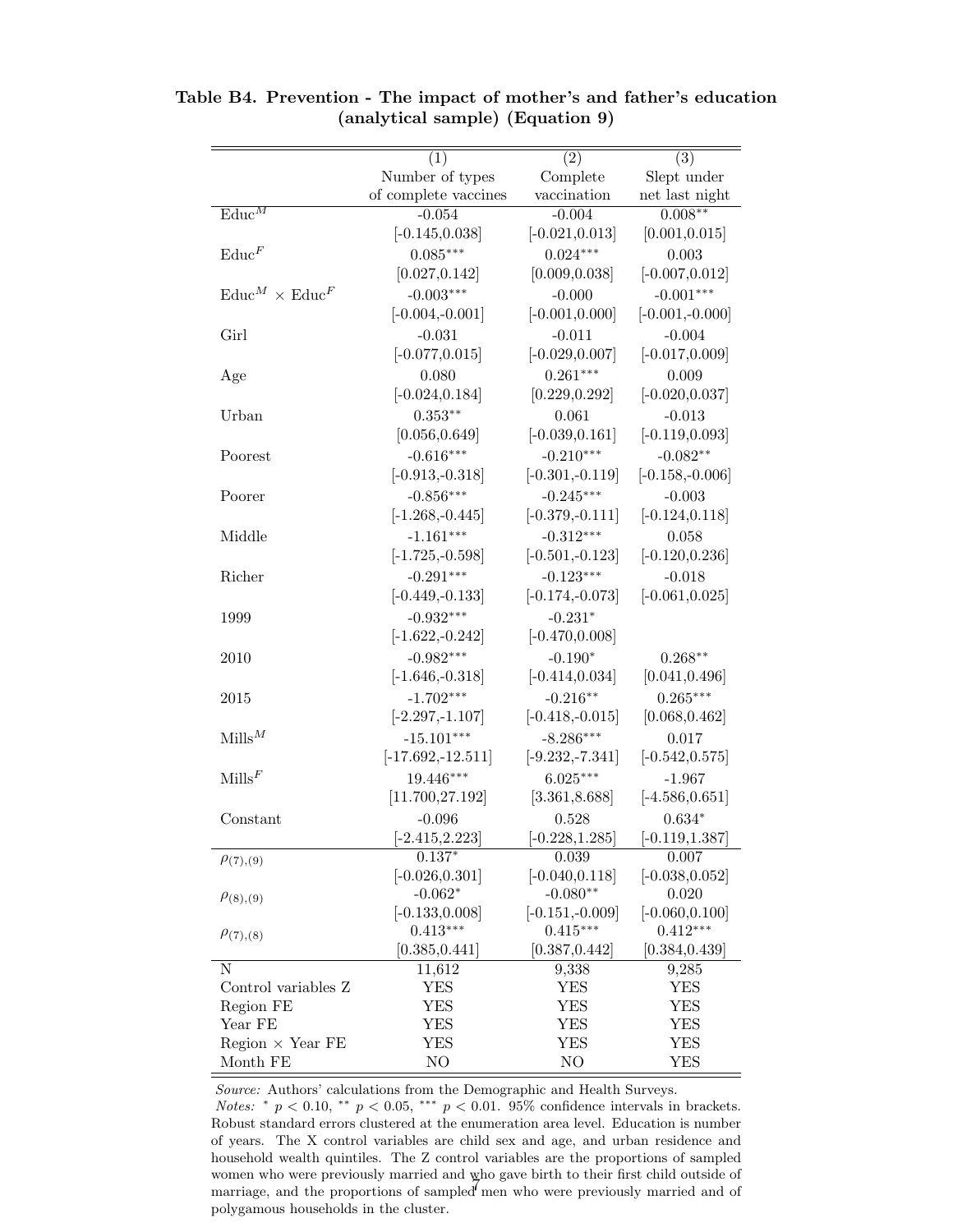**Table B4. Prevention - The impact of mother's and father's education (analytical sample) (Equation 9)**

| | (1) Number of types of complete vaccines | (2) Complete vaccination | (3) Slept under net last night |
|---|---|---|---|
| $\text{Educ}^M$ | -0.054 | -0.004 | 0.008** |
| | [-0.145,0.038] | [-0.021,0.013] | [0.001,0.015] |
| $\text{Educ}^F$ | 0.085*** | 0.024*** | 0.003 |
| | [0.027,0.142] | [0.009,0.038] | [-0.007,0.012] |
| $\text{Educ}^M \times \text{Educ}^F$ | -0.003*** | -0.000 | -0.001*** |
| | [-0.004,-0.001] | [-0.001,0.000] | [-0.001,-0.000] |
| Girl | -0.031 | -0.011 | -0.004 |
| | [-0.077,0.015] | [-0.029,0.007] | [-0.017,0.009] |
| Age | 0.080 | 0.261*** | 0.009 |
| | [-0.024,0.184] | [0.229,0.292] | [-0.020,0.037] |
| Urban | 0.353** | 0.061 | -0.013 |
| | [0.056,0.649] | [-0.039,0.161] | [-0.119,0.093] |
| Poorest | -0.616*** | -0.210*** | -0.082** |
| | [-0.913,-0.318] | [-0.301,-0.119] | [-0.158,-0.006] |
| Poorer | -0.856*** | -0.245*** | -0.003 |
| | [-1.268,-0.445] | [-0.379,-0.111] | [-0.124,0.118] |
| Middle | -1.161*** | -0.312*** | 0.058 |
| | [-1.725,-0.598] | [-0.501,-0.123] | [-0.120,0.236] |
| Richer | -0.291*** | -0.123*** | -0.018 |
| | [-0.449,-0.133] | [-0.174,-0.073] | [-0.061,0.025] |
| 1999 | -0.932*** | -0.231* | |
| | [-1.622,-0.242] | [-0.470,0.008] | |
| 2010 | -0.982*** | -0.190* | 0.268** |
| | [-1.646,-0.318] | [-0.414,0.034] | [0.041,0.496] |
| 2015 | -1.702*** | -0.216** | 0.265*** |
| | [-2.297,-1.107] | [-0.418,-0.015] | [0.068,0.462] |
| $\text{Mills}^M$ | -15.101*** | -8.286*** | 0.017 |
| | [-17.692,-12.511] | [-9.232,-7.341] | [-0.542,0.575] |
| $\text{Mills}^F$ | 19.446*** | 6.025*** | -1.967 |
| | [11.700,27.192] | [3.361,8.688] | [-4.586,0.651] |
| Constant | -0.096 | 0.528 | 0.634* |
| | [-2.415,2.223] | [-0.228,1.285] | [-0.119,1.387] |
| $\rho_{(7),(9)}$ | 0.137* | 0.039 | 0.007 |
| | [-0.026,0.301] | [-0.040,0.118] | [-0.038,0.052] |
| $\rho_{(8),(9)}$ | -0.062* | -0.080** | 0.020 |
| | [-0.133,0.008] | [-0.151,-0.009] | [-0.060,0.100] |
| $\rho_{(7),(8)}$ | 0.413*** | 0.415*** | 0.412*** |
| | [0.385,0.441] | [0.387,0.442] | [0.384,0.439] |
| N | 11,612 | 9,338 | 9,285 |
| Control variables Z | YES | YES | YES |
| Region FE | YES | YES | YES |
| Year FE | YES | YES | YES |
| Region × Year FE | YES | YES | YES |
| Month FE | NO | NO | YES |

*Source:* Authors' calculations from the Demographic and Health Surveys.
*Notes:* * $p < 0.10$, ** $p < 0.05$, *** $p < 0.01$. 95% confidence intervals in brackets. Robust standard errors clustered at the enumeration area level. Education is number of years. The X control variables are child sex and age, and urban residence and household wealth quintiles. The Z control variables are the proportions of sampled women who were previously married and who gave birth to their first child outside of marriage, and the proportions of sampled men who were previously married and of polygamous households in the cluster.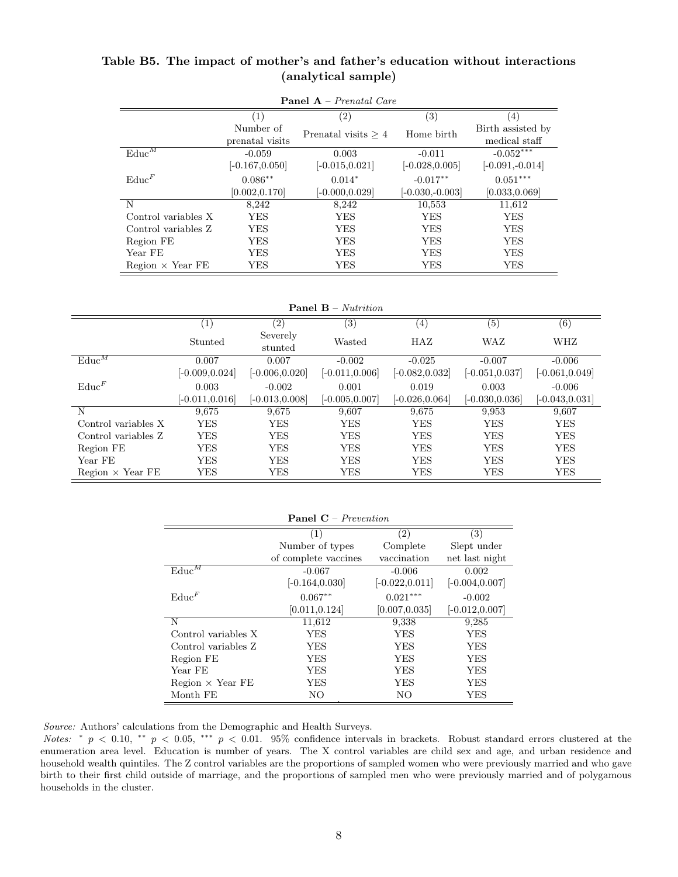**Table B5. The impact of mother's and father's education without interactions (analytical sample)**

**Panel A** – *Prenatal Care*

| | (1) | (2) | (3) | (4) |
|---|---|---|---|---|
| | Number of prenatal visits | Prenatal visits $\geq 4$ | Home birth | Birth assisted by medical staff |
| $\text{Educ}^M$ | -0.059 | 0.003 | -0.011 | $-0.052^{***}$ |
| | [-0.167,0.050] | [-0.015,0.021] | [-0.028,0.005] | [-0.091,-0.014] |
| $\text{Educ}^F$ | $0.086^{**}$ | $0.014^{*}$ | $-0.017^{**}$ | $0.051^{***}$ |
| | [0.002,0.170] | [-0.000,0.029] | [-0.030,-0.003] | [0.033,0.069] |
| N | 8,242 | 8,242 | 10,553 | 11,612 |
| Control variables X | YES | YES | YES | YES |
| Control variables Z | YES | YES | YES | YES |
| Region FE | YES | YES | YES | YES |
| Year FE | YES | YES | YES | YES |
| Region × Year FE | YES | YES | YES | YES |

**Panel B** – *Nutrition*

| | (1) | (2) | (3) | (4) | (5) | (6) |
|---|---|---|---|---|---|---|
| | Stunted | Severely stunted | Wasted | HAZ | WAZ | WHZ |
| $\text{Educ}^M$ | 0.007 | 0.007 | -0.002 | -0.025 | -0.007 | -0.006 |
| | [-0.009,0.024] | [-0.006,0.020] | [-0.011,0.006] | [-0.082,0.032] | [-0.051,0.037] | [-0.061,0.049] |
| $\text{Educ}^F$ | 0.003 | -0.002 | 0.001 | 0.019 | 0.003 | -0.006 |
| | [-0.011,0.016] | [-0.013,0.008] | [-0.005,0.007] | [-0.026,0.064] | [-0.030,0.036] | [-0.043,0.031] |
| N | 9,675 | 9,675 | 9,607 | 9,675 | 9,953 | 9,607 |
| Control variables X | YES | YES | YES | YES | YES | YES |
| Control variables Z | YES | YES | YES | YES | YES | YES |
| Region FE | YES | YES | YES | YES | YES | YES |
| Year FE | YES | YES | YES | YES | YES | YES |
| Region × Year FE | YES | YES | YES | YES | YES | YES |

**Panel C** – *Prevention*

| | (1) | (2) | (3) |
|---|---|---|---|
| | Number of types of complete vaccines | Complete vaccination | Slept under net last night |
| $\text{Educ}^M$ | -0.067 | -0.006 | 0.002 |
| | [-0.164,0.030] | [-0.022,0.011] | [-0.004,0.007] |
| $\text{Educ}^F$ | $0.067^{**}$ | $0.021^{***}$ | -0.002 |
| | [0.011,0.124] | [0.007,0.035] | [-0.012,0.007] |
| N | 11,612 | 9,338 | 9,285 |
| Control variables X | YES | YES | YES |
| Control variables Z | YES | YES | YES |
| Region FE | YES | YES | YES |
| Year FE | YES | YES | YES |
| Region × Year FE | YES | YES | YES |
| Month FE | NO | NO | YES |

*Source:* Authors' calculations from the Demographic and Health Surveys.

*Notes:* $^{*}$ $p < 0.10$, $^{**}$ $p < 0.05$, $^{***}$ $p < 0.01$. 95% confidence intervals in brackets. Robust standard errors clustered at the enumeration area level. Education is number of years. The X control variables are child sex and age, and urban residence and household wealth quintiles. The Z control variables are the proportions of sampled women who were previously married and who gave birth to their first child outside of marriage, and the proportions of sampled men who were previously married and of polygamous households in the cluster.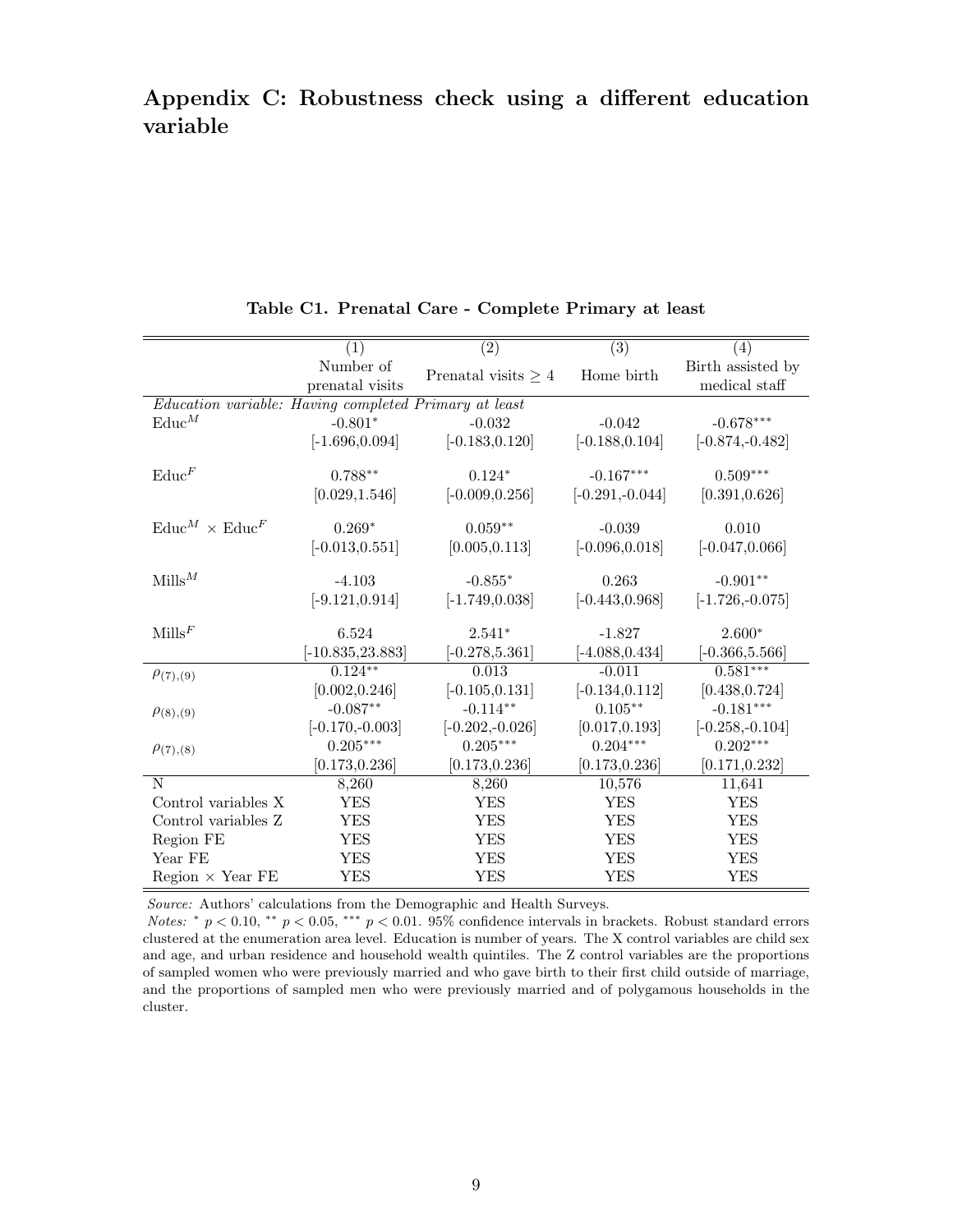## Appendix C: Robustness check using a different education variable

**Table C1. Prenatal Care - Complete Primary at least**

| | (1) | (2) | (3) | (4) |
|---|---|---|---|---|
| | Number of prenatal visits | Prenatal visits $\geq 4$ | Home birth | Birth assisted by medical staff |
| *Education variable: Having completed Primary at least* | | | | |
| $\text{Educ}^M$ | -0.801* | -0.032 | -0.042 | -0.678*** |
| | [-1.696,0.094] | [-0.183,0.120] | [-0.188,0.104] | [-0.874,-0.482] |
| $\text{Educ}^F$ | 0.788** | 0.124* | -0.167*** | 0.509*** |
| | [0.029,1.546] | [-0.009,0.256] | [-0.291,-0.044] | [0.391,0.626] |
| $\text{Educ}^M \times \text{Educ}^F$ | 0.269* | 0.059** | -0.039 | 0.010 |
| | [-0.013,0.551] | [0.005,0.113] | [-0.096,0.018] | [-0.047,0.066] |
| $\text{Mills}^M$ | -4.103 | -0.855* | 0.263 | -0.901** |
| | [-9.121,0.914] | [-1.749,0.038] | [-0.443,0.968] | [-1.726,-0.075] |
| $\text{Mills}^F$ | 6.524 | 2.541* | -1.827 | 2.600* |
| | [-10.835,23.883] | [-0.278,5.361] | [-4.088,0.434] | [-0.366,5.566] |
| $\rho_{(7),(9)}$ | 0.124** | 0.013 | -0.011 | 0.581*** |
| | [0.002,0.246] | [-0.105,0.131] | [-0.134,0.112] | [0.438,0.724] |
| $\rho_{(8),(9)}$ | -0.087** | -0.114** | 0.105** | -0.181*** |
| | [-0.170,-0.003] | [-0.202,-0.026] | [0.017,0.193] | [-0.258,-0.104] |
| $\rho_{(7),(8)}$ | 0.205*** | 0.205*** | 0.204*** | 0.202*** |
| | [0.173,0.236] | [0.173,0.236] | [0.173,0.236] | [0.171,0.232] |
| N | 8,260 | 8,260 | 10,576 | 11,641 |
| Control variables X | YES | YES | YES | YES |
| Control variables Z | YES | YES | YES | YES |
| Region FE | YES | YES | YES | YES |
| Year FE | YES | YES | YES | YES |
| Region $\times$ Year FE | YES | YES | YES | YES |

*Source:* Authors' calculations from the Demographic and Health Surveys.
*Notes:* * $p < 0.10$, ** $p < 0.05$, *** $p < 0.01$. 95% confidence intervals in brackets. Robust standard errors clustered at the enumeration area level. Education is number of years. The X control variables are child sex and age, and urban residence and household wealth quintiles. The Z control variables are the proportions of sampled women who were previously married and who gave birth to their first child outside of marriage, and the proportions of sampled men who were previously married and of polygamous households in the cluster.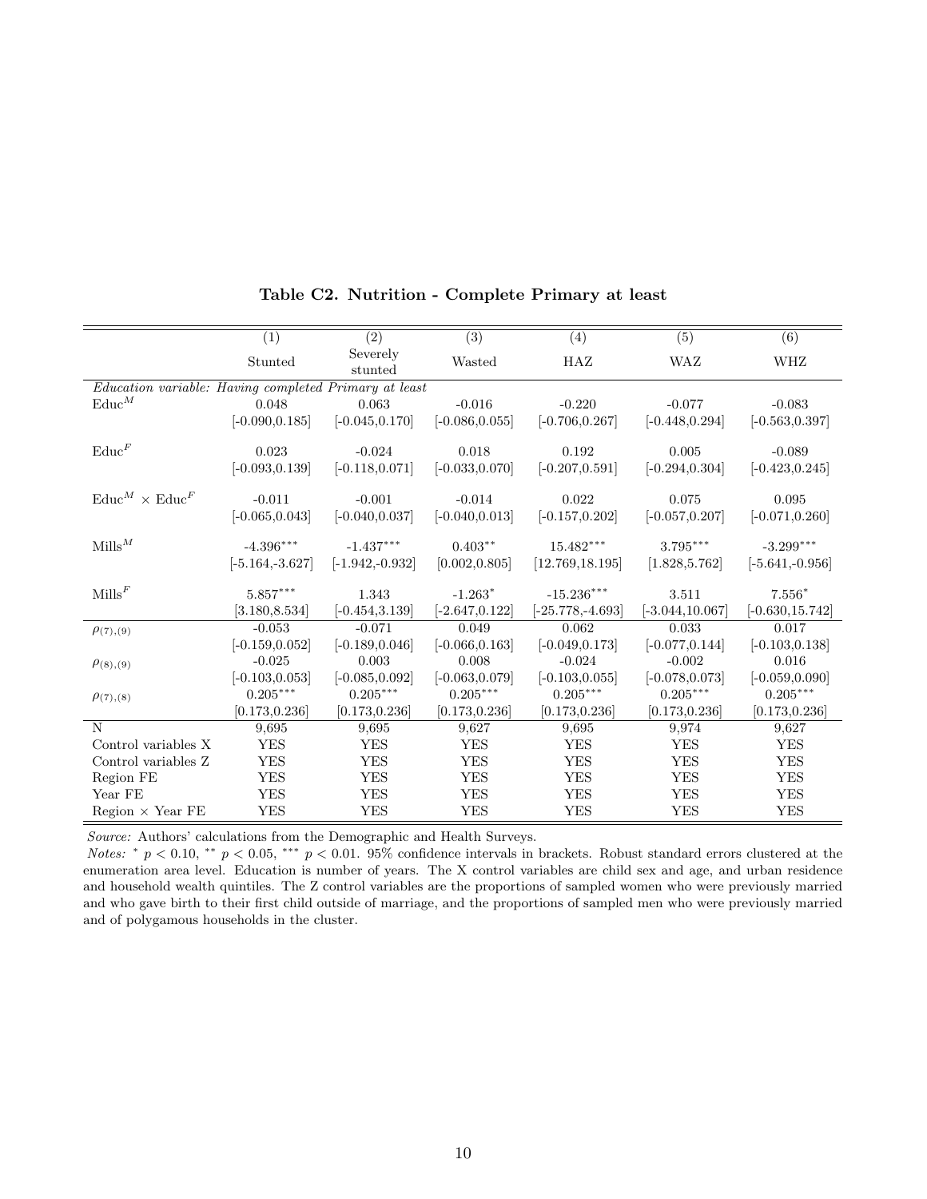**Table C2. Nutrition - Complete Primary at least**

| | (1) | (2) | (3) | (4) | (5) | (6) |
|---|---|---|---|---|---|---|
| | Stunted | Severely stunted | Wasted | HAZ | WAZ | WHZ |
| *Education variable: Having completed Primary at least* | | | | | | |
| $\text{Educ}^M$ | 0.048 | 0.063 | -0.016 | -0.220 | -0.077 | -0.083 |
| | [-0.090,0.185] | [-0.045,0.170] | [-0.086,0.055] | [-0.706,0.267] | [-0.448,0.294] | [-0.563,0.397] |
| $\text{Educ}^F$ | 0.023 | -0.024 | 0.018 | 0.192 | 0.005 | -0.089 |
| | [-0.093,0.139] | [-0.118,0.071] | [-0.033,0.070] | [-0.207,0.591] | [-0.294,0.304] | [-0.423,0.245] |
| $\text{Educ}^M \times \text{Educ}^F$ | -0.011 | -0.001 | -0.014 | 0.022 | 0.075 | 0.095 |
| | [-0.065,0.043] | [-0.040,0.037] | [-0.040,0.013] | [-0.157,0.202] | [-0.057,0.207] | [-0.071,0.260] |
| $\text{Mills}^M$ | -4.396*** | -1.437*** | 0.403** | 15.482*** | 3.795*** | -3.299*** |
| | [-5.164,-3.627] | [-1.942,-0.932] | [0.002,0.805] | [12.769,18.195] | [1.828,5.762] | [-5.641,-0.956] |
| $\text{Mills}^F$ | 5.857*** | 1.343 | -1.263* | -15.236*** | 3.511 | 7.556* |
| | [3.180,8.534] | [-0.454,3.139] | [-2.647,0.122] | [-25.778,-4.693] | [-3.044,10.067] | [-0.630,15.742] |
| $\rho_{(7),(9)}$ | -0.053 | -0.071 | 0.049 | 0.062 | 0.033 | 0.017 |
| | [-0.159,0.052] | [-0.189,0.046] | [-0.066,0.163] | [-0.049,0.173] | [-0.077,0.144] | [-0.103,0.138] |
| $\rho_{(8),(9)}$ | -0.025 | 0.003 | 0.008 | -0.024 | -0.002 | 0.016 |
| | [-0.103,0.053] | [-0.085,0.092] | [-0.063,0.079] | [-0.103,0.055] | [-0.078,0.073] | [-0.059,0.090] |
| $\rho_{(7),(8)}$ | 0.205*** | 0.205*** | 0.205*** | 0.205*** | 0.205*** | 0.205*** |
| | [0.173,0.236] | [0.173,0.236] | [0.173,0.236] | [0.173,0.236] | [0.173,0.236] | [0.173,0.236] |
| N | 9,695 | 9,695 | 9,627 | 9,695 | 9,974 | 9,627 |
| Control variables X | YES | YES | YES | YES | YES | YES |
| Control variables Z | YES | YES | YES | YES | YES | YES |
| Region FE | YES | YES | YES | YES | YES | YES |
| Year FE | YES | YES | YES | YES | YES | YES |
| Region × Year FE | YES | YES | YES | YES | YES | YES |

*Source:* Authors' calculations from the Demographic and Health Surveys.
*Notes:* * $p < 0.10$, ** $p < 0.05$, *** $p < 0.01$. 95% confidence intervals in brackets. Robust standard errors clustered at the enumeration area level. Education is number of years. The X control variables are child sex and age, and urban residence and household wealth quintiles. The Z control variables are the proportions of sampled women who were previously married and who gave birth to their first child outside of marriage, and the proportions of sampled men who were previously married and of polygamous households in the cluster.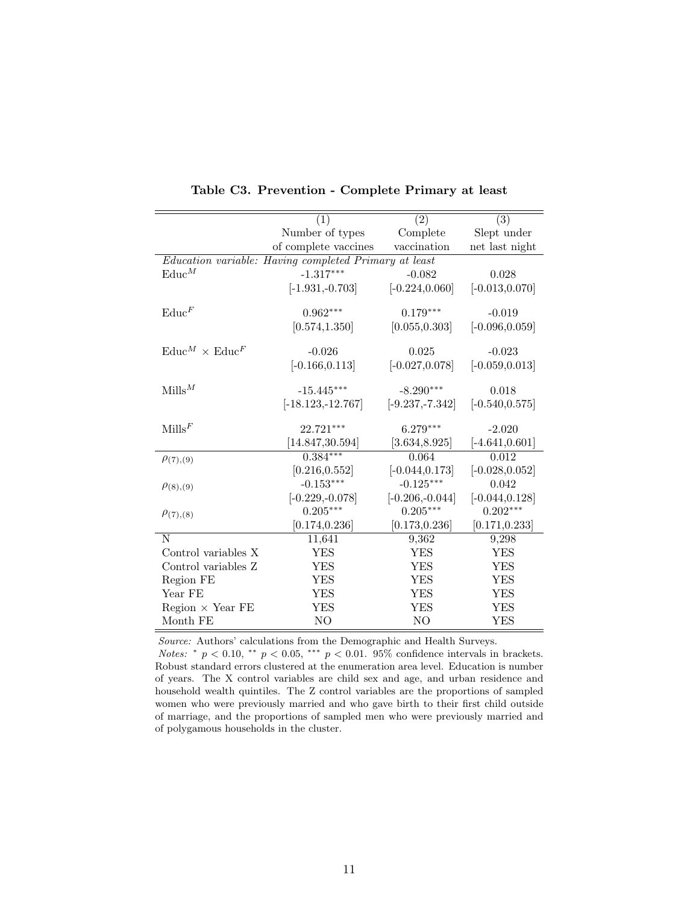**Table C3. Prevention - Complete Primary at least**

| | (1) | (2) | (3) |
|---|---|---|---|
| | Number of types of complete vaccines | Complete vaccination | Slept under net last night |
| *Education variable: Having completed Primary at least* | | | |
| $\text{Educ}^M$ | -1.317*** | -0.082 | 0.028 |
| | [-1.931,-0.703] | [-0.224,0.060] | [-0.013,0.070] |
| $\text{Educ}^F$ | 0.962*** | 0.179*** | -0.019 |
| | [0.574,1.350] | [0.055,0.303] | [-0.096,0.059] |
| $\text{Educ}^M \times \text{Educ}^F$ | -0.026 | 0.025 | -0.023 |
| | [-0.166,0.113] | [-0.027,0.078] | [-0.059,0.013] |
| $\text{Mills}^M$ | -15.445*** | -8.290*** | 0.018 |
| | [-18.123,-12.767] | [-9.237,-7.342] | [-0.540,0.575] |
| $\text{Mills}^F$ | 22.721*** | 6.279*** | -2.020 |
| | [14.847,30.594] | [3.634,8.925] | [-4.641,0.601] |
| $\rho_{(7),(9)}$ | 0.384*** | 0.064 | 0.012 |
| | [0.216,0.552] | [-0.044,0.173] | [-0.028,0.052] |
| $\rho_{(8),(9)}$ | -0.153*** | -0.125*** | 0.042 |
| | [-0.229,-0.078] | [-0.206,-0.044] | [-0.044,0.128] |
| $\rho_{(7),(8)}$ | 0.205*** | 0.205*** | 0.202*** |
| | [0.174,0.236] | [0.173,0.236] | [0.171,0.233] |
| N | 11,641 | 9,362 | 9,298 |
| Control variables X | YES | YES | YES |
| Control variables Z | YES | YES | YES |
| Region FE | YES | YES | YES |
| Year FE | YES | YES | YES |
| Region × Year FE | YES | YES | YES |
| Month FE | NO | NO | YES |

*Source:* Authors' calculations from the Demographic and Health Surveys.
*Notes:* * $p < 0.10$, ** $p < 0.05$, *** $p < 0.01$. 95% confidence intervals in brackets. Robust standard errors clustered at the enumeration area level. Education is number of years. The X control variables are child sex and age, and urban residence and household wealth quintiles. The Z control variables are the proportions of sampled women who were previously married and who gave birth to their first child outside of marriage, and the proportions of sampled men who were previously married and of polygamous households in the cluster.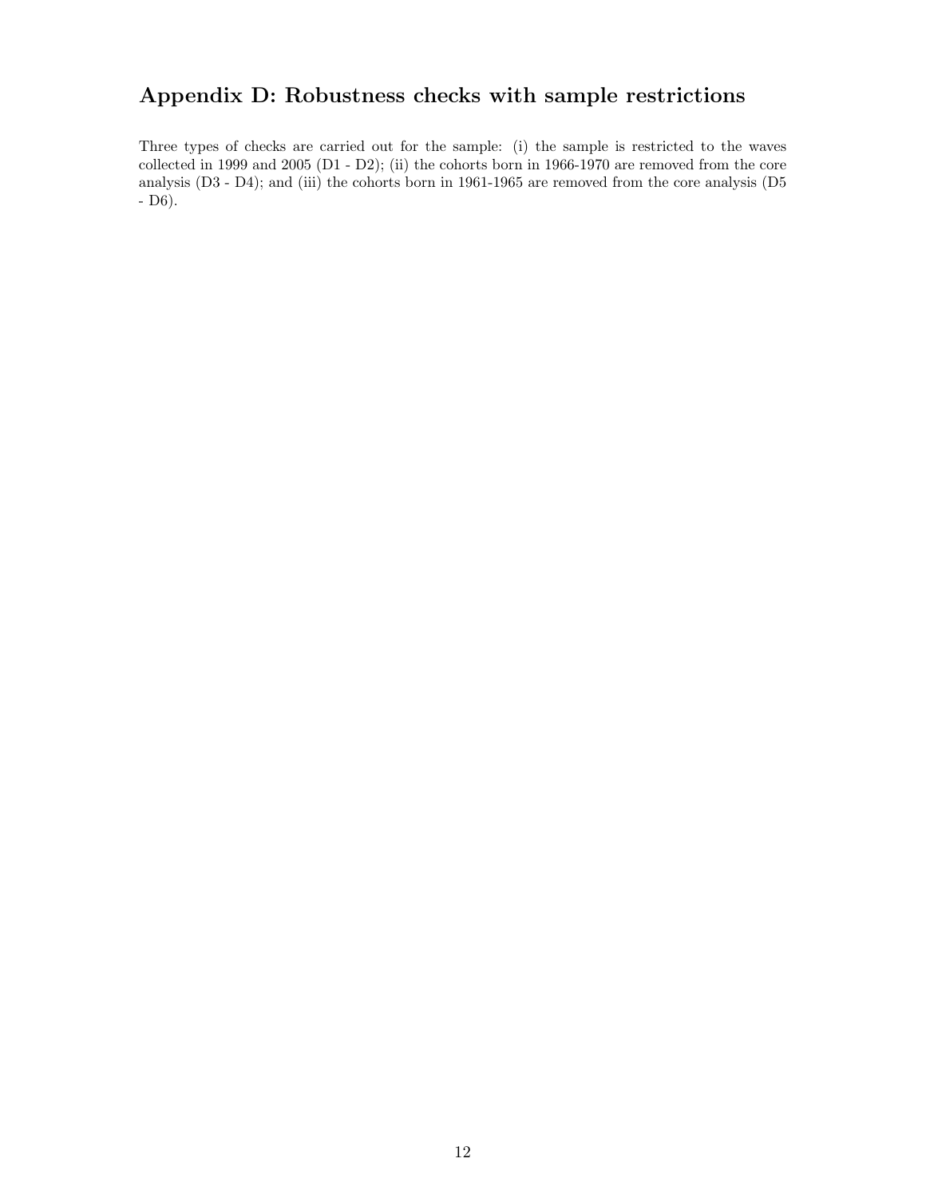## Appendix D: Robustness checks with sample restrictions

Three types of checks are carried out for the sample: (i) the sample is restricted to the waves collected in 1999 and 2005 (D1 - D2); (ii) the cohorts born in 1966-1970 are removed from the core analysis (D3 - D4); and (iii) the cohorts born in 1961-1965 are removed from the core analysis (D5 - D6).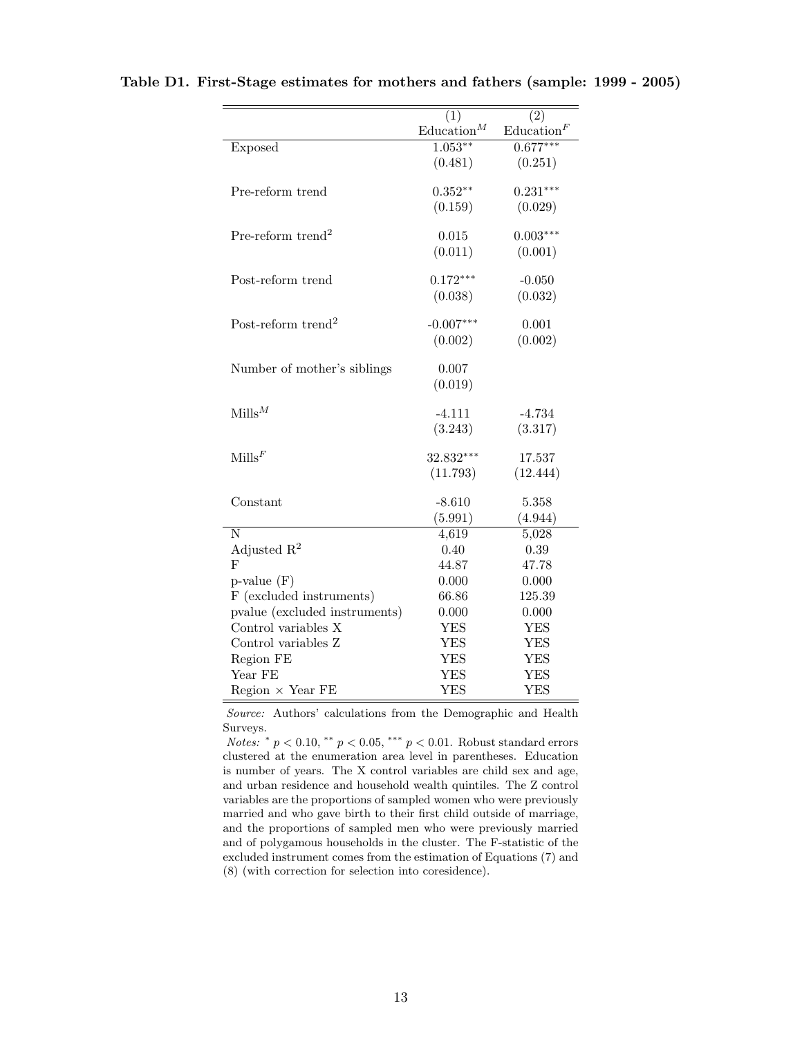**Table D1. First-Stage estimates for mothers and fathers (sample: 1999 - 2005)**

| | (1) | (2) |
|---|---|---|
| | $\text{Education}^M$ | $\text{Education}^F$ |
| Exposed | 1.053** | 0.677*** |
| | (0.481) | (0.251) |
| Pre-reform trend | 0.352** | 0.231*** |
| | (0.159) | (0.029) |
| Pre-reform trend$^2$ | 0.015 | 0.003*** |
| | (0.011) | (0.001) |
| Post-reform trend | 0.172*** | -0.050 |
| | (0.038) | (0.032) |
| Post-reform trend$^2$ | -0.007*** | 0.001 |
| | (0.002) | (0.002) |
| Number of mother's siblings | 0.007 | |
| | (0.019) | |
| $\text{Mills}^M$ | -4.111 | -4.734 |
| | (3.243) | (3.317) |
| $\text{Mills}^F$ | 32.832*** | 17.537 |
| | (11.793) | (12.444) |
| Constant | -8.610 | 5.358 |
| | (5.991) | (4.944) |
| N | 4,619 | 5,028 |
| Adjusted $R^2$ | 0.40 | 0.39 |
| F | 44.87 | 47.78 |
| p-value (F) | 0.000 | 0.000 |
| F (excluded instruments) | 66.86 | 125.39 |
| pvalue (excluded instruments) | 0.000 | 0.000 |
| Control variables X | YES | YES |
| Control variables Z | YES | YES |
| Region FE | YES | YES |
| Year FE | YES | YES |
| Region × Year FE | YES | YES |

*Source:* Authors' calculations from the Demographic and Health Surveys.

*Notes:* * $p < 0.10$, ** $p < 0.05$, *** $p < 0.01$. Robust standard errors clustered at the enumeration area level in parentheses. Education is number of years. The X control variables are child sex and age, and urban residence and household wealth quintiles. The Z control variables are the proportions of sampled women who were previously married and who gave birth to their first child outside of marriage, and the proportions of sampled men who were previously married and of polygamous households in the cluster. The F-statistic of the excluded instrument comes from the estimation of Equations (7) and (8) (with correction for selection into coresidence).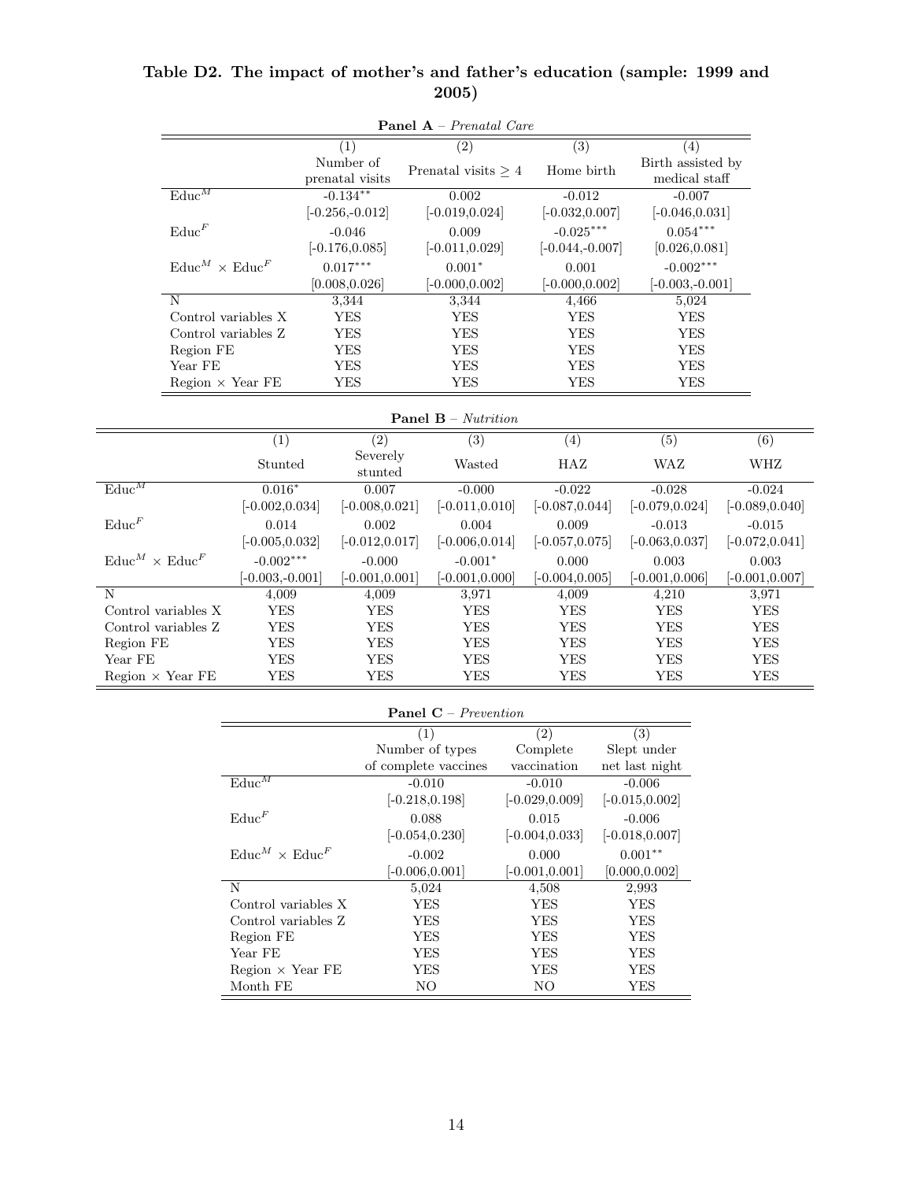**Table D2. The impact of mother's and father's education (sample: 1999 and 2005)**

**Panel A** – *Prenatal Care*

| | (1) Number of prenatal visits | (2) Prenatal visits $\geq 4$ | (3) Home birth | (4) Birth assisted by medical staff |
|---|---|---|---|---|
| $\text{Educ}^M$ | -0.134** | 0.002 | -0.012 | -0.007 |
| | [-0.256,-0.012] | [-0.019,0.024] | [-0.032,0.007] | [-0.046,0.031] |
| $\text{Educ}^F$ | -0.046 | 0.009 | -0.025*** | 0.054*** |
| | [-0.176,0.085] | [-0.011,0.029] | [-0.044,-0.007] | [0.026,0.081] |
| $\text{Educ}^M \times \text{Educ}^F$ | 0.017*** | 0.001* | 0.001 | -0.002*** |
| | [0.008,0.026] | [-0.000,0.002] | [-0.000,0.002] | [-0.003,-0.001] |
| N | 3,344 | 3,344 | 4,466 | 5,024 |
| Control variables X | YES | YES | YES | YES |
| Control variables Z | YES | YES | YES | YES |
| Region FE | YES | YES | YES | YES |
| Year FE | YES | YES | YES | YES |
| Region × Year FE | YES | YES | YES | YES |

**Panel B** – *Nutrition*

| | (1) Stunted | (2) Severely stunted | (3) Wasted | (4) HAZ | (5) WAZ | (6) WHZ |
|---|---|---|---|---|---|---|
| $\text{Educ}^M$ | 0.016* | 0.007 | -0.000 | -0.022 | -0.028 | -0.024 |
| | [-0.002,0.034] | [-0.008,0.021] | [-0.011,0.010] | [-0.087,0.044] | [-0.079,0.024] | [-0.089,0.040] |
| $\text{Educ}^F$ | 0.014 | 0.002 | 0.004 | 0.009 | -0.013 | -0.015 |
| | [-0.005,0.032] | [-0.012,0.017] | [-0.006,0.014] | [-0.057,0.075] | [-0.063,0.037] | [-0.072,0.041] |
| $\text{Educ}^M \times \text{Educ}^F$ | -0.002*** | -0.000 | -0.001* | 0.000 | 0.003 | 0.003 |
| | [-0.003,-0.001] | [-0.001,0.001] | [-0.001,0.000] | [-0.004,0.005] | [-0.001,0.006] | [-0.001,0.007] |
| N | 4,009 | 4,009 | 3,971 | 4,009 | 4,210 | 3,971 |
| Control variables X | YES | YES | YES | YES | YES | YES |
| Control variables Z | YES | YES | YES | YES | YES | YES |
| Region FE | YES | YES | YES | YES | YES | YES |
| Year FE | YES | YES | YES | YES | YES | YES |
| Region × Year FE | YES | YES | YES | YES | YES | YES |

**Panel C** – *Prevention*

| | (1) Number of types of complete vaccines | (2) Complete vaccination | (3) Slept under net last night |
|---|---|---|---|
| $\text{Educ}^M$ | -0.010 | -0.010 | -0.006 |
| | [-0.218,0.198] | [-0.029,0.009] | [-0.015,0.002] |
| $\text{Educ}^F$ | 0.088 | 0.015 | -0.006 |
| | [-0.054,0.230] | [-0.004,0.033] | [-0.018,0.007] |
| $\text{Educ}^M \times \text{Educ}^F$ | -0.002 | 0.000 | 0.001** |
| | [-0.006,0.001] | [-0.001,0.001] | [0.000,0.002] |
| N | 5,024 | 4,508 | 2,993 |
| Control variables X | YES | YES | YES |
| Control variables Z | YES | YES | YES |
| Region FE | YES | YES | YES |
| Year FE | YES | YES | YES |
| Region × Year FE | YES | YES | YES |
| Month FE | NO | NO | YES |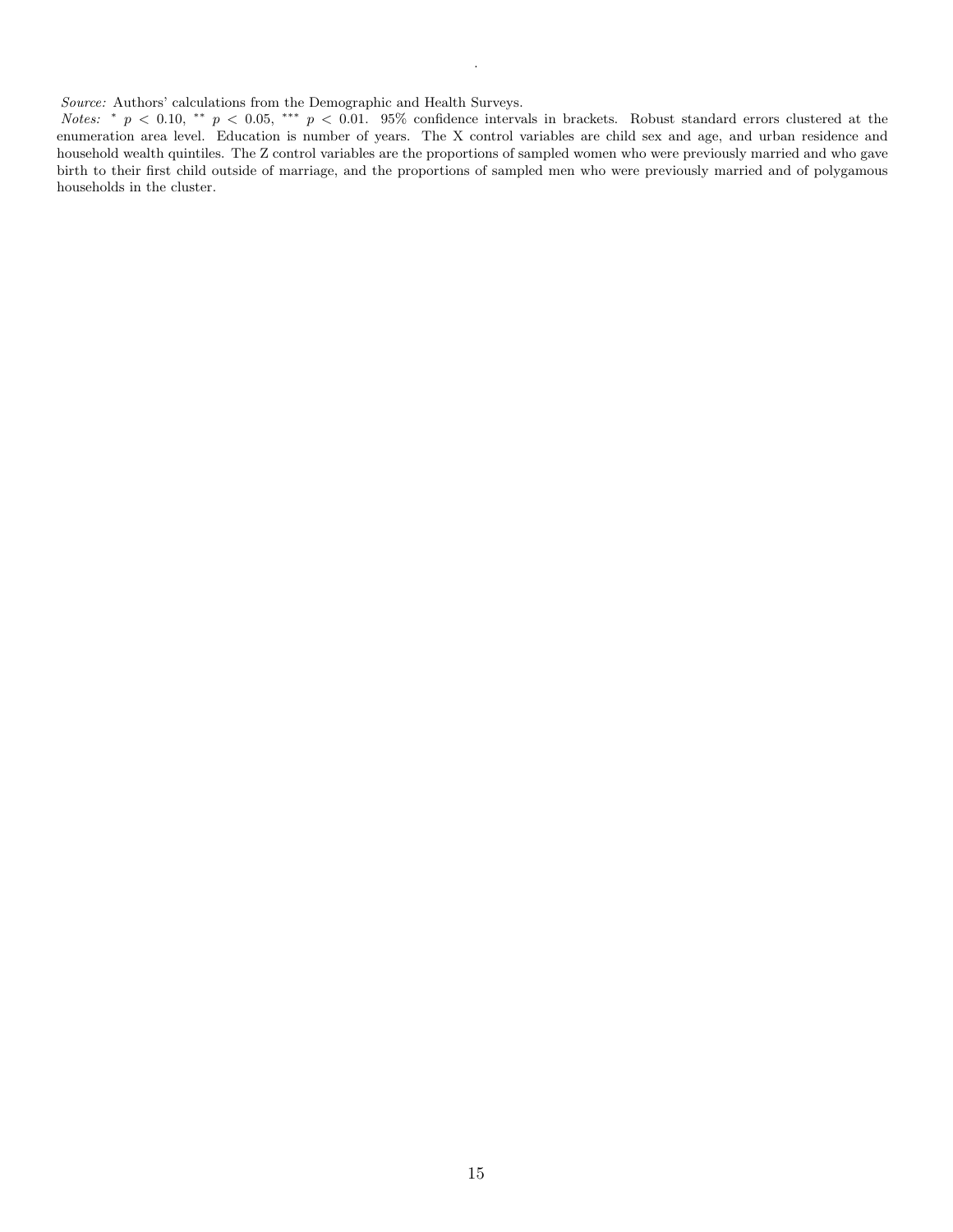*Source:* Authors' calculations from the Demographic and Health Surveys.

*Notes:* * $p < 0.10$, ** $p < 0.05$, *** $p < 0.01$. 95% confidence intervals in brackets. Robust standard errors clustered at the enumeration area level. Education is number of years. The X control variables are child sex and age, and urban residence and household wealth quintiles. The Z control variables are the proportions of sampled women who were previously married and who gave birth to their first child outside of marriage, and the proportions of sampled men who were previously married and of polygamous households in the cluster.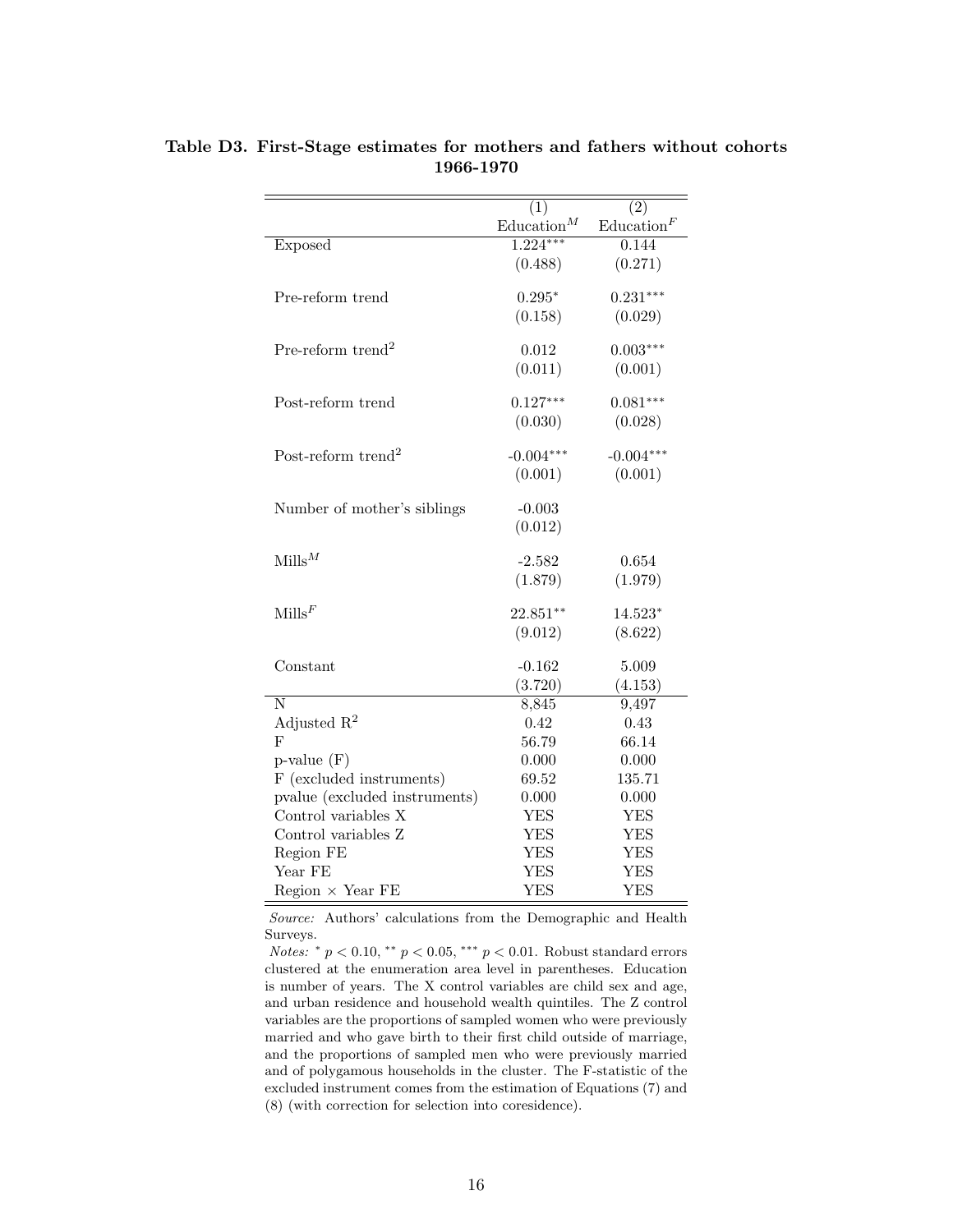**Table D3. First-Stage estimates for mothers and fathers without cohorts 1966-1970**

| | (1) | (2) |
|---|---|---|
| | Education$^M$ | Education$^F$ |
| Exposed | 1.224$^{***}$ | 0.144 |
| | (0.488) | (0.271) |
| Pre-reform trend | 0.295$^{*}$ | 0.231$^{***}$ |
| | (0.158) | (0.029) |
| Pre-reform trend$^2$ | 0.012 | 0.003$^{***}$ |
| | (0.011) | (0.001) |
| Post-reform trend | 0.127$^{***}$ | 0.081$^{***}$ |
| | (0.030) | (0.028) |
| Post-reform trend$^2$ | -0.004$^{***}$ | -0.004$^{***}$ |
| | (0.001) | (0.001) |
| Number of mother's siblings | -0.003 | |
| | (0.012) | |
| Mills$^M$ | -2.582 | 0.654 |
| | (1.879) | (1.979) |
| Mills$^F$ | 22.851$^{**}$ | 14.523$^{*}$ |
| | (9.012) | (8.622) |
| Constant | -0.162 | 5.009 |
| | (3.720) | (4.153) |
| N | 8,845 | 9,497 |
| Adjusted $R^2$ | 0.42 | 0.43 |
| F | 56.79 | 66.14 |
| p-value (F) | 0.000 | 0.000 |
| F (excluded instruments) | 69.52 | 135.71 |
| pvalue (excluded instruments) | 0.000 | 0.000 |
| Control variables X | YES | YES |
| Control variables Z | YES | YES |
| Region FE | YES | YES |
| Year FE | YES | YES |
| Region × Year FE | YES | YES |

*Source:* Authors' calculations from the Demographic and Health Surveys.

*Notes:* $^{*}$ $p < 0.10$, $^{**}$ $p < 0.05$, $^{***}$ $p < 0.01$. Robust standard errors clustered at the enumeration area level in parentheses. Education is number of years. The X control variables are child sex and age, and urban residence and household wealth quintiles. The Z control variables are the proportions of sampled women who were previously married and who gave birth to their first child outside of marriage, and the proportions of sampled men who were previously married and of polygamous households in the cluster. The F-statistic of the excluded instrument comes from the estimation of Equations (7) and (8) (with correction for selection into coresidence).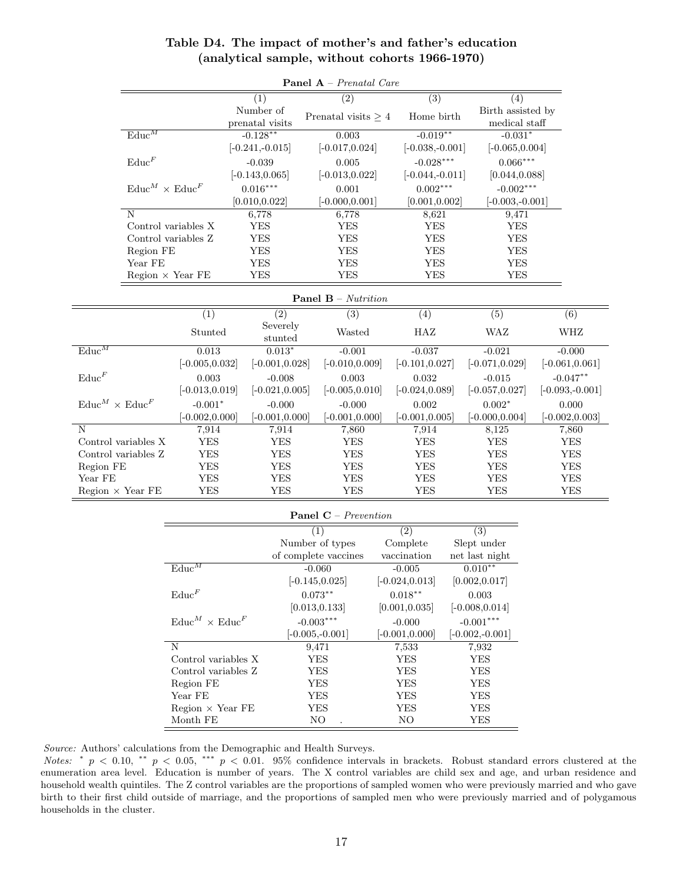## Table D4. The impact of mother's and father's education (analytical sample, without cohorts 1966-1970)

**Panel A** – *Prenatal Care*

| | (1) Number of prenatal visits | (2) Prenatal visits ≥ 4 | (3) Home birth | (4) Birth assisted by medical staff |
|---|---|---|---|---|
| $\text{Educ}^M$ | -0.128** | 0.003 | -0.019** | -0.031* |
| | [-0.241,-0.015] | [-0.017,0.024] | [-0.038,-0.001] | [-0.065,0.004] |
| $\text{Educ}^F$ | -0.039 | 0.005 | -0.028*** | 0.066*** |
| | [-0.143,0.065] | [-0.013,0.022] | [-0.044,-0.011] | [0.044,0.088] |
| $\text{Educ}^M \times \text{Educ}^F$ | 0.016*** | 0.001 | 0.002*** | -0.002*** |
| | [0.010,0.022] | [-0.000,0.001] | [0.001,0.002] | [-0.003,-0.001] |
| N | 6,778 | 6,778 | 8,621 | 9,471 |
| Control variables X | YES | YES | YES | YES |
| Control variables Z | YES | YES | YES | YES |
| Region FE | YES | YES | YES | YES |
| Year FE | YES | YES | YES | YES |
| Region × Year FE | YES | YES | YES | YES |

**Panel B** – *Nutrition*

| | (1) Stunted | (2) Severely stunted | (3) Wasted | (4) HAZ | (5) WAZ | (6) WHZ |
|---|---|---|---|---|---|---|
| $\text{Educ}^M$ | 0.013 | 0.013* | -0.001 | -0.037 | -0.021 | -0.000 |
| | [-0.005,0.032] | [-0.001,0.028] | [-0.010,0.009] | [-0.101,0.027] | [-0.071,0.029] | [-0.061,0.061] |
| $\text{Educ}^F$ | 0.003 | -0.008 | 0.003 | 0.032 | -0.015 | -0.047** |
| | [-0.013,0.019] | [-0.021,0.005] | [-0.005,0.010] | [-0.024,0.089] | [-0.057,0.027] | [-0.093,-0.001] |
| $\text{Educ}^M \times \text{Educ}^F$ | -0.001* | -0.000 | -0.000 | 0.002 | 0.002* | 0.000 |
| | [-0.002,0.000] | [-0.001,0.000] | [-0.001,0.000] | [-0.001,0.005] | [-0.000,0.004] | [-0.002,0.003] |
| N | 7,914 | 7,914 | 7,860 | 7,914 | 8,125 | 7,860 |
| Control variables X | YES | YES | YES | YES | YES | YES |
| Control variables Z | YES | YES | YES | YES | YES | YES |
| Region FE | YES | YES | YES | YES | YES | YES |
| Year FE | YES | YES | YES | YES | YES | YES |
| Region × Year FE | YES | YES | YES | YES | YES | YES |

**Panel C** – *Prevention*

| | (1) Number of types of complete vaccines | (2) Complete vaccination | (3) Slept under net last night |
|---|---|---|---|
| $\text{Educ}^M$ | -0.060 | -0.005 | 0.010** |
| | [-0.145,0.025] | [-0.024,0.013] | [0.002,0.017] |
| $\text{Educ}^F$ | 0.073** | 0.018** | 0.003 |
| | [0.013,0.133] | [0.001,0.035] | [-0.008,0.014] |
| $\text{Educ}^M \times \text{Educ}^F$ | -0.003*** | -0.000 | -0.001*** |
| | [-0.005,-0.001] | [-0.001,0.000] | [-0.002,-0.001] |
| N | 9,471 | 7,533 | 7,932 |
| Control variables X | YES | YES | YES |
| Control variables Z | YES | YES | YES |
| Region FE | YES | YES | YES |
| Year FE | YES | YES | YES |
| Region × Year FE | YES | YES | YES |
| Month FE | NO . | NO | YES |

*Source:* Authors' calculations from the Demographic and Health Surveys.

*Notes:* * $p < 0.10$, ** $p < 0.05$, *** $p < 0.01$. 95% confidence intervals in brackets. Robust standard errors clustered at the enumeration area level. Education is number of years. The X control variables are child sex and age, and urban residence and household wealth quintiles. The Z control variables are the proportions of sampled women who were previously married and who gave birth to their first child outside of marriage, and the proportions of sampled men who were previously married and of polygamous households in the cluster.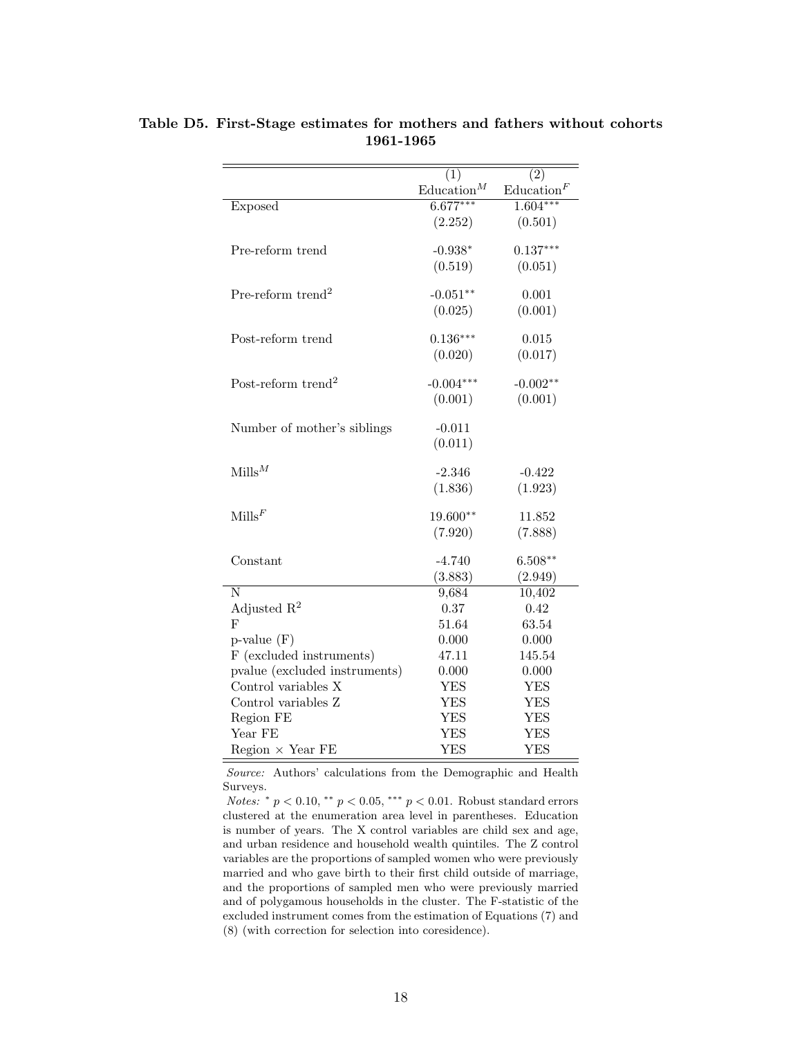**Table D5. First-Stage estimates for mothers and fathers without cohorts 1961-1965**

| | (1) | (2) |
|---|---|---|
| | Education$^M$ | Education$^F$ |
| Exposed | 6.677$^{***}$ | 1.604$^{***}$ |
| | (2.252) | (0.501) |
| Pre-reform trend | -0.938$^{*}$ | 0.137$^{***}$ |
| | (0.519) | (0.051) |
| Pre-reform trend$^2$ | -0.051$^{**}$ | 0.001 |
| | (0.025) | (0.001) |
| Post-reform trend | 0.136$^{***}$ | 0.015 |
| | (0.020) | (0.017) |
| Post-reform trend$^2$ | -0.004$^{***}$ | -0.002$^{**}$ |
| | (0.001) | (0.001) |
| Number of mother's siblings | -0.011 | |
| | (0.011) | |
| Mills$^M$ | -2.346 | -0.422 |
| | (1.836) | (1.923) |
| Mills$^F$ | 19.600$^{**}$ | 11.852 |
| | (7.920) | (7.888) |
| Constant | -4.740 | 6.508$^{**}$ |
| | (3.883) | (2.949) |
| N | 9,684 | 10,402 |
| Adjusted R$^2$ | 0.37 | 0.42 |
| F | 51.64 | 63.54 |
| p-value (F) | 0.000 | 0.000 |
| F (excluded instruments) | 47.11 | 145.54 |
| pvalue (excluded instruments) | 0.000 | 0.000 |
| Control variables X | YES | YES |
| Control variables Z | YES | YES |
| Region FE | YES | YES |
| Year FE | YES | YES |
| Region × Year FE | YES | YES |

*Source:* Authors' calculations from the Demographic and Health Surveys.

*Notes:* $^{*}$ $p < 0.10$, $^{**}$ $p < 0.05$, $^{***}$ $p < 0.01$. Robust standard errors clustered at the enumeration area level in parentheses. Education is number of years. The X control variables are child sex and age, and urban residence and household wealth quintiles. The Z control variables are the proportions of sampled women who were previously married and who gave birth to their first child outside of marriage, and the proportions of sampled men who were previously married and of polygamous households in the cluster. The F-statistic of the excluded instrument comes from the estimation of Equations (7) and (8) (with correction for selection into coresidence).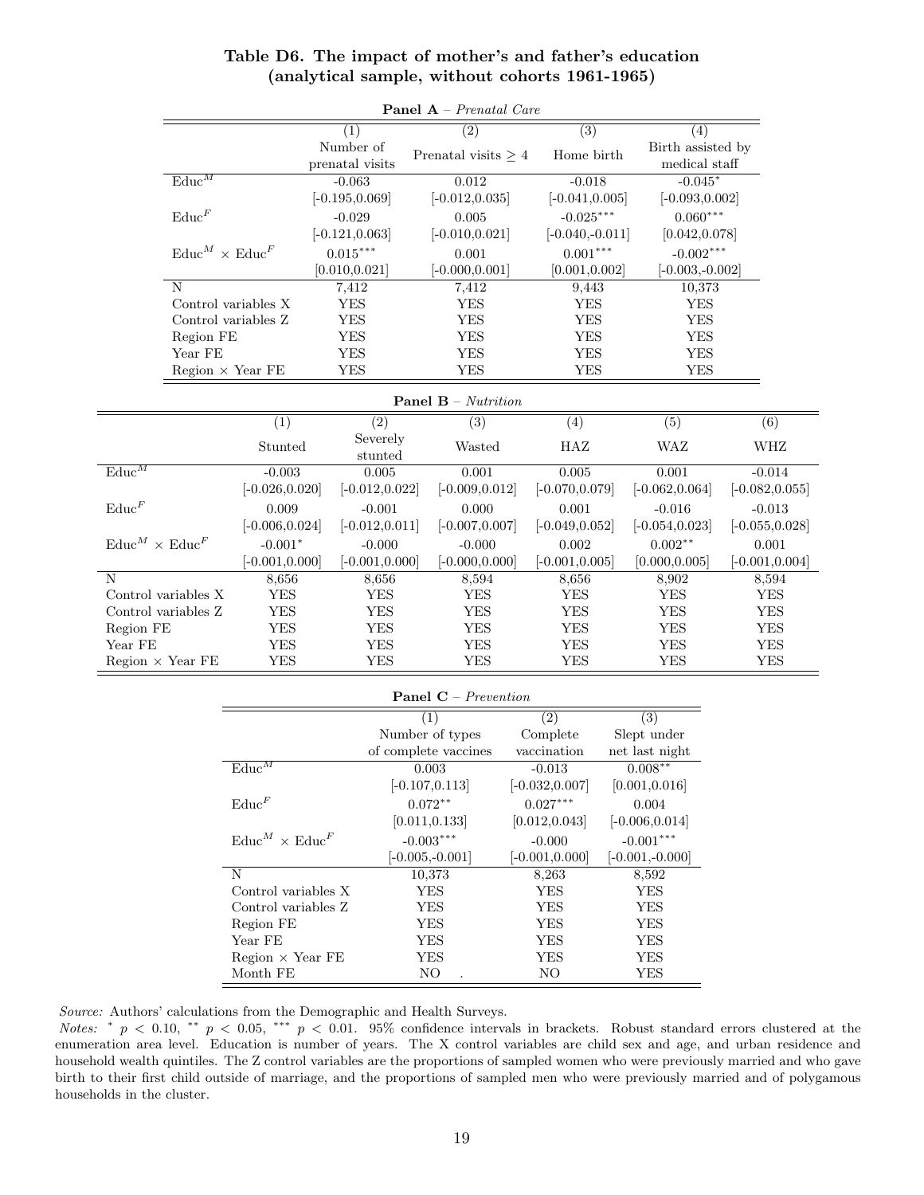**Table D6. The impact of mother's and father's education (analytical sample, without cohorts 1961-1965)**

**Panel A** – *Prenatal Care*

| | (1) Number of prenatal visits | (2) Prenatal visits $\geq 4$ | (3) Home birth | (4) Birth assisted by medical staff |
|---|---|---|---|---|
| $\text{Educ}^M$ | -0.063 | 0.012 | -0.018 | -0.045$^{*}$ |
| | [-0.195,0.069] | [-0.012,0.035] | [-0.041,0.005] | [-0.093,0.002] |
| $\text{Educ}^F$ | -0.029 | 0.005 | -0.025$^{***}$ | 0.060$^{***}$ |
| | [-0.121,0.063] | [-0.010,0.021] | [-0.040,-0.011] | [0.042,0.078] |
| $\text{Educ}^M \times \text{Educ}^F$ | 0.015$^{***}$ | 0.001 | 0.001$^{***}$ | -0.002$^{***}$ |
| | [0.010,0.021] | [-0.000,0.001] | [0.001,0.002] | [-0.003,-0.002] |
| N | 7,412 | 7,412 | 9,443 | 10,373 |
| Control variables X | YES | YES | YES | YES |
| Control variables Z | YES | YES | YES | YES |
| Region FE | YES | YES | YES | YES |
| Year FE | YES | YES | YES | YES |
| Region × Year FE | YES | YES | YES | YES |

**Panel B** – *Nutrition*

| | (1) Stunted | (2) Severely stunted | (3) Wasted | (4) HAZ | (5) WAZ | (6) WHZ |
|---|---|---|---|---|---|---|
| $\text{Educ}^M$ | -0.003 | 0.005 | 0.001 | 0.005 | 0.001 | -0.014 |
| | [-0.026,0.020] | [-0.012,0.022] | [-0.009,0.012] | [-0.070,0.079] | [-0.062,0.064] | [-0.082,0.055] |
| $\text{Educ}^F$ | 0.009 | -0.001 | 0.000 | 0.001 | -0.016 | -0.013 |
| | [-0.006,0.024] | [-0.012,0.011] | [-0.007,0.007] | [-0.049,0.052] | [-0.054,0.023] | [-0.055,0.028] |
| $\text{Educ}^M \times \text{Educ}^F$ | -0.001$^{*}$ | -0.000 | -0.000 | 0.002 | 0.002$^{**}$ | 0.001 |
| | [-0.001,0.000] | [-0.001,0.000] | [-0.000,0.000] | [-0.001,0.005] | [0.000,0.005] | [-0.001,0.004] |
| N | 8,656 | 8,656 | 8,594 | 8,656 | 8,902 | 8,594 |
| Control variables X | YES | YES | YES | YES | YES | YES |
| Control variables Z | YES | YES | YES | YES | YES | YES |
| Region FE | YES | YES | YES | YES | YES | YES |
| Year FE | YES | YES | YES | YES | YES | YES |
| Region × Year FE | YES | YES | YES | YES | YES | YES |

**Panel C** – *Prevention*

| | (1) Number of types of complete vaccines | (2) Complete vaccination | (3) Slept under net last night |
|---|---|---|---|
| $\text{Educ}^M$ | 0.003 | -0.013 | 0.008$^{**}$ |
| | [-0.107,0.113] | [-0.032,0.007] | [0.001,0.016] |
| $\text{Educ}^F$ | 0.072$^{**}$ | 0.027$^{***}$ | 0.004 |
| | [0.011,0.133] | [0.012,0.043] | [-0.006,0.014] |
| $\text{Educ}^M \times \text{Educ}^F$ | -0.003$^{***}$ | -0.000 | -0.001$^{***}$ |
| | [-0.005,-0.001] | [-0.001,0.000] | [-0.001,-0.000] |
| N | 10,373 | 8,263 | 8,592 |
| Control variables X | YES | YES | YES |
| Control variables Z | YES | YES | YES |
| Region FE | YES | YES | YES |
| Year FE | YES | YES | YES |
| Region × Year FE | YES | YES | YES |
| Month FE | NO | NO | YES |

*Source:* Authors' calculations from the Demographic and Health Surveys.
*Notes:* $^{*}$ $p < 0.10$, $^{**}$ $p < 0.05$, $^{***}$ $p < 0.01$. 95% confidence intervals in brackets. Robust standard errors clustered at the enumeration area level. Education is number of years. The X control variables are child sex and age, and urban residence and household wealth quintiles. The Z control variables are the proportions of sampled women who were previously married and who gave birth to their first child outside of marriage, and the proportions of sampled men who were previously married and of polygamous households in the cluster.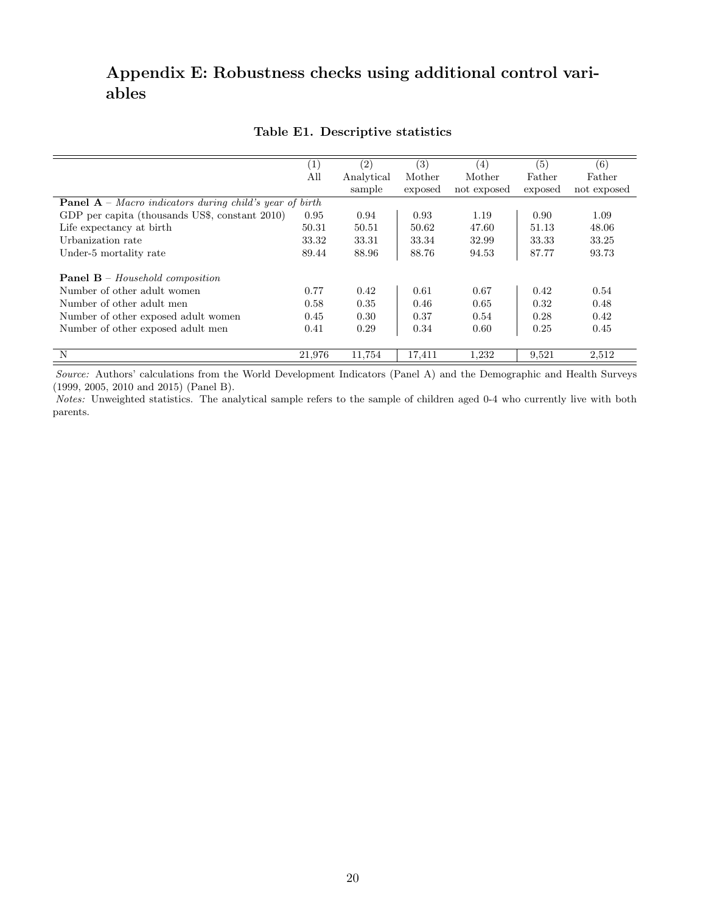## Appendix E: Robustness checks using additional control variables

**Table E1. Descriptive statistics**

| | (1) All | (2) Analytical sample | (3) Mother exposed | (4) Mother not exposed | (5) Father exposed | (6) Father not exposed |
|---|---|---|---|---|---|---|
| **Panel A** – *Macro indicators during child's year of birth* | | | | | | |
| GDP per capita (thousands US$, constant 2010) | 0.95 | 0.94 | 0.93 | 1.19 | 0.90 | 1.09 |
| Life expectancy at birth | 50.31 | 50.51 | 50.62 | 47.60 | 51.13 | 48.06 |
| Urbanization rate | 33.32 | 33.31 | 33.34 | 32.99 | 33.33 | 33.25 |
| Under-5 mortality rate | 89.44 | 88.96 | 88.76 | 94.53 | 87.77 | 93.73 |
| **Panel B** – *Household composition* | | | | | | |
| Number of other adult women | 0.77 | 0.42 | 0.61 | 0.67 | 0.42 | 0.54 |
| Number of other adult men | 0.58 | 0.35 | 0.46 | 0.65 | 0.32 | 0.48 |
| Number of other exposed adult women | 0.45 | 0.30 | 0.37 | 0.54 | 0.28 | 0.42 |
| Number of other exposed adult men | 0.41 | 0.29 | 0.34 | 0.60 | 0.25 | 0.45 |
| N | 21,976 | 11,754 | 17,411 | 1,232 | 9,521 | 2,512 |

*Source:* Authors' calculations from the World Development Indicators (Panel A) and the Demographic and Health Surveys (1999, 2005, 2010 and 2015) (Panel B).

*Notes:* Unweighted statistics. The analytical sample refers to the sample of children aged 0-4 who currently live with both parents.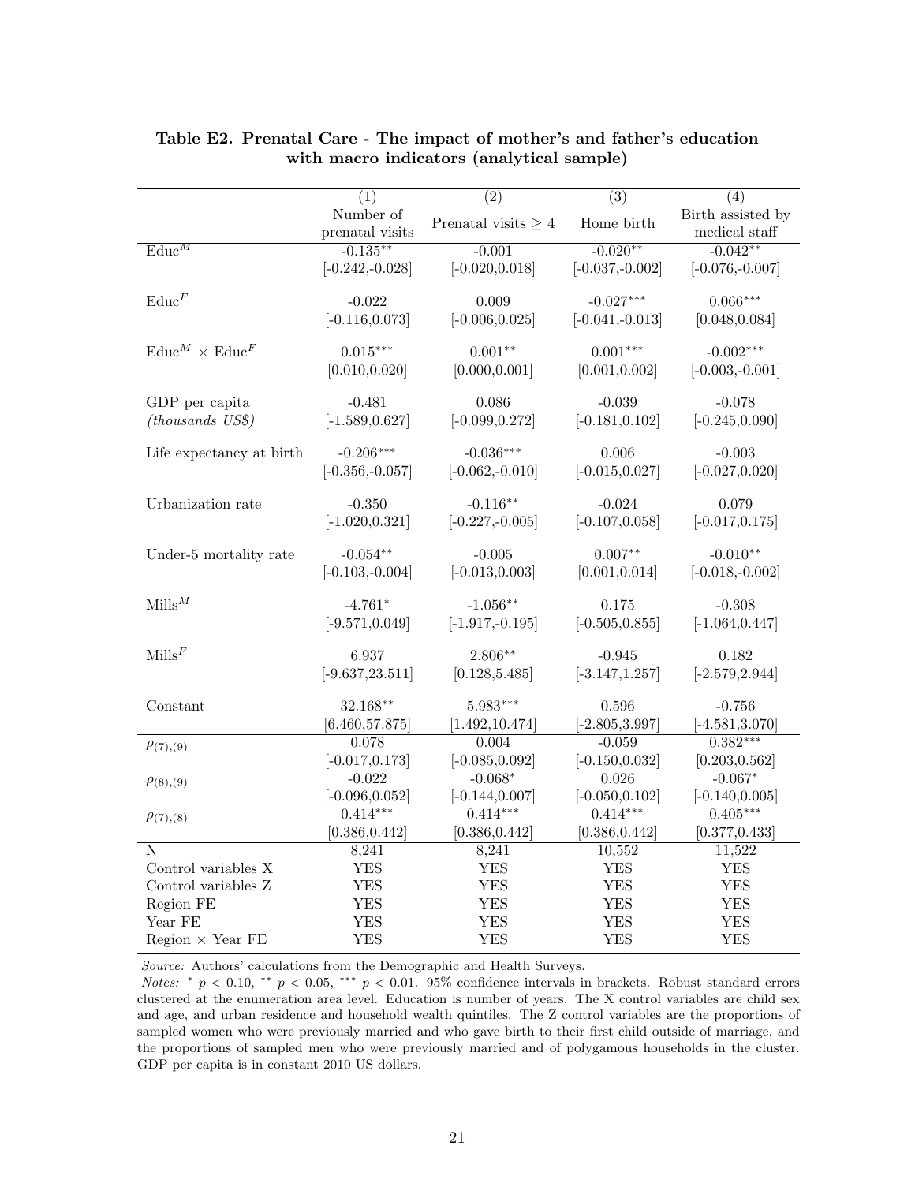**Table E2. Prenatal Care - The impact of mother's and father's education with macro indicators (analytical sample)**

| | (1) Number of prenatal visits | (2) Prenatal visits $\geq 4$ | (3) Home birth | (4) Birth assisted by medical staff |
|---|---|---|---|---|
| $\text{Educ}^M$ | -0.135** | -0.001 | -0.020** | -0.042** |
| | [-0.242,-0.028] | [-0.020,0.018] | [-0.037,-0.002] | [-0.076,-0.007] |
| $\text{Educ}^F$ | -0.022 | 0.009 | -0.027*** | 0.066*** |
| | [-0.116,0.073] | [-0.006,0.025] | [-0.041,-0.013] | [0.048,0.084] |
| $\text{Educ}^M \times \text{Educ}^F$ | 0.015*** | 0.001** | 0.001*** | -0.002*** |
| | [0.010,0.020] | [0.000,0.001] | [0.001,0.002] | [-0.003,-0.001] |
| GDP per capita *(thousands US$)* | -0.481 | 0.086 | -0.039 | -0.078 |
| | [-1.589,0.627] | [-0.099,0.272] | [-0.181,0.102] | [-0.245,0.090] |
| Life expectancy at birth | -0.206*** | -0.036*** | 0.006 | -0.003 |
| | [-0.356,-0.057] | [-0.062,-0.010] | [-0.015,0.027] | [-0.027,0.020] |
| Urbanization rate | -0.350 | -0.116** | -0.024 | 0.079 |
| | [-1.020,0.321] | [-0.227,-0.005] | [-0.107,0.058] | [-0.017,0.175] |
| Under-5 mortality rate | -0.054** | -0.005 | 0.007** | -0.010** |
| | [-0.103,-0.004] | [-0.013,0.003] | [0.001,0.014] | [-0.018,-0.002] |
| $\text{Mills}^M$ | -4.761* | -1.056** | 0.175 | -0.308 |
| | [-9.571,0.049] | [-1.917,-0.195] | [-0.505,0.855] | [-1.064,0.447] |
| $\text{Mills}^F$ | 6.937 | 2.806** | -0.945 | 0.182 |
| | [-9.637,23.511] | [0.128,5.485] | [-3.147,1.257] | [-2.579,2.944] |
| Constant | 32.168** | 5.983*** | 0.596 | -0.756 |
| | [6.460,57.875] | [1.492,10.474] | [-2.805,3.997] | [-4.581,3.070] |
| $\rho_{(7),(9)}$ | 0.078 | 0.004 | -0.059 | 0.382*** |
| | [-0.017,0.173] | [-0.085,0.092] | [-0.150,0.032] | [0.203,0.562] |
| $\rho_{(8),(9)}$ | -0.022 | -0.068* | 0.026 | -0.067* |
| | [-0.096,0.052] | [-0.144,0.007] | [-0.050,0.102] | [-0.140,0.005] |
| $\rho_{(7),(8)}$ | 0.414*** | 0.414*** | 0.414*** | 0.405*** |
| | [0.386,0.442] | [0.386,0.442] | [0.386,0.442] | [0.377,0.433] |
| N | 8,241 | 8,241 | 10,552 | 11,522 |
| Control variables X | YES | YES | YES | YES |
| Control variables Z | YES | YES | YES | YES |
| Region FE | YES | YES | YES | YES |
| Year FE | YES | YES | YES | YES |
| Region × Year FE | YES | YES | YES | YES |

*Source:* Authors' calculations from the Demographic and Health Surveys.

*Notes:* * $p < 0.10$, ** $p < 0.05$, *** $p < 0.01$. 95% confidence intervals in brackets. Robust standard errors clustered at the enumeration area level. Education is number of years. The X control variables are child sex and age, and urban residence and household wealth quintiles. The Z control variables are the proportions of sampled women who were previously married and who gave birth to their first child outside of marriage, and the proportions of sampled men who were previously married and of polygamous households in the cluster. GDP per capita is in constant 2010 US dollars.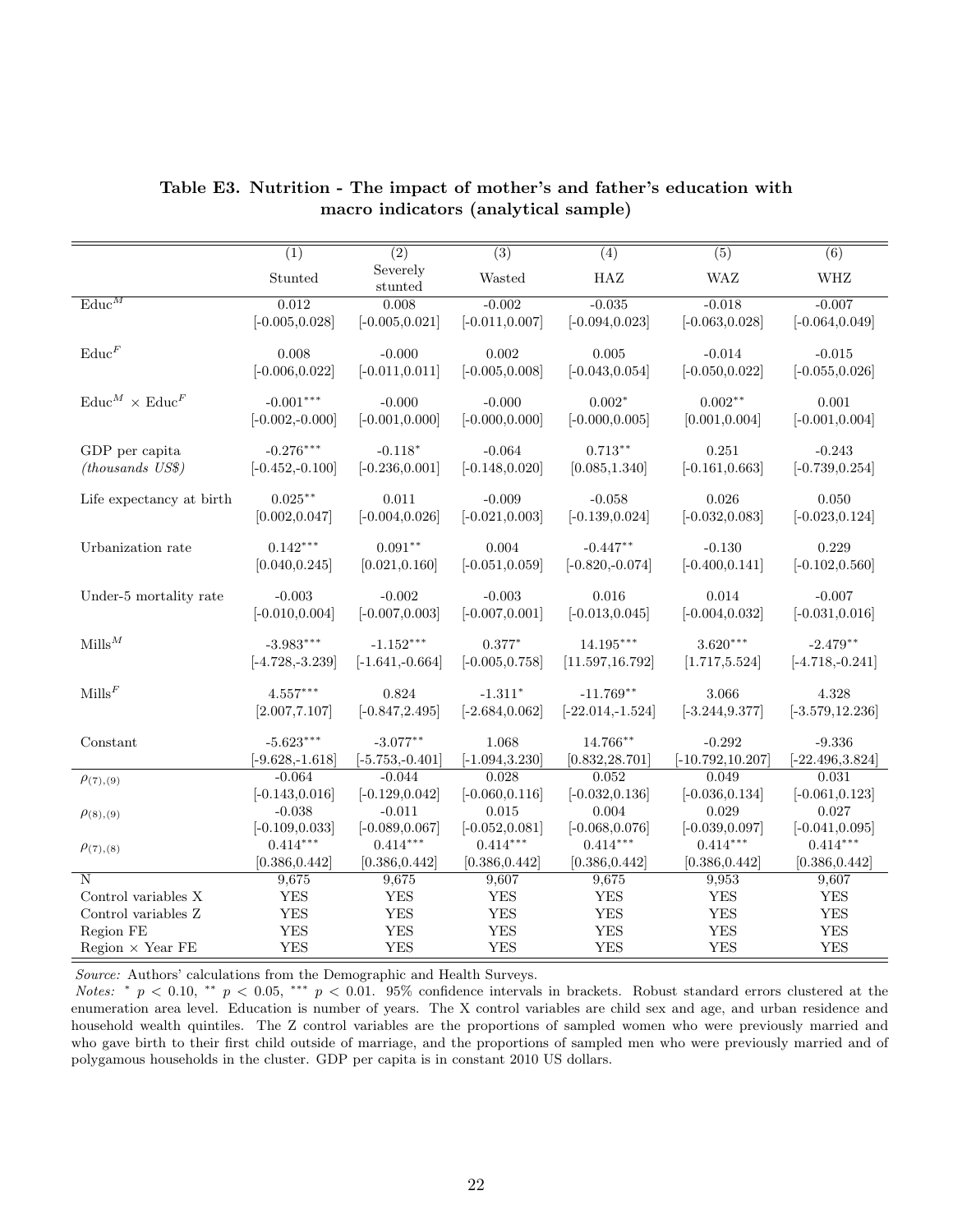### Table E3. Nutrition - The impact of mother's and father's education with macro indicators (analytical sample)

| | (1) | (2) | (3) | (4) | (5) | (6) |
|---|---|---|---|---|---|---|
| | Stunted | Severely stunted | Wasted | HAZ | WAZ | WHZ |
| $\text{Educ}^M$ | 0.012 | 0.008 | -0.002 | -0.035 | -0.018 | -0.007 |
| | [-0.005,0.028] | [-0.005,0.021] | [-0.011,0.007] | [-0.094,0.023] | [-0.063,0.028] | [-0.064,0.049] |
| $\text{Educ}^F$ | 0.008 | -0.000 | 0.002 | 0.005 | -0.014 | -0.015 |
| | [-0.006,0.022] | [-0.011,0.011] | [-0.005,0.008] | [-0.043,0.054] | [-0.050,0.022] | [-0.055,0.026] |
| $\text{Educ}^M \times \text{Educ}^F$ | $-0.001^{***}$ | -0.000 | -0.000 | $0.002^{*}$ | $0.002^{**}$ | 0.001 |
| | [-0.002,-0.000] | [-0.001,0.000] | [-0.000,0.000] | [-0.000,0.005] | [0.001,0.004] | [-0.001,0.004] |
| GDP per capita *(thousands US$)* | $-0.276^{***}$ | $-0.118^{*}$ | -0.064 | $0.713^{**}$ | 0.251 | -0.243 |
| | [-0.452,-0.100] | [-0.236,0.001] | [-0.148,0.020] | [0.085,1.340] | [-0.161,0.663] | [-0.739,0.254] |
| Life expectancy at birth | $0.025^{**}$ | 0.011 | -0.009 | -0.058 | 0.026 | 0.050 |
| | [0.002,0.047] | [-0.004,0.026] | [-0.021,0.003] | [-0.139,0.024] | [-0.032,0.083] | [-0.023,0.124] |
| Urbanization rate | $0.142^{***}$ | $0.091^{**}$ | 0.004 | $-0.447^{**}$ | -0.130 | 0.229 |
| | [0.040,0.245] | [0.021,0.160] | [-0.051,0.059] | [-0.820,-0.074] | [-0.400,0.141] | [-0.102,0.560] |
| Under-5 mortality rate | -0.003 | -0.002 | -0.003 | 0.016 | 0.014 | -0.007 |
| | [-0.010,0.004] | [-0.007,0.003] | [-0.007,0.001] | [-0.013,0.045] | [-0.004,0.032] | [-0.031,0.016] |
| $\text{Mills}^M$ | $-3.983^{***}$ | $-1.152^{***}$ | $0.377^{*}$ | $14.195^{***}$ | $3.620^{***}$ | $-2.479^{**}$ |
| | [-4.728,-3.239] | [-1.641,-0.664] | [-0.005,0.758] | [11.597,16.792] | [1.717,5.524] | [-4.718,-0.241] |
| $\text{Mills}^F$ | $4.557^{***}$ | 0.824 | $-1.311^{*}$ | $-11.769^{**}$ | 3.066 | 4.328 |
| | [2.007,7.107] | [-0.847,2.495] | [-2.684,0.062] | [-22.014,-1.524] | [-3.244,9.377] | [-3.579,12.236] |
| Constant | $-5.623^{***}$ | $-3.077^{**}$ | 1.068 | $14.766^{**}$ | -0.292 | -9.336 |
| | [-9.628,-1.618] | [-5.753,-0.401] | [-1.094,3.230] | [0.832,28.701] | [-10.792,10.207] | [-22.496,3.824] |
| $\rho_{(7),(9)}$ | -0.064 | -0.044 | 0.028 | 0.052 | 0.049 | 0.031 |
| | [-0.143,0.016] | [-0.129,0.042] | [-0.060,0.116] | [-0.032,0.136] | [-0.036,0.134] | [-0.061,0.123] |
| $\rho_{(8),(9)}$ | -0.038 | -0.011 | 0.015 | 0.004 | 0.029 | 0.027 |
| | [-0.109,0.033] | [-0.089,0.067] | [-0.052,0.081] | [-0.068,0.076] | [-0.039,0.097] | [-0.041,0.095] |
| $\rho_{(7),(8)}$ | $0.414^{***}$ | $0.414^{***}$ | $0.414^{***}$ | $0.414^{***}$ | $0.414^{***}$ | $0.414^{***}$ |
| | [0.386,0.442] | [0.386,0.442] | [0.386,0.442] | [0.386,0.442] | [0.386,0.442] | [0.386,0.442] |
| N | 9,675 | 9,675 | 9,607 | 9,675 | 9,953 | 9,607 |
| Control variables X | YES | YES | YES | YES | YES | YES |
| Control variables Z | YES | YES | YES | YES | YES | YES |
| Region FE | YES | YES | YES | YES | YES | YES |
| Region × Year FE | YES | YES | YES | YES | YES | YES |

*Source:* Authors' calculations from the Demographic and Health Surveys.

*Notes:* $^{*}$ $p < 0.10$, $^{**}$ $p < 0.05$, $^{***}$ $p < 0.01$. 95% confidence intervals in brackets. Robust standard errors clustered at the enumeration area level. Education is number of years. The X control variables are child sex and age, and urban residence and household wealth quintiles. The Z control variables are the proportions of sampled women who were previously married and who gave birth to their first child outside of marriage, and the proportions of sampled men who were previously married and of polygamous households in the cluster. GDP per capita is in constant 2010 US dollars.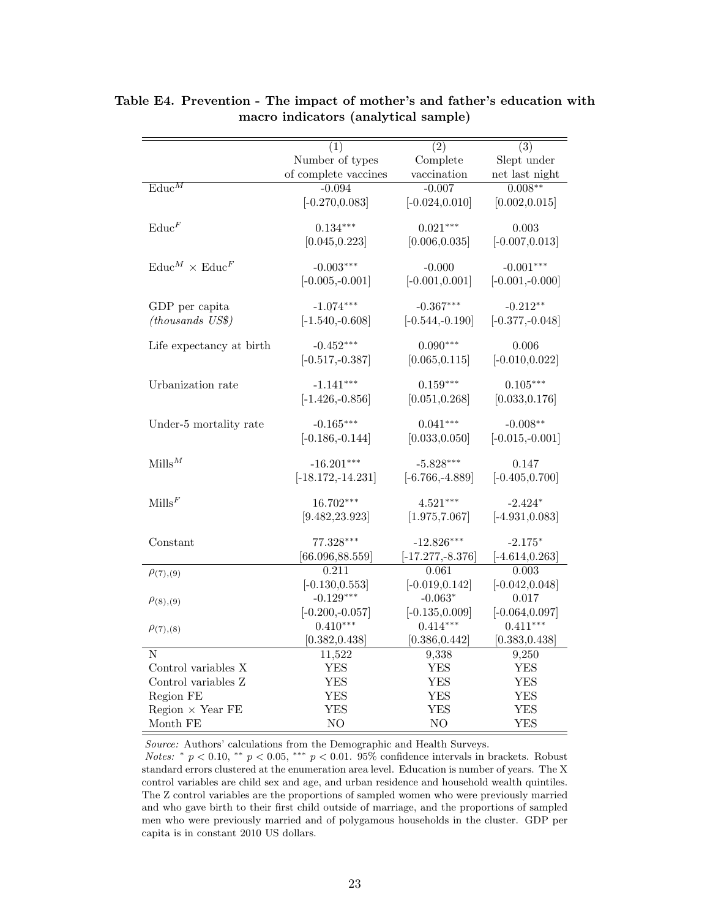**Table E4. Prevention - The impact of mother's and father's education with macro indicators (analytical sample)**

| | (1) | (2) | (3) |
|---|---|---|---|
| | Number of types of complete vaccines | Complete vaccination | Slept under net last night |
| $\text{Educ}^M$ | -0.094 | -0.007 | $0.008^{**}$ |
| | [-0.270,0.083] | [-0.024,0.010] | [0.002,0.015] |
| $\text{Educ}^F$ | $0.134^{***}$ | $0.021^{***}$ | 0.003 |
| | [0.045,0.223] | [0.006,0.035] | [-0.007,0.013] |
| $\text{Educ}^M \times \text{Educ}^F$ | $-0.003^{***}$ | -0.000 | $-0.001^{***}$ |
| | [-0.005,-0.001] | [-0.001,0.001] | [-0.001,-0.000] |
| GDP per capita *(thousands US$)* | $-1.074^{***}$ | $-0.367^{***}$ | $-0.212^{**}$ |
| | [-1.540,-0.608] | [-0.544,-0.190] | [-0.377,-0.048] |
| Life expectancy at birth | $-0.452^{***}$ | $0.090^{***}$ | 0.006 |
| | [-0.517,-0.387] | [0.065,0.115] | [-0.010,0.022] |
| Urbanization rate | $-1.141^{***}$ | $0.159^{***}$ | $0.105^{***}$ |
| | [-1.426,-0.856] | [0.051,0.268] | [0.033,0.176] |
| Under-5 mortality rate | $-0.165^{***}$ | $0.041^{***}$ | $-0.008^{**}$ |
| | [-0.186,-0.144] | [0.033,0.050] | [-0.015,-0.001] |
| $\text{Mills}^M$ | $-16.201^{***}$ | $-5.828^{***}$ | 0.147 |
| | [-18.172,-14.231] | [-6.766,-4.889] | [-0.405,0.700] |
| $\text{Mills}^F$ | $16.702^{***}$ | $4.521^{***}$ | $-2.424^{*}$ |
| | [9.482,23.923] | [1.975,7.067] | [-4.931,0.083] |
| Constant | $77.328^{***}$ | $-12.826^{***}$ | $-2.175^{*}$ |
| | [66.096,88.559] | [-17.277,-8.376] | [-4.614,0.263] |
| $\rho_{(7),(9)}$ | 0.211 | 0.061 | 0.003 |
| | [-0.130,0.553] | [-0.019,0.142] | [-0.042,0.048] |
| $\rho_{(8),(9)}$ | $-0.129^{***}$ | $-0.063^{*}$ | 0.017 |
| | [-0.200,-0.057] | [-0.135,0.009] | [-0.064,0.097] |
| $\rho_{(7),(8)}$ | $0.410^{***}$ | $0.414^{***}$ | $0.411^{***}$ |
| | [0.382,0.438] | [0.386,0.442] | [0.383,0.438] |
| N | 11,522 | 9,338 | 9,250 |
| Control variables X | YES | YES | YES |
| Control variables Z | YES | YES | YES |
| Region FE | YES | YES | YES |
| Region × Year FE | YES | YES | YES |
| Month FE | NO | NO | YES |

*Source:* Authors' calculations from the Demographic and Health Surveys.

*Notes:* $^{*}$ $p < 0.10$, $^{**}$ $p < 0.05$, $^{***}$ $p < 0.01$. 95% confidence intervals in brackets. Robust standard errors clustered at the enumeration area level. Education is number of years. The X control variables are child sex and age, and urban residence and household wealth quintiles. The Z control variables are the proportions of sampled women who were previously married and who gave birth to their first child outside of marriage, and the proportions of sampled men who were previously married and of polygamous households in the cluster. GDP per capita is in constant 2010 US dollars.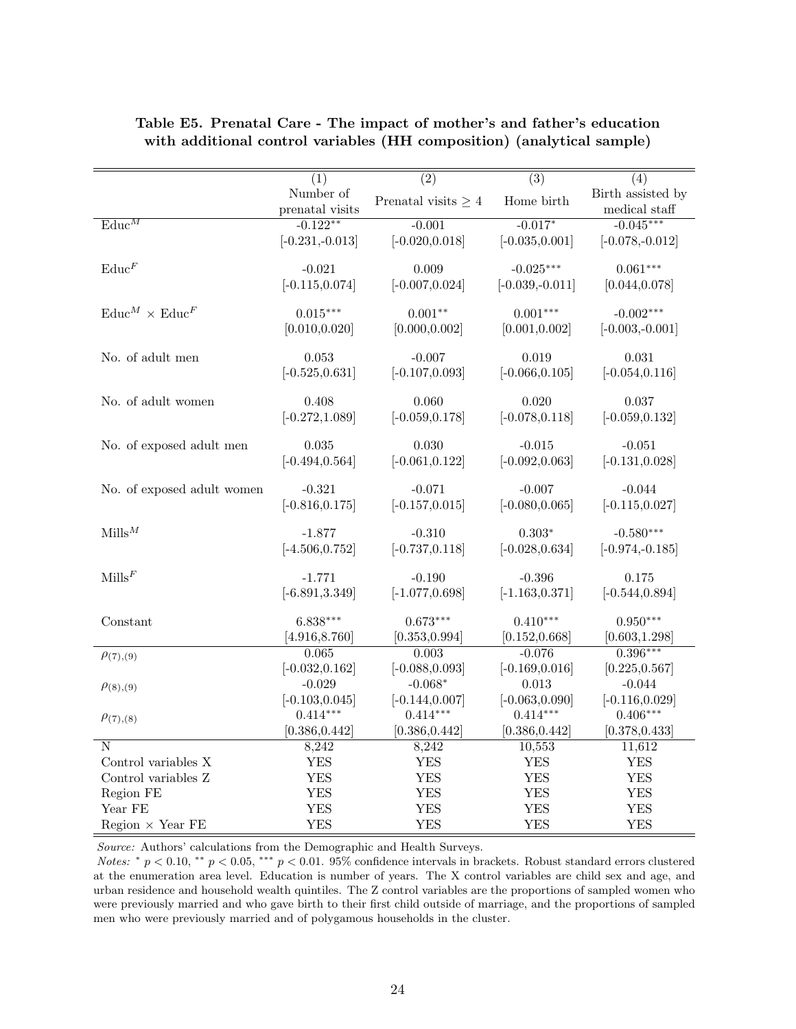**Table E5. Prenatal Care - The impact of mother's and father's education with additional control variables (HH composition) (analytical sample)**

| | (1) Number of prenatal visits | (2) Prenatal visits ≥ 4 | (3) Home birth | (4) Birth assisted by medical staff |
|---|---|---|---|---|
| $\text{Educ}^M$ | -0.122** | -0.001 | -0.017* | -0.045*** |
| | [-0.231,-0.013] | [-0.020,0.018] | [-0.035,0.001] | [-0.078,-0.012] |
| $\text{Educ}^F$ | -0.021 | 0.009 | -0.025*** | 0.061*** |
| | [-0.115,0.074] | [-0.007,0.024] | [-0.039,-0.011] | [0.044,0.078] |
| $\text{Educ}^M \times \text{Educ}^F$ | 0.015*** | 0.001** | 0.001*** | -0.002*** |
| | [0.010,0.020] | [0.000,0.002] | [0.001,0.002] | [-0.003,-0.001] |
| No. of adult men | 0.053 | -0.007 | 0.019 | 0.031 |
| | [-0.525,0.631] | [-0.107,0.093] | [-0.066,0.105] | [-0.054,0.116] |
| No. of adult women | 0.408 | 0.060 | 0.020 | 0.037 |
| | [-0.272,1.089] | [-0.059,0.178] | [-0.078,0.118] | [-0.059,0.132] |
| No. of exposed adult men | 0.035 | 0.030 | -0.015 | -0.051 |
| | [-0.494,0.564] | [-0.061,0.122] | [-0.092,0.063] | [-0.131,0.028] |
| No. of exposed adult women | -0.321 | -0.071 | -0.007 | -0.044 |
| | [-0.816,0.175] | [-0.157,0.015] | [-0.080,0.065] | [-0.115,0.027] |
| $\text{Mills}^M$ | -1.877 | -0.310 | 0.303* | -0.580*** |
| | [-4.506,0.752] | [-0.737,0.118] | [-0.028,0.634] | [-0.974,-0.185] |
| $\text{Mills}^F$ | -1.771 | -0.190 | -0.396 | 0.175 |
| | [-6.891,3.349] | [-1.077,0.698] | [-1.163,0.371] | [-0.544,0.894] |
| Constant | 6.838*** | 0.673*** | 0.410*** | 0.950*** |
| | [4.916,8.760] | [0.353,0.994] | [0.152,0.668] | [0.603,1.298] |
| $\rho_{(7),(9)}$ | 0.065 | 0.003 | -0.076 | 0.396*** |
| | [-0.032,0.162] | [-0.088,0.093] | [-0.169,0.016] | [0.225,0.567] |
| $\rho_{(8),(9)}$ | -0.029 | -0.068* | 0.013 | -0.044 |
| | [-0.103,0.045] | [-0.144,0.007] | [-0.063,0.090] | [-0.116,0.029] |
| $\rho_{(7),(8)}$ | 0.414*** | 0.414*** | 0.414*** | 0.406*** |
| | [0.386,0.442] | [0.386,0.442] | [0.386,0.442] | [0.378,0.433] |
| N | 8,242 | 8,242 | 10,553 | 11,612 |
| Control variables X | YES | YES | YES | YES |
| Control variables Z | YES | YES | YES | YES |
| Region FE | YES | YES | YES | YES |
| Year FE | YES | YES | YES | YES |
| Region × Year FE | YES | YES | YES | YES |

*Source:* Authors' calculations from the Demographic and Health Surveys.

*Notes:* * $p < 0.10$, ** $p < 0.05$, *** $p < 0.01$. 95% confidence intervals in brackets. Robust standard errors clustered at the enumeration area level. Education is number of years. The X control variables are child sex and age, and urban residence and household wealth quintiles. The Z control variables are the proportions of sampled women who were previously married and who gave birth to their first child outside of marriage, and the proportions of sampled men who were previously married and of polygamous households in the cluster.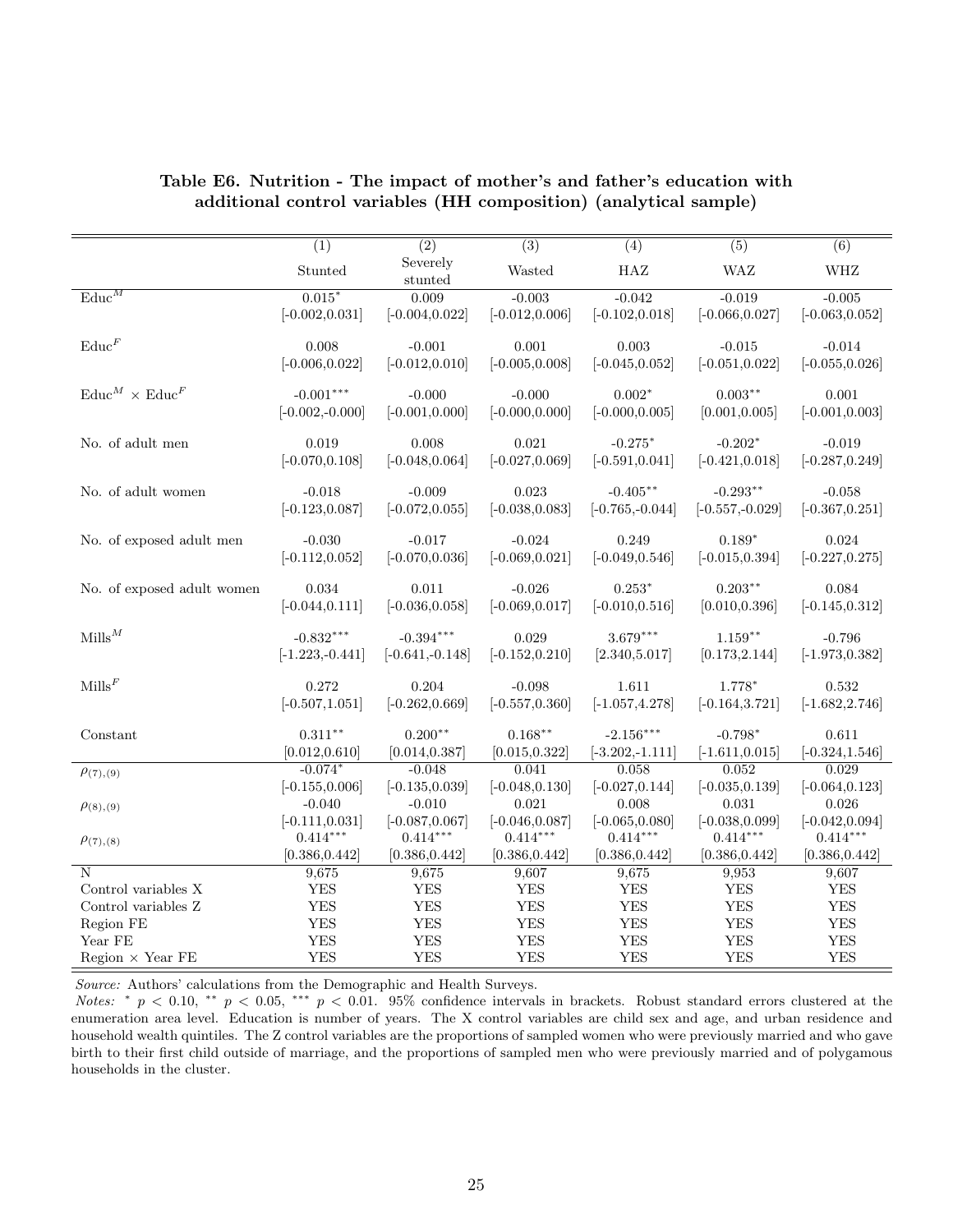**Table E6. Nutrition - The impact of mother's and father's education with additional control variables (HH composition) (analytical sample)**

| | (1) | (2) | (3) | (4) | (5) | (6) |
|---|---|---|---|---|---|---|
| | Stunted | Severely stunted | Wasted | HAZ | WAZ | WHZ |
| $\text{Educ}^M$ | $0.015^{*}$ | 0.009 | -0.003 | -0.042 | -0.019 | -0.005 |
| | [-0.002,0.031] | [-0.004,0.022] | [-0.012,0.006] | [-0.102,0.018] | [-0.066,0.027] | [-0.063,0.052] |
| $\text{Educ}^F$ | 0.008 | -0.001 | 0.001 | 0.003 | -0.015 | -0.014 |
| | [-0.006,0.022] | [-0.012,0.010] | [-0.005,0.008] | [-0.045,0.052] | [-0.051,0.022] | [-0.055,0.026] |
| $\text{Educ}^M \times \text{Educ}^F$ | $-0.001^{***}$ | -0.000 | -0.000 | $0.002^{*}$ | $0.003^{**}$ | 0.001 |
| | [-0.002,-0.000] | [-0.001,0.000] | [-0.000,0.000] | [-0.000,0.005] | [0.001,0.005] | [-0.001,0.003] |
| No. of adult men | 0.019 | 0.008 | 0.021 | $-0.275^{*}$ | $-0.202^{*}$ | -0.019 |
| | [-0.070,0.108] | [-0.048,0.064] | [-0.027,0.069] | [-0.591,0.041] | [-0.421,0.018] | [-0.287,0.249] |
| No. of adult women | -0.018 | -0.009 | 0.023 | $-0.405^{**}$ | $-0.293^{**}$ | -0.058 |
| | [-0.123,0.087] | [-0.072,0.055] | [-0.038,0.083] | [-0.765,-0.044] | [-0.557,-0.029] | [-0.367,0.251] |
| No. of exposed adult men | -0.030 | -0.017 | -0.024 | 0.249 | $0.189^{*}$ | 0.024 |
| | [-0.112,0.052] | [-0.070,0.036] | [-0.069,0.021] | [-0.049,0.546] | [-0.015,0.394] | [-0.227,0.275] |
| No. of exposed adult women | 0.034 | 0.011 | -0.026 | $0.253^{*}$ | $0.203^{**}$ | 0.084 |
| | [-0.044,0.111] | [-0.036,0.058] | [-0.069,0.017] | [-0.010,0.516] | [0.010,0.396] | [-0.145,0.312] |
| $\text{Mills}^M$ | $-0.832^{***}$ | $-0.394^{***}$ | 0.029 | $3.679^{***}$ | $1.159^{**}$ | -0.796 |
| | [-1.223,-0.441] | [-0.641,-0.148] | [-0.152,0.210] | [2.340,5.017] | [0.173,2.144] | [-1.973,0.382] |
| $\text{Mills}^F$ | 0.272 | 0.204 | -0.098 | 1.611 | $1.778^{*}$ | 0.532 |
| | [-0.507,1.051] | [-0.262,0.669] | [-0.557,0.360] | [-1.057,4.278] | [-0.164,3.721] | [-1.682,2.746] |
| Constant | $0.311^{**}$ | $0.200^{**}$ | $0.168^{**}$ | $-2.156^{***}$ | $-0.798^{*}$ | 0.611 |
| | [0.012,0.610] | [0.014,0.387] | [0.015,0.322] | [-3.202,-1.111] | [-1.611,0.015] | [-0.324,1.546] |
| $\rho_{(7),(9)}$ | $-0.074^{*}$ | -0.048 | 0.041 | 0.058 | 0.052 | 0.029 |
| | [-0.155,0.006] | [-0.135,0.039] | [-0.048,0.130] | [-0.027,0.144] | [-0.035,0.139] | [-0.064,0.123] |
| $\rho_{(8),(9)}$ | -0.040 | -0.010 | 0.021 | 0.008 | 0.031 | 0.026 |
| | [-0.111,0.031] | [-0.087,0.067] | [-0.046,0.087] | [-0.065,0.080] | [-0.038,0.099] | [-0.042,0.094] |
| $\rho_{(7),(8)}$ | $0.414^{***}$ | $0.414^{***}$ | $0.414^{***}$ | $0.414^{***}$ | $0.414^{***}$ | $0.414^{***}$ |
| | [0.386,0.442] | [0.386,0.442] | [0.386,0.442] | [0.386,0.442] | [0.386,0.442] | [0.386,0.442] |
| N | 9,675 | 9,675 | 9,607 | 9,675 | 9,953 | 9,607 |
| Control variables X | YES | YES | YES | YES | YES | YES |
| Control variables Z | YES | YES | YES | YES | YES | YES |
| Region FE | YES | YES | YES | YES | YES | YES |
| Year FE | YES | YES | YES | YES | YES | YES |
| Region × Year FE | YES | YES | YES | YES | YES | YES |

*Source:* Authors' calculations from the Demographic and Health Surveys.

*Notes:* $^{*}$ $p < 0.10$, $^{**}$ $p < 0.05$, $^{***}$ $p < 0.01$. 95% confidence intervals in brackets. Robust standard errors clustered at the enumeration area level. Education is number of years. The X control variables are child sex and age, and urban residence and household wealth quintiles. The Z control variables are the proportions of sampled women who were previously married and who gave birth to their first child outside of marriage, and the proportions of sampled men who were previously married and of polygamous households in the cluster.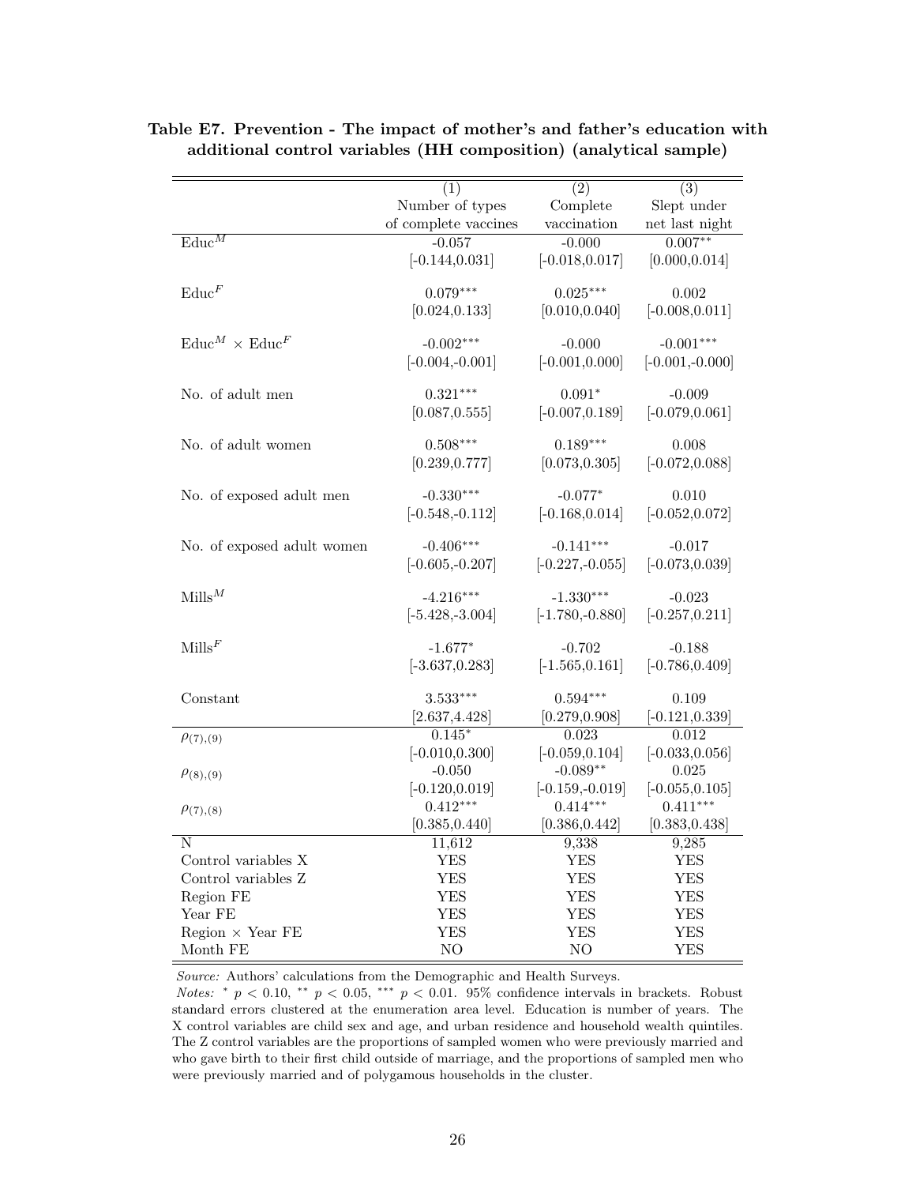**Table E7. Prevention - The impact of mother's and father's education with additional control variables (HH composition) (analytical sample)**

| | (1) Number of types of complete vaccines | (2) Complete vaccination | (3) Slept under net last night |
|---|---|---|---|
| $\text{Educ}^M$ | -0.057 | -0.000 | $0.007^{**}$ |
| | [-0.144,0.031] | [-0.018,0.017] | [0.000,0.014] |
| $\text{Educ}^F$ | $0.079^{***}$ | $0.025^{***}$ | 0.002 |
| | [0.024,0.133] | [0.010,0.040] | [-0.008,0.011] |
| $\text{Educ}^M \times \text{Educ}^F$ | $-0.002^{***}$ | -0.000 | $-0.001^{***}$ |
| | [-0.004,-0.001] | [-0.001,0.000] | [-0.001,-0.000] |
| No. of adult men | $0.321^{***}$ | $0.091^{*}$ | -0.009 |
| | [0.087,0.555] | [-0.007,0.189] | [-0.079,0.061] |
| No. of adult women | $0.508^{***}$ | $0.189^{***}$ | 0.008 |
| | [0.239,0.777] | [0.073,0.305] | [-0.072,0.088] |
| No. of exposed adult men | $-0.330^{***}$ | $-0.077^{*}$ | 0.010 |
| | [-0.548,-0.112] | [-0.168,0.014] | [-0.052,0.072] |
| No. of exposed adult women | $-0.406^{***}$ | $-0.141^{***}$ | -0.017 |
| | [-0.605,-0.207] | [-0.227,-0.055] | [-0.073,0.039] |
| $\text{Mills}^M$ | $-4.216^{***}$ | $-1.330^{***}$ | -0.023 |
| | [-5.428,-3.004] | [-1.780,-0.880] | [-0.257,0.211] |
| $\text{Mills}^F$ | $-1.677^{*}$ | -0.702 | -0.188 |
| | [-3.637,0.283] | [-1.565,0.161] | [-0.786,0.409] |
| Constant | $3.533^{***}$ | $0.594^{***}$ | 0.109 |
| | [2.637,4.428] | [0.279,0.908] | [-0.121,0.339] |
| $\rho_{(7),(9)}$ | $0.145^{*}$ | 0.023 | 0.012 |
| | [-0.010,0.300] | [-0.059,0.104] | [-0.033,0.056] |
| $\rho_{(8),(9)}$ | -0.050 | $-0.089^{**}$ | 0.025 |
| | [-0.120,0.019] | [-0.159,-0.019] | [-0.055,0.105] |
| $\rho_{(7),(8)}$ | $0.412^{***}$ | $0.414^{***}$ | $0.411^{***}$ |
| | [0.385,0.440] | [0.386,0.442] | [0.383,0.438] |
| N | 11,612 | 9,338 | 9,285 |
| Control variables X | YES | YES | YES |
| Control variables Z | YES | YES | YES |
| Region FE | YES | YES | YES |
| Year FE | YES | YES | YES |
| Region × Year FE | YES | YES | YES |
| Month FE | NO | NO | YES |

*Source:* Authors' calculations from the Demographic and Health Surveys.

*Notes:* $^{*}$ $p < 0.10$, $^{**}$ $p < 0.05$, $^{***}$ $p < 0.01$. 95% confidence intervals in brackets. Robust standard errors clustered at the enumeration area level. Education is number of years. The X control variables are child sex and age, and urban residence and household wealth quintiles. The Z control variables are the proportions of sampled women who were previously married and who gave birth to their first child outside of marriage, and the proportions of sampled men who were previously married and of polygamous households in the cluster.